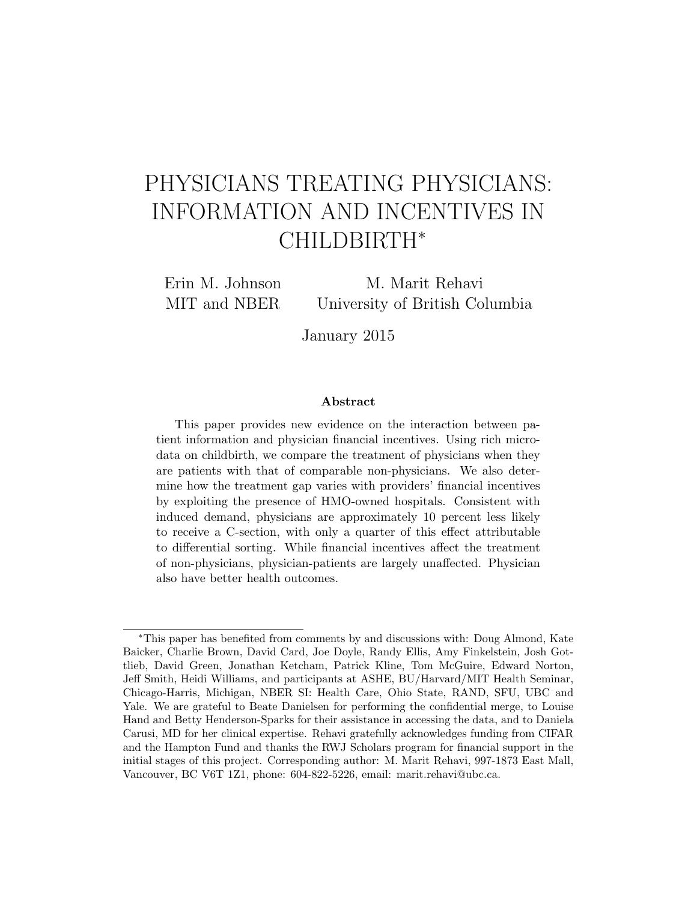# PHYSICIANS TREATING PHYSICIANS: INFORMATION AND INCENTIVES IN CHILDBIRTH*

Erin M. Johnson
MIT and NBER

M. Marit Rehavi
University of British Columbia

January 2015

### Abstract

This paper provides new evidence on the interaction between patient information and physician financial incentives. Using rich microdata on childbirth, we compare the treatment of physicians when they are patients with that of comparable non-physicians. We also determine how the treatment gap varies with providers' financial incentives by exploiting the presence of HMO-owned hospitals. Consistent with induced demand, physicians are approximately 10 percent less likely to receive a C-section, with only a quarter of this effect attributable to differential sorting. While financial incentives affect the treatment of non-physicians, physician-patients are largely unaffected. Physician also have better health outcomes.

---

*This paper has benefited from comments by and discussions with: Doug Almond, Kate Baicker, Charlie Brown, David Card, Joe Doyle, Randy Ellis, Amy Finkelstein, Josh Gottlieb, David Green, Jonathan Ketcham, Patrick Kline, Tom McGuire, Edward Norton, Jeff Smith, Heidi Williams, and participants at ASHE, BU/Harvard/MIT Health Seminar, Chicago-Harris, Michigan, NBER SI: Health Care, Ohio State, RAND, SFU, UBC and Yale. We are grateful to Beate Danielsen for performing the confidential merge, to Louise Hand and Betty Henderson-Sparks for their assistance in accessing the data, and to Daniela Carusi, MD for her clinical expertise. Rehavi gratefully acknowledges funding from CIFAR and the Hampton Fund and thanks the RWJ Scholars program for financial support in the initial stages of this project. Corresponding author: M. Marit Rehavi, 997-1873 East Mall, Vancouver, BC V6T 1Z1, phone: 604-822-5226, email: marit.rehavi@ubc.ca.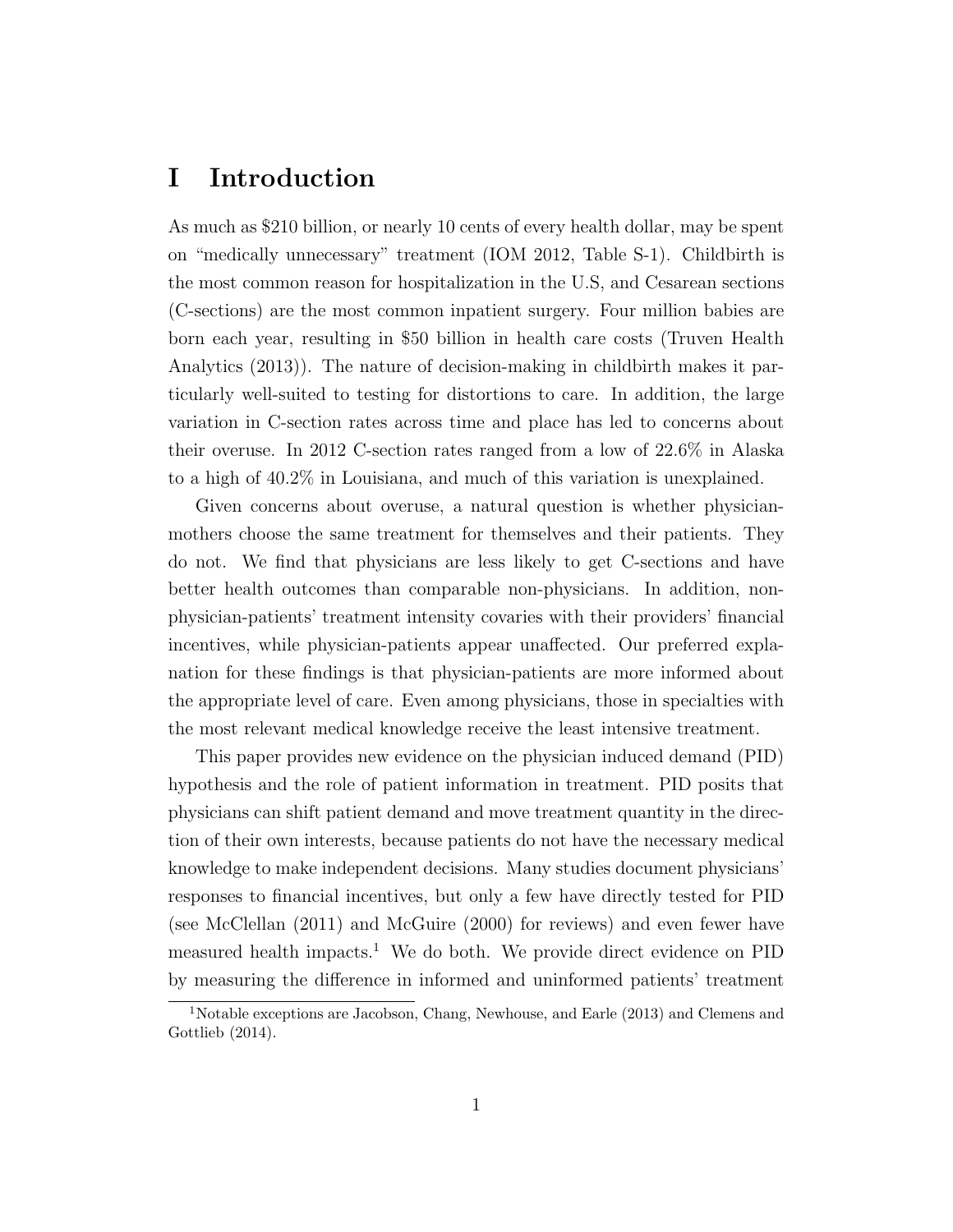# I Introduction

As much as $210 billion, or nearly 10 cents of every health dollar, may be spent on "medically unnecessary" treatment (IOM 2012, Table S-1). Childbirth is the most common reason for hospitalization in the U.S, and Cesarean sections (C-sections) are the most common inpatient surgery. Four million babies are born each year, resulting in $50 billion in health care costs (Truven Health Analytics (2013)). The nature of decision-making in childbirth makes it particularly well-suited to testing for distortions to care. In addition, the large variation in C-section rates across time and place has led to concerns about their overuse. In 2012 C-section rates ranged from a low of 22.6% in Alaska to a high of 40.2% in Louisiana, and much of this variation is unexplained.

Given concerns about overuse, a natural question is whether physician-mothers choose the same treatment for themselves and their patients. They do not. We find that physicians are less likely to get C-sections and have better health outcomes than comparable non-physicians. In addition, non-physician-patients' treatment intensity covaries with their providers' financial incentives, while physician-patients appear unaffected. Our preferred explanation for these findings is that physician-patients are more informed about the appropriate level of care. Even among physicians, those in specialties with the most relevant medical knowledge receive the least intensive treatment.

This paper provides new evidence on the physician induced demand (PID) hypothesis and the role of patient information in treatment. PID posits that physicians can shift patient demand and move treatment quantity in the direction of their own interests, because patients do not have the necessary medical knowledge to make independent decisions. Many studies document physicians' responses to financial incentives, but only a few have directly tested for PID (see McClellan (2011) and McGuire (2000) for reviews) and even fewer have measured health impacts.[1] We do both. We provide direct evidence on PID by measuring the difference in informed and uninformed patients' treatment

[1] Notable exceptions are Jacobson, Chang, Newhouse, and Earle (2013) and Clemens and Gottlieb (2014).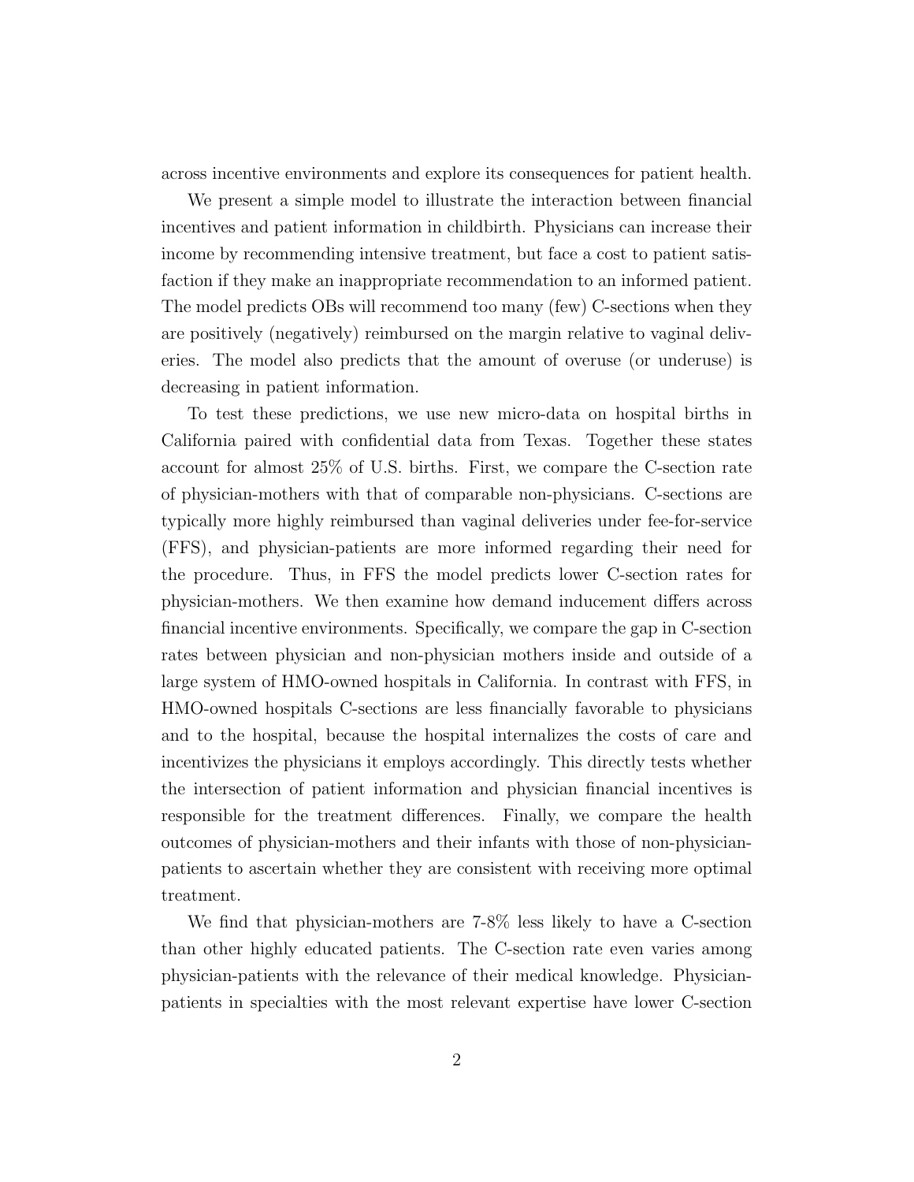across incentive environments and explore its consequences for patient health.

We present a simple model to illustrate the interaction between financial incentives and patient information in childbirth. Physicians can increase their income by recommending intensive treatment, but face a cost to patient satisfaction if they make an inappropriate recommendation to an informed patient. The model predicts OBs will recommend too many (few) C-sections when they are positively (negatively) reimbursed on the margin relative to vaginal deliveries. The model also predicts that the amount of overuse (or underuse) is decreasing in patient information.

To test these predictions, we use new micro-data on hospital births in California paired with confidential data from Texas. Together these states account for almost 25% of U.S. births. First, we compare the C-section rate of physician-mothers with that of comparable non-physicians. C-sections are typically more highly reimbursed than vaginal deliveries under fee-for-service (FFS), and physician-patients are more informed regarding their need for the procedure. Thus, in FFS the model predicts lower C-section rates for physician-mothers. We then examine how demand inducement differs across financial incentive environments. Specifically, we compare the gap in C-section rates between physician and non-physician mothers inside and outside of a large system of HMO-owned hospitals in California. In contrast with FFS, in HMO-owned hospitals C-sections are less financially favorable to physicians and to the hospital, because the hospital internalizes the costs of care and incentivizes the physicians it employs accordingly. This directly tests whether the intersection of patient information and physician financial incentives is responsible for the treatment differences. Finally, we compare the health outcomes of physician-mothers and their infants with those of non-physician-patients to ascertain whether they are consistent with receiving more optimal treatment.

We find that physician-mothers are 7-8% less likely to have a C-section than other highly educated patients. The C-section rate even varies among physician-patients with the relevance of their medical knowledge. Physician-patients in specialties with the most relevant expertise have lower C-section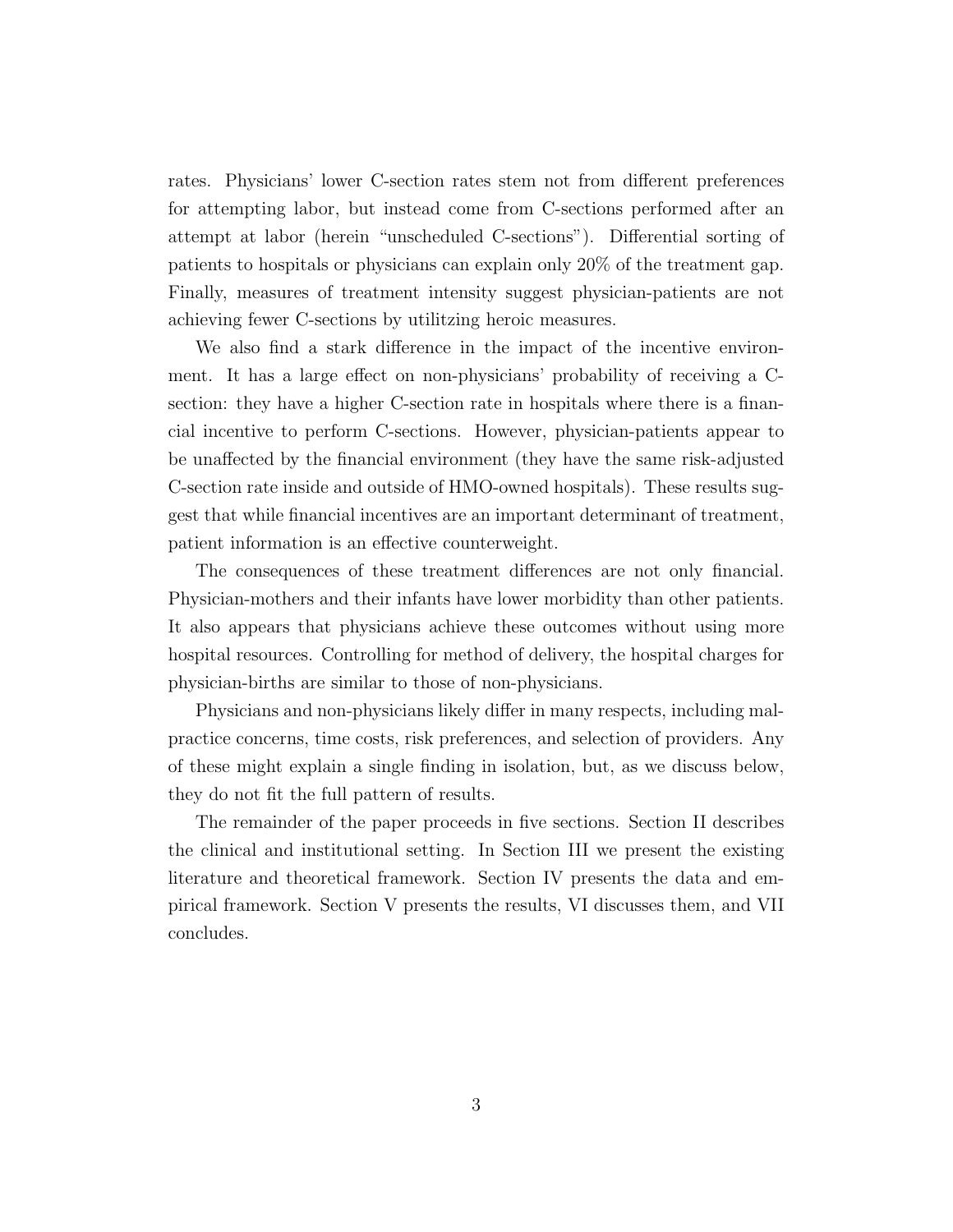rates. Physicians' lower C-section rates stem not from different preferences for attempting labor, but instead come from C-sections performed after an attempt at labor (herein "unscheduled C-sections"). Differential sorting of patients to hospitals or physicians can explain only 20% of the treatment gap. Finally, measures of treatment intensity suggest physician-patients are not achieving fewer C-sections by utilitzing heroic measures.

We also find a stark difference in the impact of the incentive environment. It has a large effect on non-physicians' probability of receiving a C-section: they have a higher C-section rate in hospitals where there is a financial incentive to perform C-sections. However, physician-patients appear to be unaffected by the financial environment (they have the same risk-adjusted C-section rate inside and outside of HMO-owned hospitals). These results suggest that while financial incentives are an important determinant of treatment, patient information is an effective counterweight.

The consequences of these treatment differences are not only financial. Physician-mothers and their infants have lower morbidity than other patients. It also appears that physicians achieve these outcomes without using more hospital resources. Controlling for method of delivery, the hospital charges for physician-births are similar to those of non-physicians.

Physicians and non-physicians likely differ in many respects, including malpractice concerns, time costs, risk preferences, and selection of providers. Any of these might explain a single finding in isolation, but, as we discuss below, they do not fit the full pattern of results.

The remainder of the paper proceeds in five sections. Section II describes the clinical and institutional setting. In Section III we present the existing literature and theoretical framework. Section IV presents the data and empirical framework. Section V presents the results, VI discusses them, and VII concludes.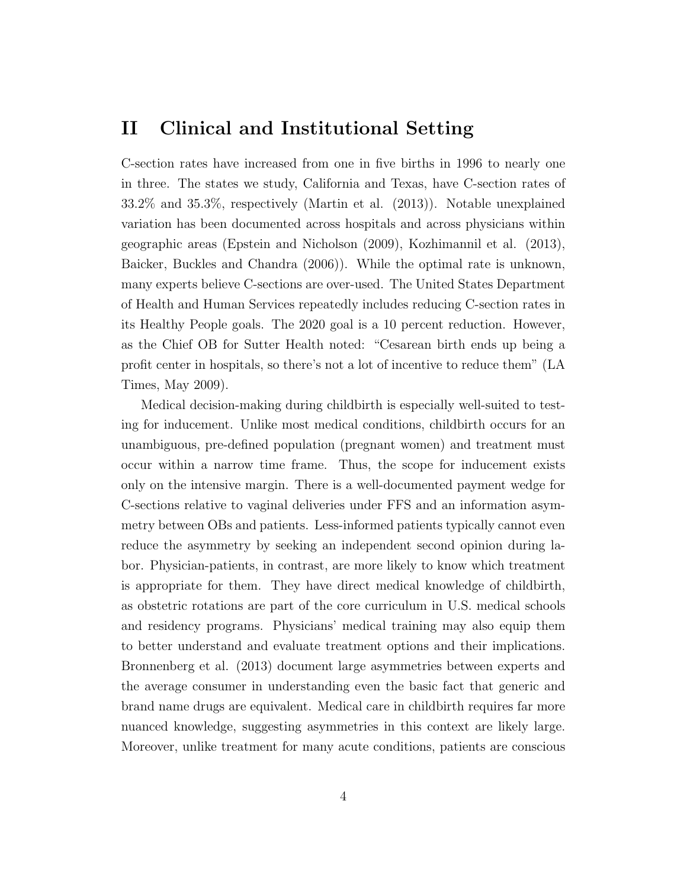## II Clinical and Institutional Setting

C-section rates have increased from one in five births in 1996 to nearly one in three. The states we study, California and Texas, have C-section rates of 33.2% and 35.3%, respectively (Martin et al. (2013)). Notable unexplained variation has been documented across hospitals and across physicians within geographic areas (Epstein and Nicholson (2009), Kozhimannil et al. (2013), Baicker, Buckles and Chandra (2006)). While the optimal rate is unknown, many experts believe C-sections are over-used. The United States Department of Health and Human Services repeatedly includes reducing C-section rates in its Healthy People goals. The 2020 goal is a 10 percent reduction. However, as the Chief OB for Sutter Health noted: "Cesarean birth ends up being a profit center in hospitals, so there's not a lot of incentive to reduce them" (LA Times, May 2009).

Medical decision-making during childbirth is especially well-suited to testing for inducement. Unlike most medical conditions, childbirth occurs for an unambiguous, pre-defined population (pregnant women) and treatment must occur within a narrow time frame. Thus, the scope for inducement exists only on the intensive margin. There is a well-documented payment wedge for C-sections relative to vaginal deliveries under FFS and an information asymmetry between OBs and patients. Less-informed patients typically cannot even reduce the asymmetry by seeking an independent second opinion during labor. Physician-patients, in contrast, are more likely to know which treatment is appropriate for them. They have direct medical knowledge of childbirth, as obstetric rotations are part of the core curriculum in U.S. medical schools and residency programs. Physicians' medical training may also equip them to better understand and evaluate treatment options and their implications. Bronnenberg et al. (2013) document large asymmetries between experts and the average consumer in understanding even the basic fact that generic and brand name drugs are equivalent. Medical care in childbirth requires far more nuanced knowledge, suggesting asymmetries in this context are likely large. Moreover, unlike treatment for many acute conditions, patients are conscious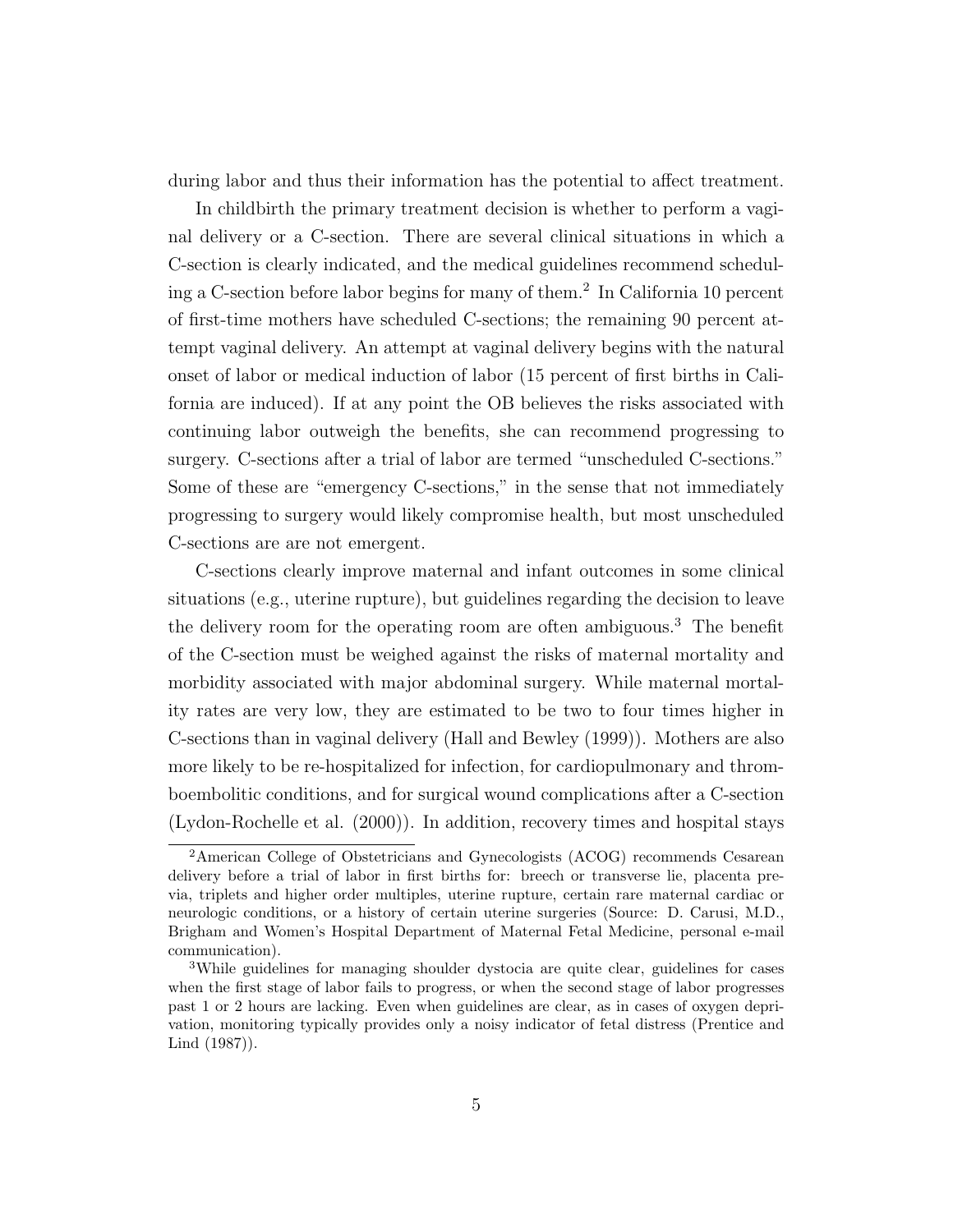during labor and thus their information has the potential to affect treatment.

In childbirth the primary treatment decision is whether to perform a vaginal delivery or a C-section. There are several clinical situations in which a C-section is clearly indicated, and the medical guidelines recommend scheduling a C-section before labor begins for many of them.[2] In California 10 percent of first-time mothers have scheduled C-sections; the remaining 90 percent attempt vaginal delivery. An attempt at vaginal delivery begins with the natural onset of labor or medical induction of labor (15 percent of first births in California are induced). If at any point the OB believes the risks associated with continuing labor outweigh the benefits, she can recommend progressing to surgery. C-sections after a trial of labor are termed "unscheduled C-sections." Some of these are "emergency C-sections," in the sense that not immediately progressing to surgery would likely compromise health, but most unscheduled C-sections are are not emergent.

C-sections clearly improve maternal and infant outcomes in some clinical situations (e.g., uterine rupture), but guidelines regarding the decision to leave the delivery room for the operating room are often ambiguous.[3] The benefit of the C-section must be weighed against the risks of maternal mortality and morbidity associated with major abdominal surgery. While maternal mortality rates are very low, they are estimated to be two to four times higher in C-sections than in vaginal delivery (Hall and Bewley (1999)). Mothers are also more likely to be re-hospitalized for infection, for cardiopulmonary and thromboembolitic conditions, and for surgical wound complications after a C-section (Lydon-Rochelle et al. (2000)). In addition, recovery times and hospital stays

[2] American College of Obstetricians and Gynecologists (ACOG) recommends Cesarean delivery before a trial of labor in first births for: breech or transverse lie, placenta previa, triplets and higher order multiples, uterine rupture, certain rare maternal cardiac or neurologic conditions, or a history of certain uterine surgeries (Source: D. Carusi, M.D., Brigham and Women's Hospital Department of Maternal Fetal Medicine, personal e-mail communication).

[3] While guidelines for managing shoulder dystocia are quite clear, guidelines for cases when the first stage of labor fails to progress, or when the second stage of labor progresses past 1 or 2 hours are lacking. Even when guidelines are clear, as in cases of oxygen deprivation, monitoring typically provides only a noisy indicator of fetal distress (Prentice and Lind (1987)).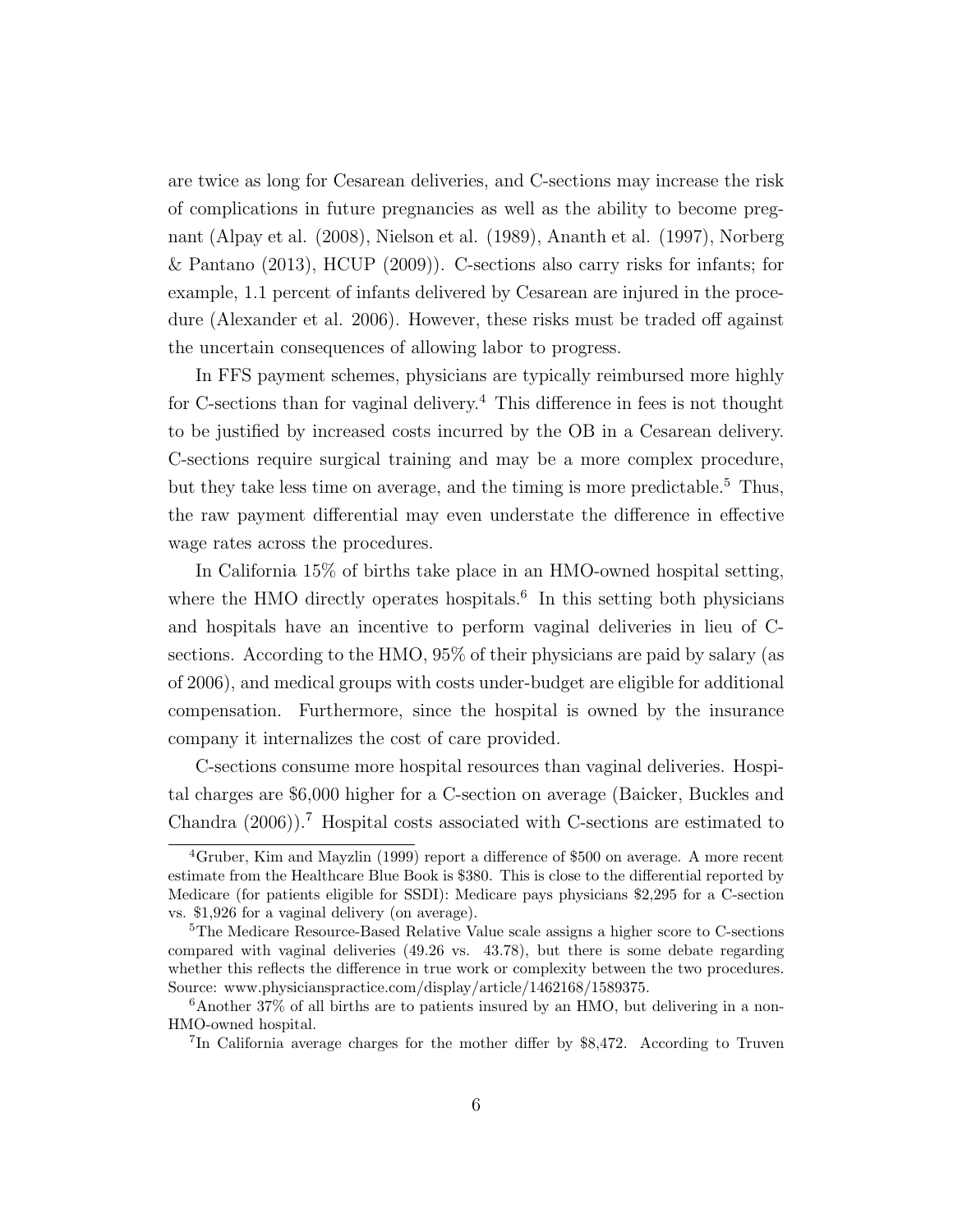are twice as long for Cesarean deliveries, and C-sections may increase the risk of complications in future pregnancies as well as the ability to become pregnant (Alpay et al. (2008), Nielson et al. (1989), Ananth et al. (1997), Norberg & Pantano (2013), HCUP (2009)). C-sections also carry risks for infants; for example, 1.1 percent of infants delivered by Cesarean are injured in the procedure (Alexander et al. 2006). However, these risks must be traded off against the uncertain consequences of allowing labor to progress.

In FFS payment schemes, physicians are typically reimbursed more highly for C-sections than for vaginal delivery.[4] This difference in fees is not thought to be justified by increased costs incurred by the OB in a Cesarean delivery. C-sections require surgical training and may be a more complex procedure, but they take less time on average, and the timing is more predictable.[5] Thus, the raw payment differential may even understate the difference in effective wage rates across the procedures.

In California 15% of births take place in an HMO-owned hospital setting, where the HMO directly operates hospitals.[6] In this setting both physicians and hospitals have an incentive to perform vaginal deliveries in lieu of C-sections. According to the HMO, 95% of their physicians are paid by salary (as of 2006), and medical groups with costs under-budget are eligible for additional compensation. Furthermore, since the hospital is owned by the insurance company it internalizes the cost of care provided.

C-sections consume more hospital resources than vaginal deliveries. Hospital charges are $6,000 higher for a C-section on average (Baicker, Buckles and Chandra (2006)).[7] Hospital costs associated with C-sections are estimated to

---

[4] Gruber, Kim and Mayzlin (1999) report a difference of $500 on average. A more recent estimate from the Healthcare Blue Book is $380. This is close to the differential reported by Medicare (for patients eligible for SSDI): Medicare pays physicians $2,295 for a C-section vs. $1,926 for a vaginal delivery (on average).

[5] The Medicare Resource-Based Relative Value scale assigns a higher score to C-sections compared with vaginal deliveries (49.26 vs. 43.78), but there is some debate regarding whether this reflects the difference in true work or complexity between the two procedures. Source: www.physicianspractice.com/display/article/1462168/1589375.

[6] Another 37% of all births are to patients insured by an HMO, but delivering in a non-HMO-owned hospital.

[7] In California average charges for the mother differ by $8,472. According to Truven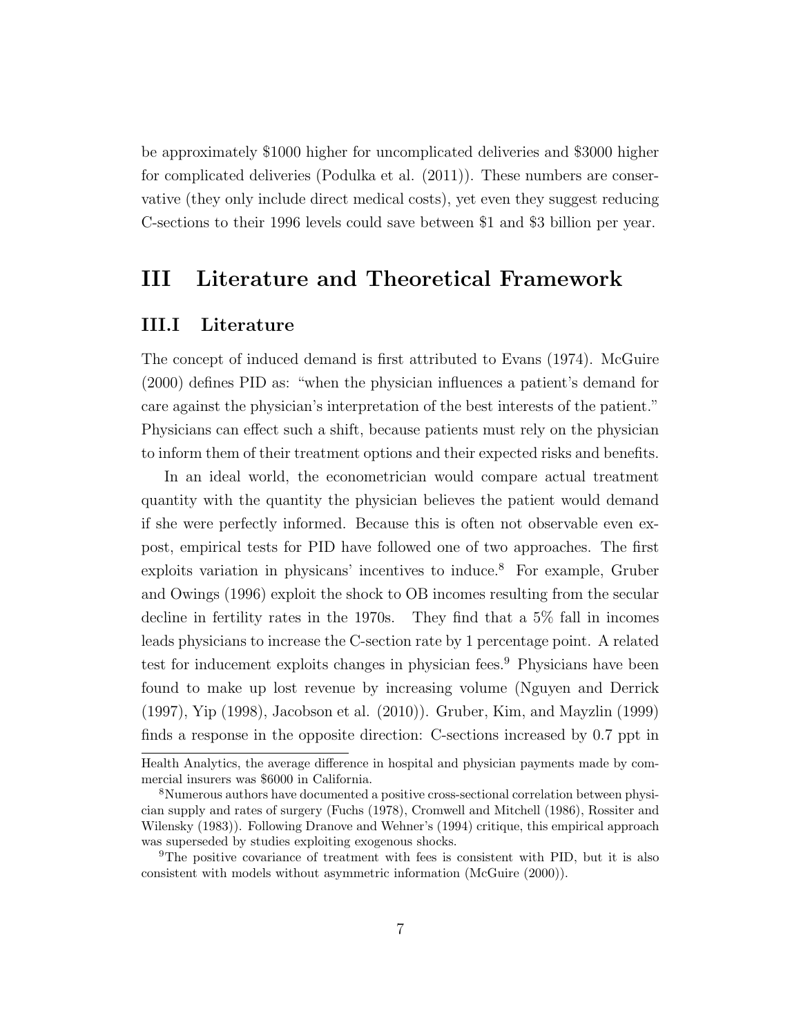be approximately $1000 higher for uncomplicated deliveries and $3000 higher for complicated deliveries (Podulka et al. (2011)). These numbers are conservative (they only include direct medical costs), yet even they suggest reducing C-sections to their 1996 levels could save between $1 and $3 billion per year.

# III Literature and Theoretical Framework

## III.I Literature

The concept of induced demand is first attributed to Evans (1974). McGuire (2000) defines PID as: "when the physician influences a patient's demand for care against the physician's interpretation of the best interests of the patient." Physicians can effect such a shift, because patients must rely on the physician to inform them of their treatment options and their expected risks and benefits.

In an ideal world, the econometrician would compare actual treatment quantity with the quantity the physician believes the patient would demand if she were perfectly informed. Because this is often not observable even ex-post, empirical tests for PID have followed one of two approaches. The first exploits variation in physicans' incentives to induce.[8] For example, Gruber and Owings (1996) exploit the shock to OB incomes resulting from the secular decline in fertility rates in the 1970s. They find that a 5% fall in incomes leads physicians to increase the C-section rate by 1 percentage point. A related test for inducement exploits changes in physician fees.[9] Physicians have been found to make up lost revenue by increasing volume (Nguyen and Derrick (1997), Yip (1998), Jacobson et al. (2010)). Gruber, Kim, and Mayzlin (1999) finds a response in the opposite direction: C-sections increased by 0.7 ppt in

---

Health Analytics, the average difference in hospital and physician payments made by commercial insurers was $6000 in California.

[8] Numerous authors have documented a positive cross-sectional correlation between physician supply and rates of surgery (Fuchs (1978), Cromwell and Mitchell (1986), Rossiter and Wilensky (1983)). Following Dranove and Wehner's (1994) critique, this empirical approach was superseded by studies exploiting exogenous shocks.

[9] The positive covariance of treatment with fees is consistent with PID, but it is also consistent with models without asymmetric information (McGuire (2000)).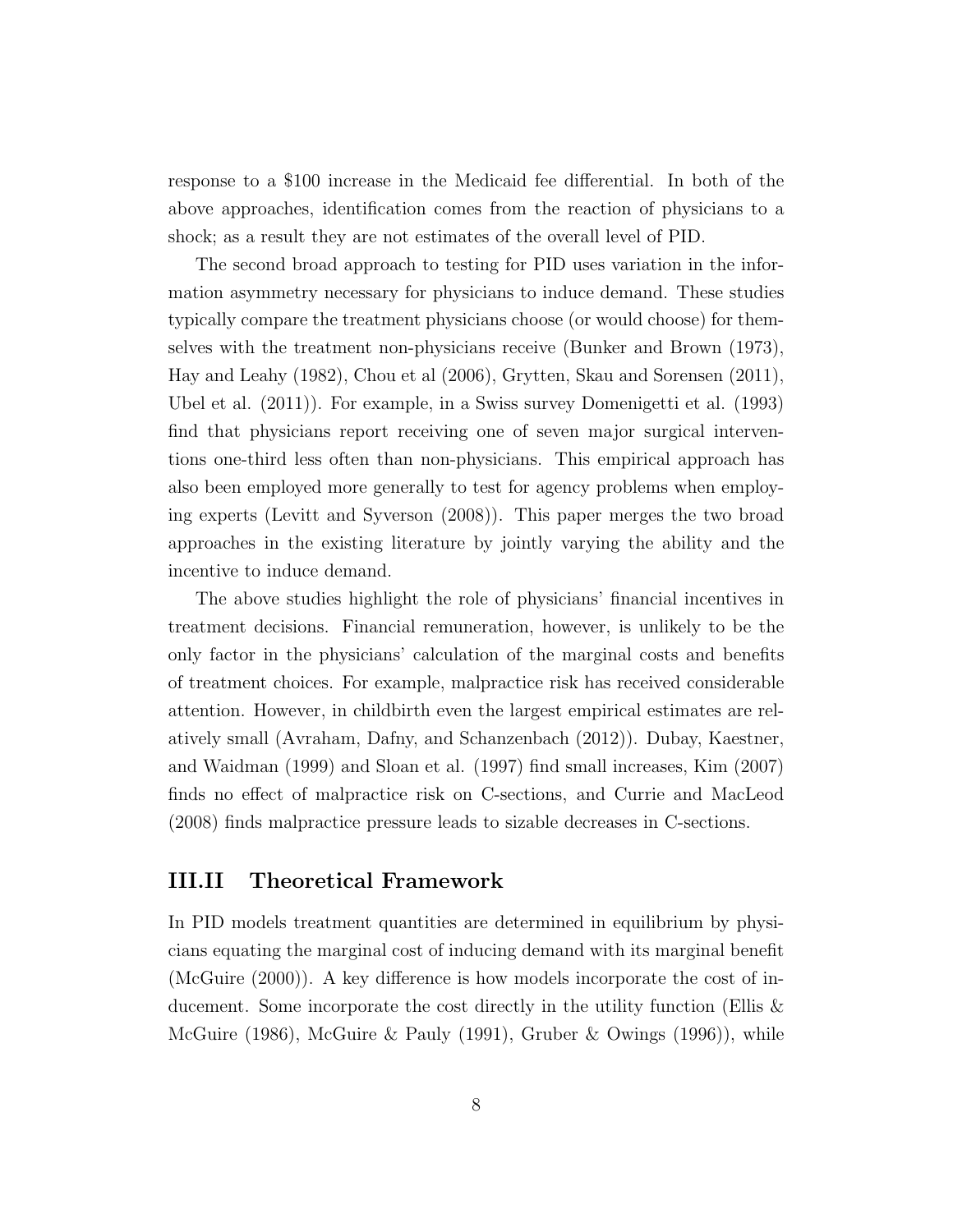response to a $100 increase in the Medicaid fee differential. In both of the above approaches, identification comes from the reaction of physicians to a shock; as a result they are not estimates of the overall level of PID.

The second broad approach to testing for PID uses variation in the information asymmetry necessary for physicians to induce demand. These studies typically compare the treatment physicians choose (or would choose) for themselves with the treatment non-physicians receive (Bunker and Brown (1973), Hay and Leahy (1982), Chou et al (2006), Grytten, Skau and Sorensen (2011), Ubel et al. (2011)). For example, in a Swiss survey Domenigetti et al. (1993) find that physicians report receiving one of seven major surgical interventions one-third less often than non-physicians. This empirical approach has also been employed more generally to test for agency problems when employing experts (Levitt and Syverson (2008)). This paper merges the two broad approaches in the existing literature by jointly varying the ability and the incentive to induce demand.

The above studies highlight the role of physicians' financial incentives in treatment decisions. Financial remuneration, however, is unlikely to be the only factor in the physicians' calculation of the marginal costs and benefits of treatment choices. For example, malpractice risk has received considerable attention. However, in childbirth even the largest empirical estimates are relatively small (Avraham, Dafny, and Schanzenbach (2012)). Dubay, Kaestner, and Waidman (1999) and Sloan et al. (1997) find small increases, Kim (2007) finds no effect of malpractice risk on C-sections, and Currie and MacLeod (2008) finds malpractice pressure leads to sizable decreases in C-sections.

## III.II Theoretical Framework

In PID models treatment quantities are determined in equilibrium by physicians equating the marginal cost of inducing demand with its marginal benefit (McGuire (2000)). A key difference is how models incorporate the cost of inducement. Some incorporate the cost directly in the utility function (Ellis & McGuire (1986), McGuire & Pauly (1991), Gruber & Owings (1996)), while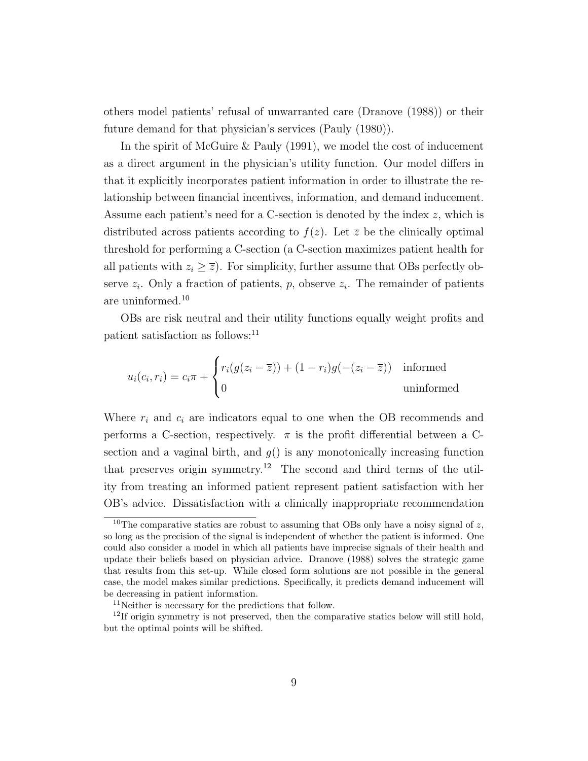others model patients' refusal of unwarranted care (Dranove (1988)) or their future demand for that physician's services (Pauly (1980)).

In the spirit of McGuire & Pauly (1991), we model the cost of inducement as a direct argument in the physician's utility function. Our model differs in that it explicitly incorporates patient information in order to illustrate the relationship between financial incentives, information, and demand inducement. Assume each patient's need for a C-section is denoted by the index $z$, which is distributed across patients according to $f(z)$. Let $\overline{z}$ be the clinically optimal threshold for performing a C-section (a C-section maximizes patient health for all patients with $z_i \geq \overline{z}$). For simplicity, further assume that OBs perfectly observe $z_i$. Only a fraction of patients, $p$, observe $z_i$. The remainder of patients are uninformed.[10]

OBs are risk neutral and their utility functions equally weight profits and patient satisfaction as follows:[11]

$$u_i(c_i, r_i) = c_i\pi + \begin{cases} r_i(g(z_i - \overline{z})) + (1 - r_i)g(-(z_i - \overline{z})) & \text{informed} \\ 0 & \text{uninformed} \end{cases}$$

Where $r_i$ and $c_i$ are indicators equal to one when the OB recommends and performs a C-section, respectively. $\pi$ is the profit differential between a C-section and a vaginal birth, and $g()$ is any monotonically increasing function that preserves origin symmetry.[12] The second and third terms of the utility from treating an informed patient represent patient satisfaction with her OB's advice. Dissatisfaction with a clinically inappropriate recommendation

[10] The comparative statics are robust to assuming that OBs only have a noisy signal of $z$, so long as the precision of the signal is independent of whether the patient is informed. One could also consider a model in which all patients have imprecise signals of their health and update their beliefs based on physician advice. Dranove (1988) solves the strategic game that results from this set-up. While closed form solutions are not possible in the general case, the model makes similar predictions. Specifically, it predicts demand inducement will be decreasing in patient information.

[11] Neither is necessary for the predictions that follow.

[12] If origin symmetry is not preserved, then the comparative statics below will still hold, but the optimal points will be shifted.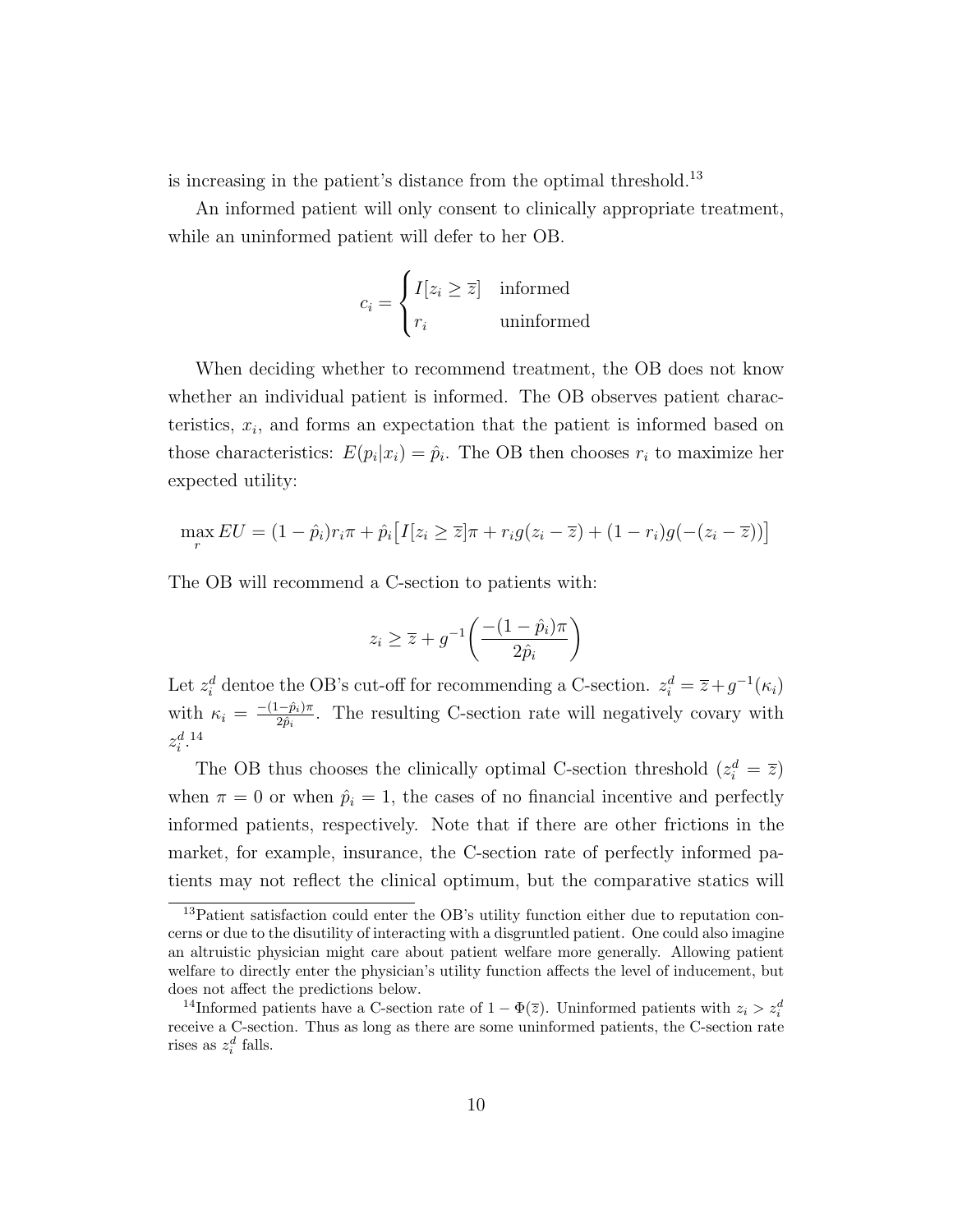is increasing in the patient's distance from the optimal threshold.[13]

An informed patient will only consent to clinically appropriate treatment, while an uninformed patient will defer to her OB.

$$c_i = \begin{cases} I[z_i \geq \overline{z}] & \text{informed} \\ r_i & \text{uninformed} \end{cases}$$

When deciding whether to recommend treatment, the OB does not know whether an individual patient is informed. The OB observes patient characteristics, $x_i$, and forms an expectation that the patient is informed based on those characteristics: $E(p_i|x_i) = \hat{p}_i$. The OB then chooses $r_i$ to maximize her expected utility:

$$\max_r EU = (1-\hat{p}_i)r_i\pi + \hat{p}_i\big[I[z_i \geq \overline{z}]\pi + r_i g(z_i - \overline{z}) + (1-r_i)g(-(z_i - \overline{z}))\big]$$

The OB will recommend a C-section to patients with:

$$z_i \geq \overline{z} + g^{-1}\left(\frac{-(1-\hat{p}_i)\pi}{2\hat{p}_i}\right)$$

Let $z_i^d$ dentoe the OB's cut-off for recommending a C-section. $z_i^d = \overline{z} + g^{-1}(\kappa_i)$ with $\kappa_i = \frac{-(1-\hat{p}_i)\pi}{2\hat{p}_i}$. The resulting C-section rate will negatively covary with $z_i^d$.[14]

The OB thus chooses the clinically optimal C-section threshold ($z_i^d = \overline{z}$) when $\pi = 0$ or when $\hat{p}_i = 1$, the cases of no financial incentive and perfectly informed patients, respectively. Note that if there are other frictions in the market, for example, insurance, the C-section rate of perfectly informed patients may not reflect the clinical optimum, but the comparative statics will

[13] Patient satisfaction could enter the OB's utility function either due to reputation concerns or due to the disutility of interacting with a disgruntled patient. One could also imagine an altruistic physician might care about patient welfare more generally. Allowing patient welfare to directly enter the physician's utility function affects the level of inducement, but does not affect the predictions below.

[14] Informed patients have a C-section rate of $1 - \Phi(\overline{z})$. Uninformed patients with $z_i > z_i^d$ receive a C-section. Thus as long as there are some uninformed patients, the C-section rate rises as $z_i^d$ falls.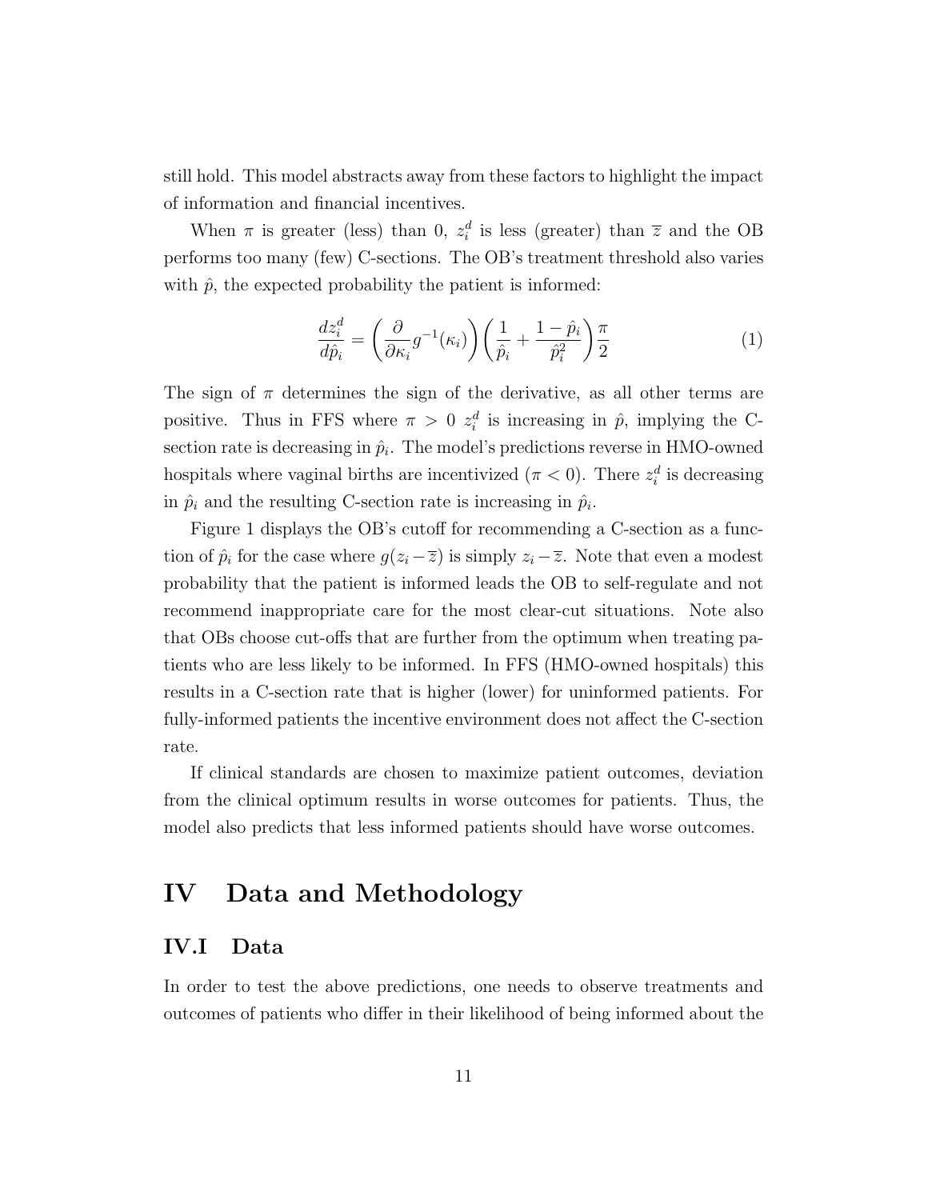still hold. This model abstracts away from these factors to highlight the impact of information and financial incentives.

When $\pi$ is greater (less) than 0, $z_i^d$ is less (greater) than $\overline{z}$ and the OB performs too many (few) C-sections. The OB's treatment threshold also varies with $\hat{p}$, the expected probability the patient is informed:

$$\frac{dz_i^d}{d\hat{p}_i} = \left(\frac{\partial}{\partial \kappa_i} g^{-1}(\kappa_i)\right)\left(\frac{1}{\hat{p}_i} + \frac{1-\hat{p}_i}{\hat{p}_i^2}\right)\frac{\pi}{2} \tag{1}$$

The sign of $\pi$ determines the sign of the derivative, as all other terms are positive. Thus in FFS where $\pi > 0$ $z_i^d$ is increasing in $\hat{p}$, implying the C-section rate is decreasing in $\hat{p}_i$. The model's predictions reverse in HMO-owned hospitals where vaginal births are incentivized ($\pi < 0$). There $z_i^d$ is decreasing in $\hat{p}_i$ and the resulting C-section rate is increasing in $\hat{p}_i$.

Figure 1 displays the OB's cutoff for recommending a C-section as a function of $\hat{p}_i$ for the case where $g(z_i - \overline{z})$ is simply $z_i - \overline{z}$. Note that even a modest probability that the patient is informed leads the OB to self-regulate and not recommend inappropriate care for the most clear-cut situations. Note also that OBs choose cut-offs that are further from the optimum when treating patients who are less likely to be informed. In FFS (HMO-owned hospitals) this results in a C-section rate that is higher (lower) for uninformed patients. For fully-informed patients the incentive environment does not affect the C-section rate.

If clinical standards are chosen to maximize patient outcomes, deviation from the clinical optimum results in worse outcomes for patients. Thus, the model also predicts that less informed patients should have worse outcomes.

# IV Data and Methodology

## IV.I Data

In order to test the above predictions, one needs to observe treatments and outcomes of patients who differ in their likelihood of being informed about the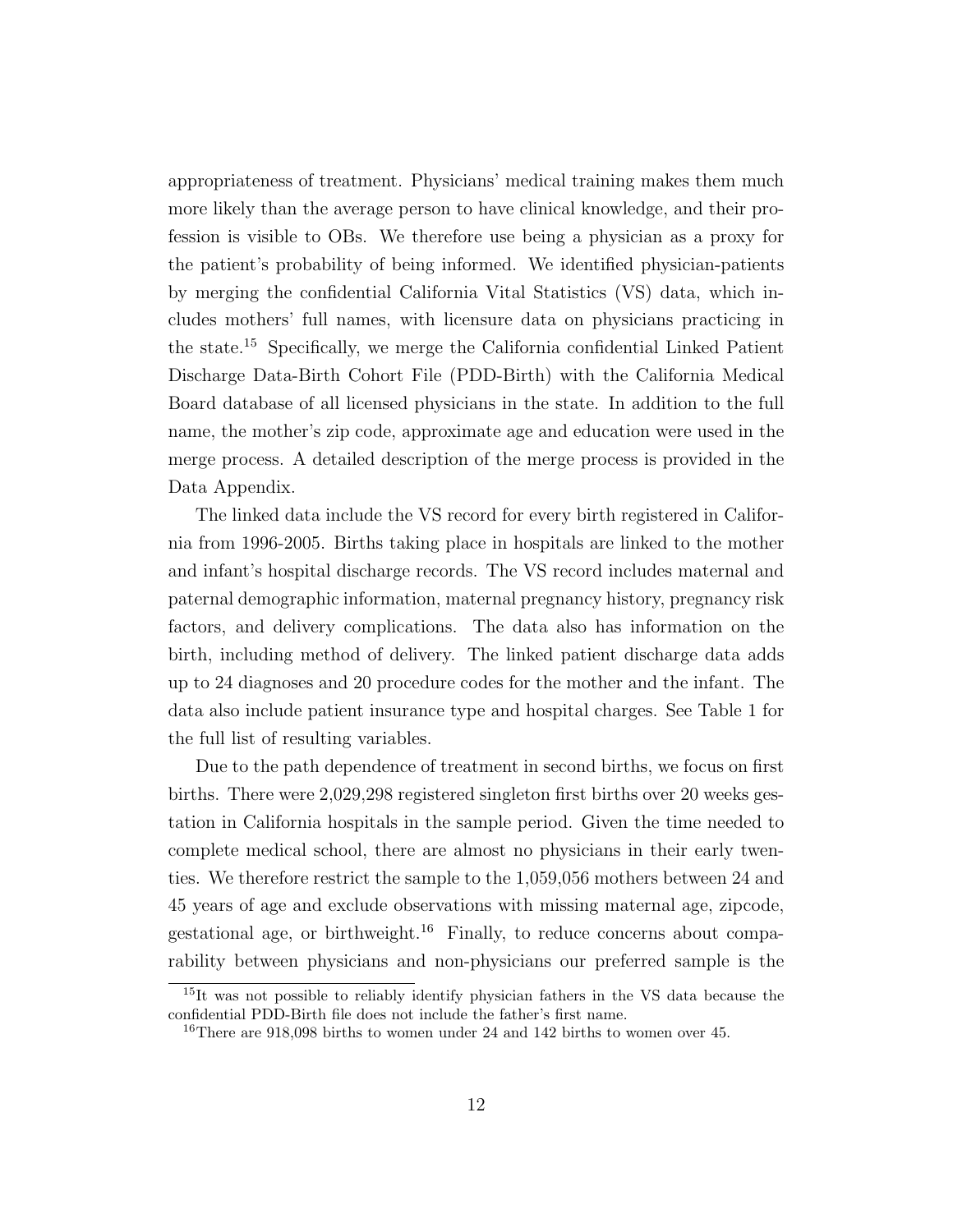appropriateness of treatment. Physicians' medical training makes them much more likely than the average person to have clinical knowledge, and their profession is visible to OBs. We therefore use being a physician as a proxy for the patient's probability of being informed. We identified physician-patients by merging the confidential California Vital Statistics (VS) data, which includes mothers' full names, with licensure data on physicians practicing in the state.[15] Specifically, we merge the California confidential Linked Patient Discharge Data-Birth Cohort File (PDD-Birth) with the California Medical Board database of all licensed physicians in the state. In addition to the full name, the mother's zip code, approximate age and education were used in the merge process. A detailed description of the merge process is provided in the Data Appendix.

The linked data include the VS record for every birth registered in California from 1996-2005. Births taking place in hospitals are linked to the mother and infant's hospital discharge records. The VS record includes maternal and paternal demographic information, maternal pregnancy history, pregnancy risk factors, and delivery complications. The data also has information on the birth, including method of delivery. The linked patient discharge data adds up to 24 diagnoses and 20 procedure codes for the mother and the infant. The data also include patient insurance type and hospital charges. See Table 1 for the full list of resulting variables.

Due to the path dependence of treatment in second births, we focus on first births. There were 2,029,298 registered singleton first births over 20 weeks gestation in California hospitals in the sample period. Given the time needed to complete medical school, there are almost no physicians in their early twenties. We therefore restrict the sample to the 1,059,056 mothers between 24 and 45 years of age and exclude observations with missing maternal age, zipcode, gestational age, or birthweight.[16] Finally, to reduce concerns about comparability between physicians and non-physicians our preferred sample is the

[15] It was not possible to reliably identify physician fathers in the VS data because the confidential PDD-Birth file does not include the father's first name.

[16] There are 918,098 births to women under 24 and 142 births to women over 45.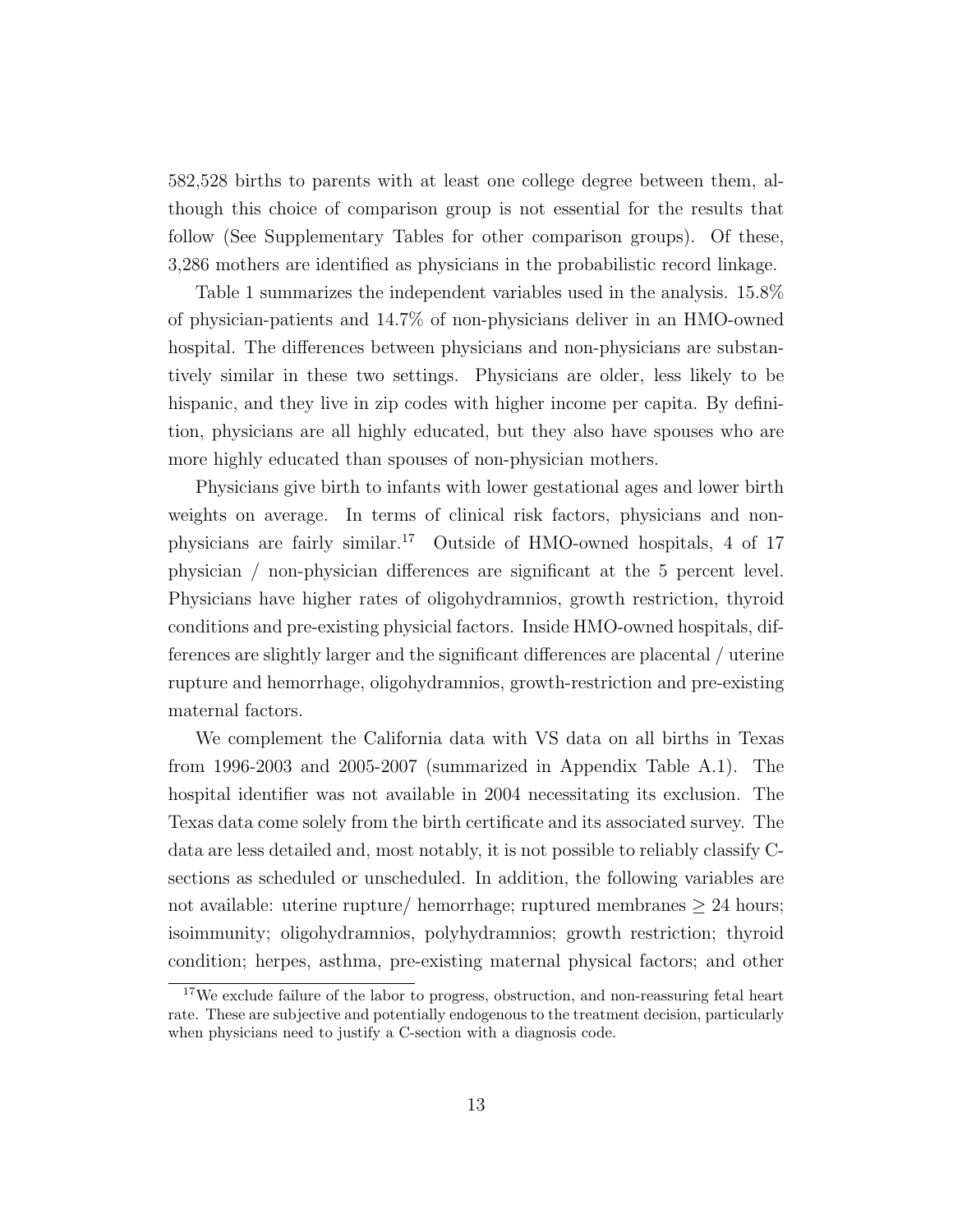582,528 births to parents with at least one college degree between them, although this choice of comparison group is not essential for the results that follow (See Supplementary Tables for other comparison groups). Of these, 3,286 mothers are identified as physicians in the probabilistic record linkage.

Table 1 summarizes the independent variables used in the analysis. 15.8% of physician-patients and 14.7% of non-physicians deliver in an HMO-owned hospital. The differences between physicians and non-physicians are substantively similar in these two settings. Physicians are older, less likely to be hispanic, and they live in zip codes with higher income per capita. By definition, physicians are all highly educated, but they also have spouses who are more highly educated than spouses of non-physician mothers.

Physicians give birth to infants with lower gestational ages and lower birth weights on average. In terms of clinical risk factors, physicians and non-physicians are fairly similar.[17] Outside of HMO-owned hospitals, 4 of 17 physician / non-physician differences are significant at the 5 percent level. Physicians have higher rates of oligohydramnios, growth restriction, thyroid conditions and pre-existing physicial factors. Inside HMO-owned hospitals, differences are slightly larger and the significant differences are placental / uterine rupture and hemorrhage, oligohydramnios, growth-restriction and pre-existing maternal factors.

We complement the California data with VS data on all births in Texas from 1996-2003 and 2005-2007 (summarized in Appendix Table A.1). The hospital identifier was not available in 2004 necessitating its exclusion. The Texas data come solely from the birth certificate and its associated survey. The data are less detailed and, most notably, it is not possible to reliably classify C-sections as scheduled or unscheduled. In addition, the following variables are not available: uterine rupture/ hemorrhage; ruptured membranes $\geq$ 24 hours; isoimmunity; oligohydramnios, polyhydramnios; growth restriction; thyroid condition; herpes, asthma, pre-existing maternal physical factors; and other

[17] We exclude failure of the labor to progress, obstruction, and non-reassuring fetal heart rate. These are subjective and potentially endogenous to the treatment decision, particularly when physicians need to justify a C-section with a diagnosis code.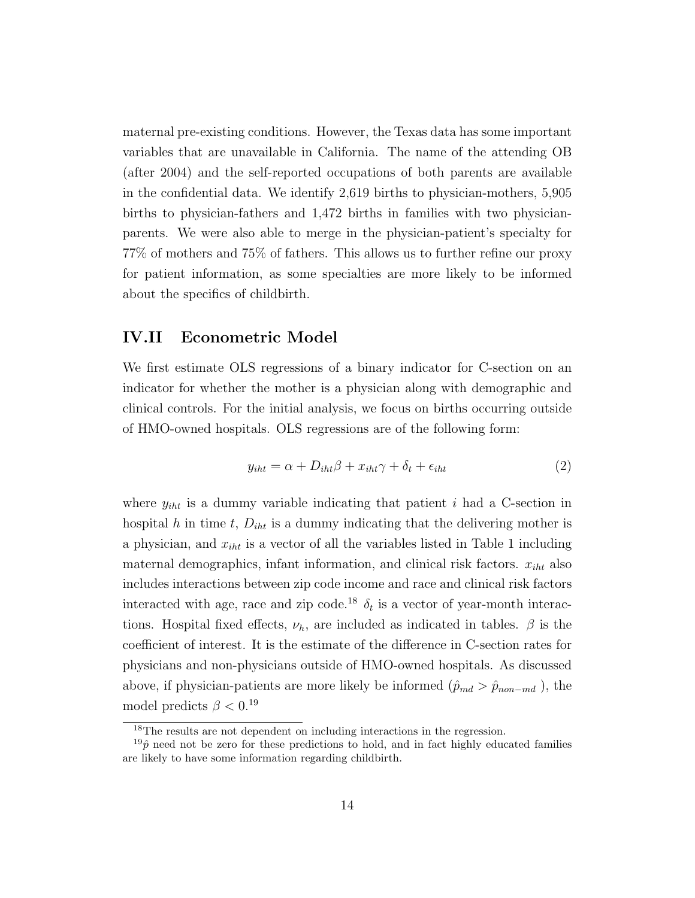maternal pre-existing conditions. However, the Texas data has some important variables that are unavailable in California. The name of the attending OB (after 2004) and the self-reported occupations of both parents are available in the confidential data. We identify 2,619 births to physician-mothers, 5,905 births to physician-fathers and 1,472 births in families with two physician-parents. We were also able to merge in the physician-patient's specialty for 77% of mothers and 75% of fathers. This allows us to further refine our proxy for patient information, as some specialties are more likely to be informed about the specifics of childbirth.

## IV.II Econometric Model

We first estimate OLS regressions of a binary indicator for C-section on an indicator for whether the mother is a physician along with demographic and clinical controls. For the initial analysis, we focus on births occurring outside of HMO-owned hospitals. OLS regressions are of the following form:

$$y_{iht} = \alpha + D_{iht}\beta + x_{iht}\gamma + \delta_t + \epsilon_{iht} \tag{2}$$

where $y_{iht}$ is a dummy variable indicating that patient $i$ had a C-section in hospital $h$ in time $t$, $D_{iht}$ is a dummy indicating that the delivering mother is a physician, and $x_{iht}$ is a vector of all the variables listed in Table 1 including maternal demographics, infant information, and clinical risk factors. $x_{iht}$ also includes interactions between zip code income and race and clinical risk factors interacted with age, race and zip code.[18] $\delta_t$ is a vector of year-month interactions. Hospital fixed effects, $\nu_h$, are included as indicated in tables. $\beta$ is the coefficient of interest. It is the estimate of the difference in C-section rates for physicians and non-physicians outside of HMO-owned hospitals. As discussed above, if physician-patients are more likely be informed ($\hat{p}_{md} > \hat{p}_{non-md}$ ), the model predicts $\beta < 0$.[19]

[18] The results are not dependent on including interactions in the regression.

[19] $\hat{p}$ need not be zero for these predictions to hold, and in fact highly educated families are likely to have some information regarding childbirth.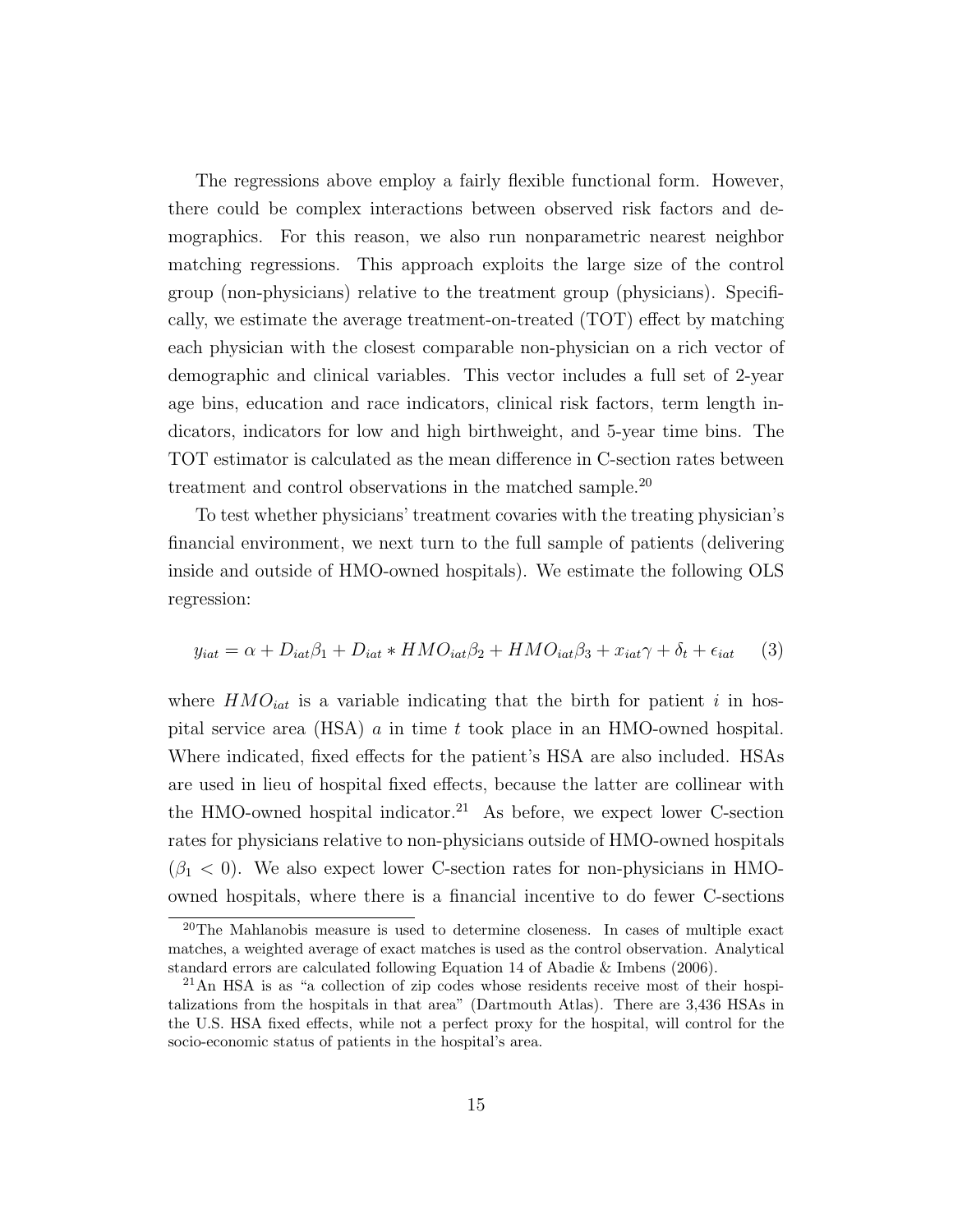The regressions above employ a fairly flexible functional form. However, there could be complex interactions between observed risk factors and demographics. For this reason, we also run nonparametric nearest neighbor matching regressions. This approach exploits the large size of the control group (non-physicians) relative to the treatment group (physicians). Specifically, we estimate the average treatment-on-treated (TOT) effect by matching each physician with the closest comparable non-physician on a rich vector of demographic and clinical variables. This vector includes a full set of 2-year age bins, education and race indicators, clinical risk factors, term length indicators, indicators for low and high birthweight, and 5-year time bins. The TOT estimator is calculated as the mean difference in C-section rates between treatment and control observations in the matched sample.[20]

To test whether physicians' treatment covaries with the treating physician's financial environment, we next turn to the full sample of patients (delivering inside and outside of HMO-owned hospitals). We estimate the following OLS regression:

$$y_{iat} = \alpha + D_{iat}\beta_1 + D_{iat} * HMO_{iat}\beta_2 + HMO_{iat}\beta_3 + x_{iat}\gamma + \delta_t + \epsilon_{iat} \qquad (3)$$

where $HMO_{iat}$ is a variable indicating that the birth for patient $i$ in hospital service area (HSA) $a$ in time $t$ took place in an HMO-owned hospital. Where indicated, fixed effects for the patient's HSA are also included. HSAs are used in lieu of hospital fixed effects, because the latter are collinear with the HMO-owned hospital indicator.[21] As before, we expect lower C-section rates for physicians relative to non-physicians outside of HMO-owned hospitals ($\beta_1 < 0$). We also expect lower C-section rates for non-physicians in HMO-owned hospitals, where there is a financial incentive to do fewer C-sections

[20] The Mahlanobis measure is used to determine closeness. In cases of multiple exact matches, a weighted average of exact matches is used as the control observation. Analytical standard errors are calculated following Equation 14 of Abadie & Imbens (2006).

[21] An HSA is as "a collection of zip codes whose residents receive most of their hospitalizations from the hospitals in that area" (Dartmouth Atlas). There are 3,436 HSAs in the U.S. HSA fixed effects, while not a perfect proxy for the hospital, will control for the socio-economic status of patients in the hospital's area.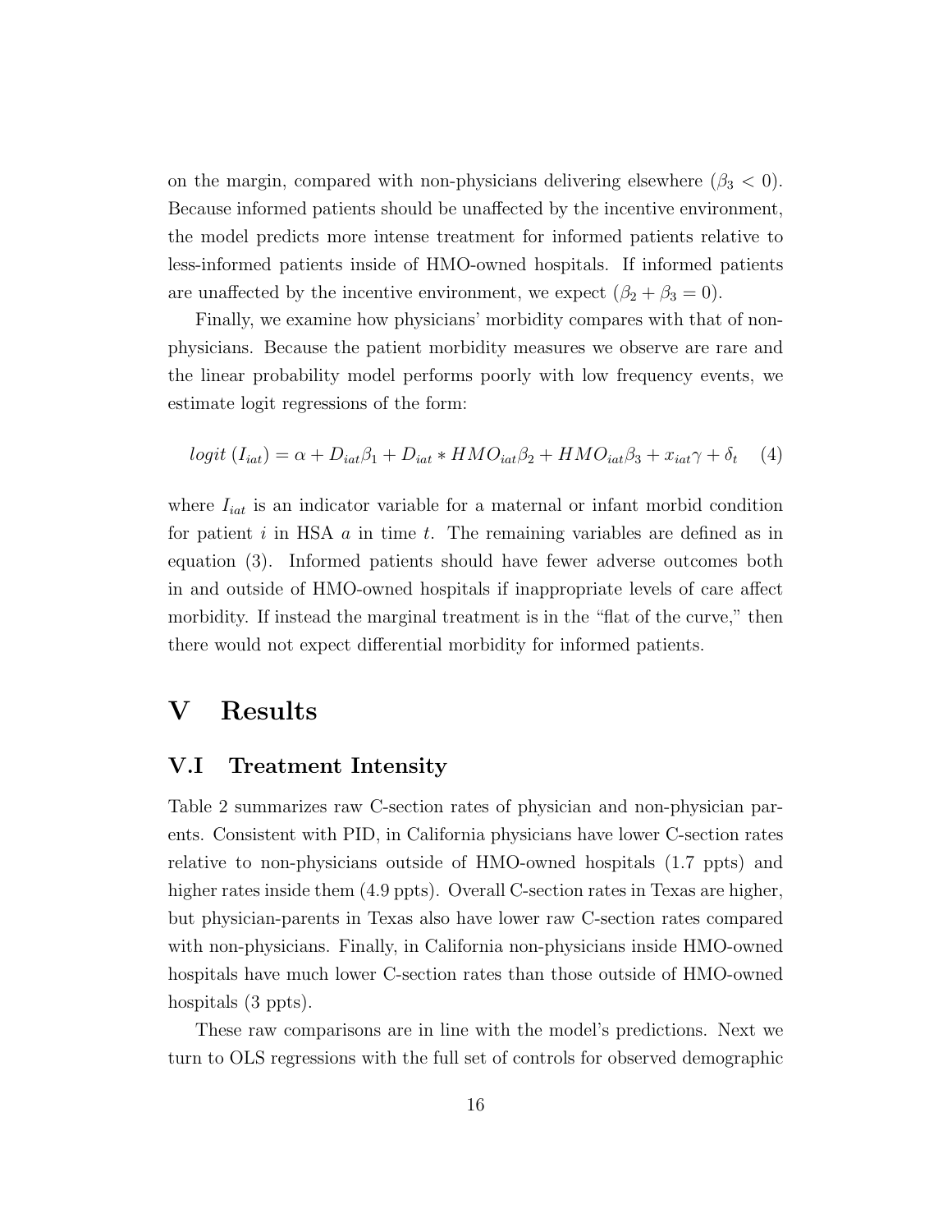on the margin, compared with non-physicians delivering elsewhere ($\beta_3 < 0$). Because informed patients should be unaffected by the incentive environment, the model predicts more intense treatment for informed patients relative to less-informed patients inside of HMO-owned hospitals. If informed patients are unaffected by the incentive environment, we expect ($\beta_2 + \beta_3 = 0$).

Finally, we examine how physicians' morbidity compares with that of non-physicians. Because the patient morbidity measures we observe are rare and the linear probability model performs poorly with low frequency events, we estimate logit regressions of the form:

$$logit\ (I_{iat}) = \alpha + D_{iat}\beta_1 + D_{iat} * HMO_{iat}\beta_2 + HMO_{iat}\beta_3 + x_{iat}\gamma + \delta_t \quad (4)$$

where $I_{iat}$ is an indicator variable for a maternal or infant morbid condition for patient $i$ in HSA $a$ in time $t$. The remaining variables are defined as in equation (3). Informed patients should have fewer adverse outcomes both in and outside of HMO-owned hospitals if inappropriate levels of care affect morbidity. If instead the marginal treatment is in the "flat of the curve," then there would not expect differential morbidity for informed patients.

# V Results

## V.I Treatment Intensity

Table 2 summarizes raw C-section rates of physician and non-physician parents. Consistent with PID, in California physicians have lower C-section rates relative to non-physicians outside of HMO-owned hospitals (1.7 ppts) and higher rates inside them (4.9 ppts). Overall C-section rates in Texas are higher, but physician-parents in Texas also have lower raw C-section rates compared with non-physicians. Finally, in California non-physicians inside HMO-owned hospitals have much lower C-section rates than those outside of HMO-owned hospitals (3 ppts).

These raw comparisons are in line with the model's predictions. Next we turn to OLS regressions with the full set of controls for observed demographic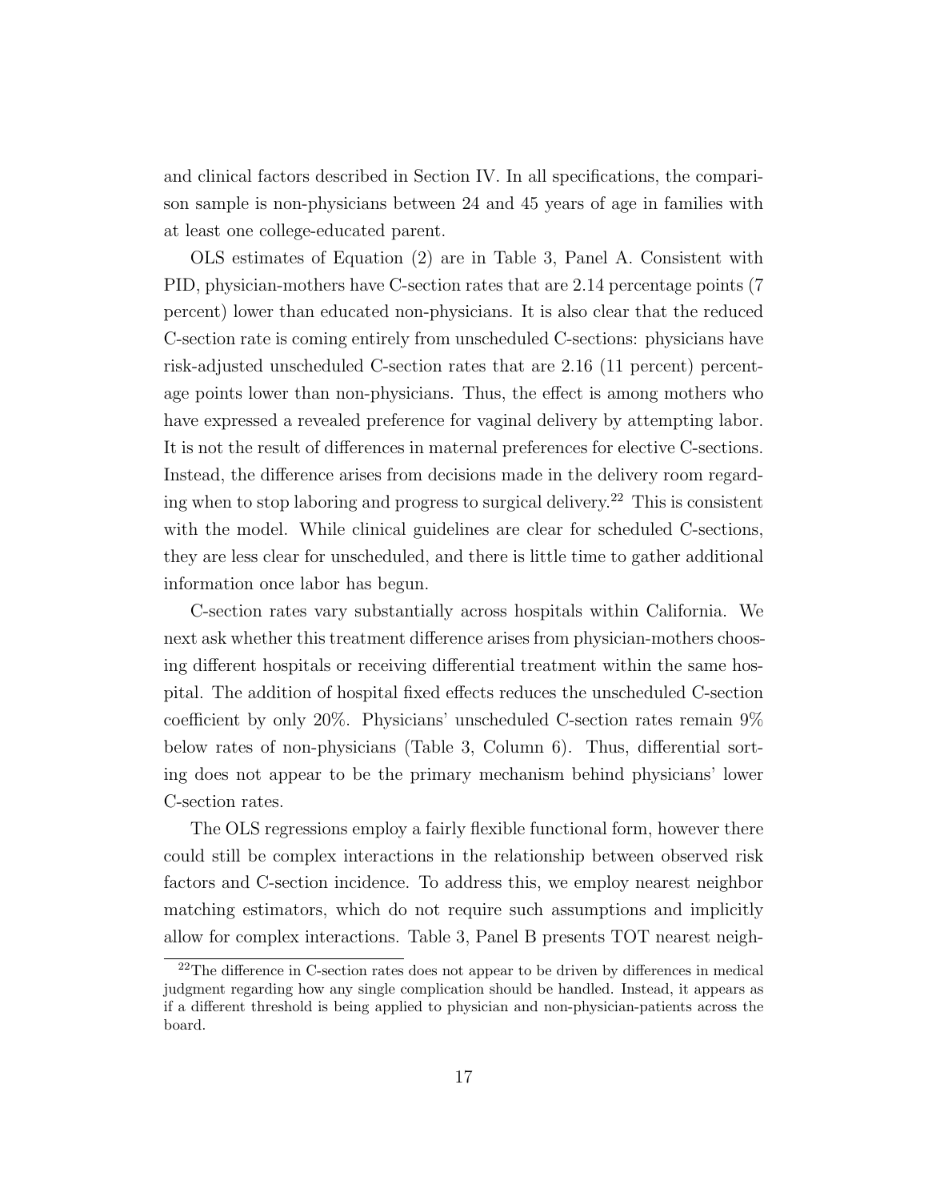and clinical factors described in Section IV. In all specifications, the comparison sample is non-physicians between 24 and 45 years of age in families with at least one college-educated parent.

OLS estimates of Equation (2) are in Table 3, Panel A. Consistent with PID, physician-mothers have C-section rates that are 2.14 percentage points (7 percent) lower than educated non-physicians. It is also clear that the reduced C-section rate is coming entirely from unscheduled C-sections: physicians have risk-adjusted unscheduled C-section rates that are 2.16 (11 percent) percentage points lower than non-physicians. Thus, the effect is among mothers who have expressed a revealed preference for vaginal delivery by attempting labor. It is not the result of differences in maternal preferences for elective C-sections. Instead, the difference arises from decisions made in the delivery room regarding when to stop laboring and progress to surgical delivery.[22] This is consistent with the model. While clinical guidelines are clear for scheduled C-sections, they are less clear for unscheduled, and there is little time to gather additional information once labor has begun.

C-section rates vary substantially across hospitals within California. We next ask whether this treatment difference arises from physician-mothers choosing different hospitals or receiving differential treatment within the same hospital. The addition of hospital fixed effects reduces the unscheduled C-section coefficient by only 20%. Physicians' unscheduled C-section rates remain 9% below rates of non-physicians (Table 3, Column 6). Thus, differential sorting does not appear to be the primary mechanism behind physicians' lower C-section rates.

The OLS regressions employ a fairly flexible functional form, however there could still be complex interactions in the relationship between observed risk factors and C-section incidence. To address this, we employ nearest neighbor matching estimators, which do not require such assumptions and implicitly allow for complex interactions. Table 3, Panel B presents TOT nearest neigh-

[22] The difference in C-section rates does not appear to be driven by differences in medical judgment regarding how any single complication should be handled. Instead, it appears as if a different threshold is being applied to physician and non-physician-patients across the board.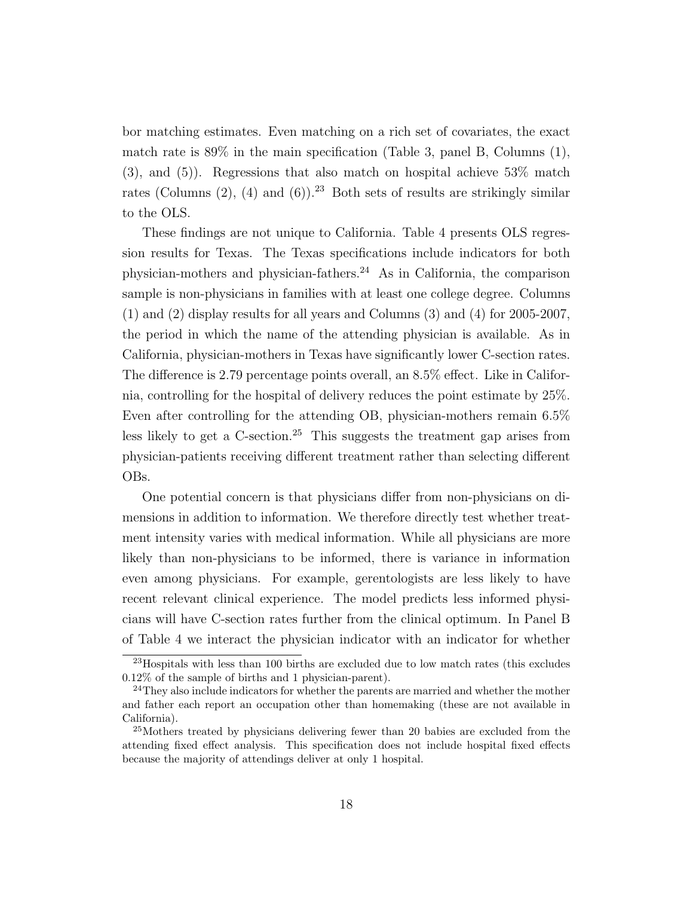bor matching estimates. Even matching on a rich set of covariates, the exact match rate is 89% in the main specification (Table 3, panel B, Columns (1), (3), and (5)). Regressions that also match on hospital achieve 53% match rates (Columns (2), (4) and (6)).[23] Both sets of results are strikingly similar to the OLS.

These findings are not unique to California. Table 4 presents OLS regression results for Texas. The Texas specifications include indicators for both physician-mothers and physician-fathers.[24] As in California, the comparison sample is non-physicians in families with at least one college degree. Columns (1) and (2) display results for all years and Columns (3) and (4) for 2005-2007, the period in which the name of the attending physician is available. As in California, physician-mothers in Texas have significantly lower C-section rates. The difference is 2.79 percentage points overall, an 8.5% effect. Like in California, controlling for the hospital of delivery reduces the point estimate by 25%. Even after controlling for the attending OB, physician-mothers remain 6.5% less likely to get a C-section.[25] This suggests the treatment gap arises from physician-patients receiving different treatment rather than selecting different OBs.

One potential concern is that physicians differ from non-physicians on dimensions in addition to information. We therefore directly test whether treatment intensity varies with medical information. While all physicians are more likely than non-physicians to be informed, there is variance in information even among physicians. For example, gerentologists are less likely to have recent relevant clinical experience. The model predicts less informed physicians will have C-section rates further from the clinical optimum. In Panel B of Table 4 we interact the physician indicator with an indicator for whether

[23] Hospitals with less than 100 births are excluded due to low match rates (this excludes 0.12% of the sample of births and 1 physician-parent).

[24] They also include indicators for whether the parents are married and whether the mother and father each report an occupation other than homemaking (these are not available in California).

[25] Mothers treated by physicians delivering fewer than 20 babies are excluded from the attending fixed effect analysis. This specification does not include hospital fixed effects because the majority of attendings deliver at only 1 hospital.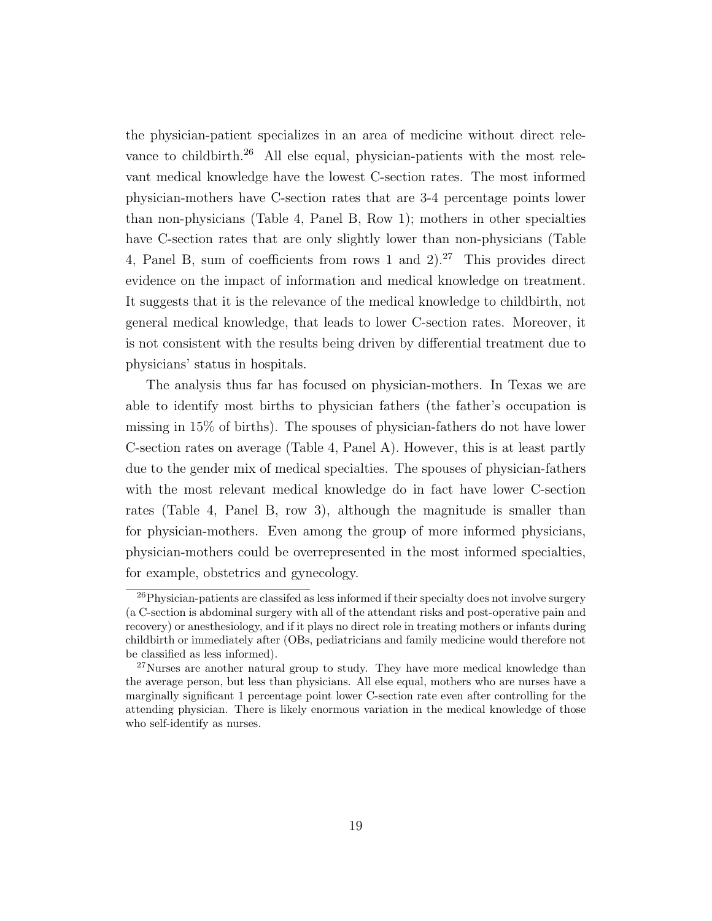the physician-patient specializes in an area of medicine without direct relevance to childbirth.[26] All else equal, physician-patients with the most relevant medical knowledge have the lowest C-section rates. The most informed physician-mothers have C-section rates that are 3-4 percentage points lower than non-physicians (Table 4, Panel B, Row 1); mothers in other specialties have C-section rates that are only slightly lower than non-physicians (Table 4, Panel B, sum of coefficients from rows 1 and 2).[27] This provides direct evidence on the impact of information and medical knowledge on treatment. It suggests that it is the relevance of the medical knowledge to childbirth, not general medical knowledge, that leads to lower C-section rates. Moreover, it is not consistent with the results being driven by differential treatment due to physicians' status in hospitals.

The analysis thus far has focused on physician-mothers. In Texas we are able to identify most births to physician fathers (the father's occupation is missing in 15% of births). The spouses of physician-fathers do not have lower C-section rates on average (Table 4, Panel A). However, this is at least partly due to the gender mix of medical specialties. The spouses of physician-fathers with the most relevant medical knowledge do in fact have lower C-section rates (Table 4, Panel B, row 3), although the magnitude is smaller than for physician-mothers. Even among the group of more informed physicians, physician-mothers could be overrepresented in the most informed specialties, for example, obstetrics and gynecology.

[26] Physician-patients are classifed as less informed if their specialty does not involve surgery (a C-section is abdominal surgery with all of the attendant risks and post-operative pain and recovery) or anesthesiology, and if it plays no direct role in treating mothers or infants during childbirth or immediately after (OBs, pediatricians and family medicine would therefore not be classified as less informed).

[27] Nurses are another natural group to study. They have more medical knowledge than the average person, but less than physicians. All else equal, mothers who are nurses have a marginally significant 1 percentage point lower C-section rate even after controlling for the attending physician. There is likely enormous variation in the medical knowledge of those who self-identify as nurses.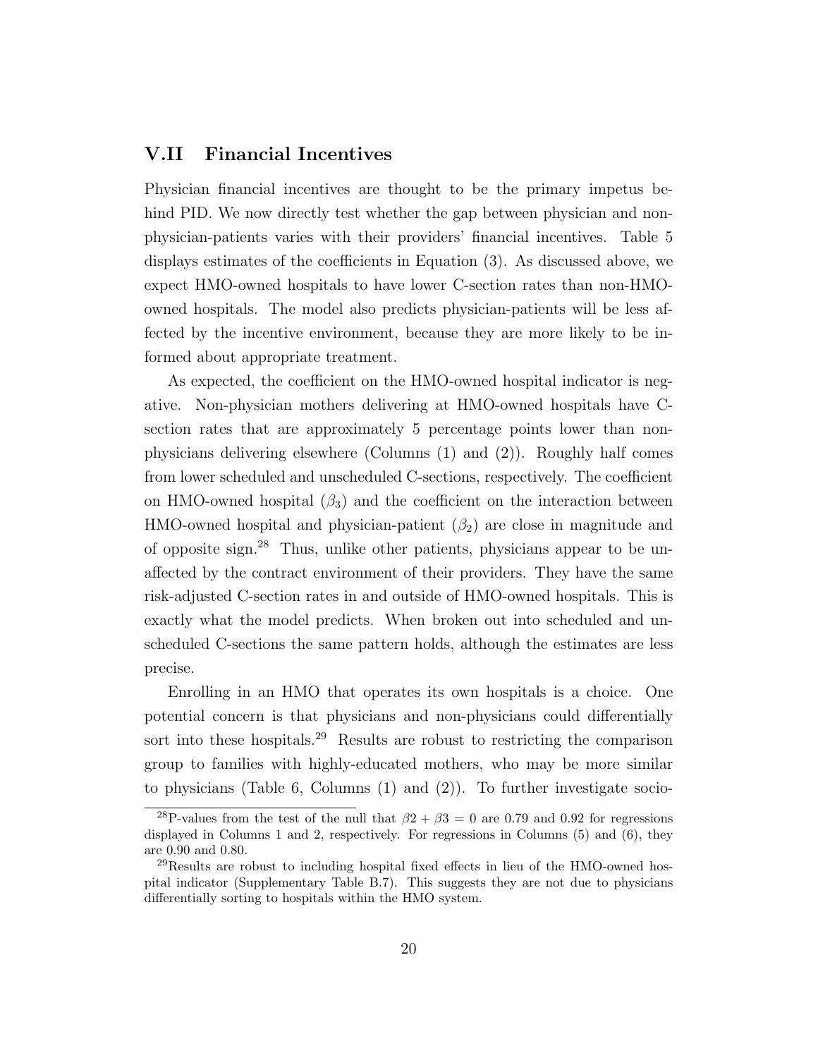## V.II Financial Incentives

Physician financial incentives are thought to be the primary impetus behind PID. We now directly test whether the gap between physician and non-physician-patients varies with their providers' financial incentives. Table 5 displays estimates of the coefficients in Equation (3). As discussed above, we expect HMO-owned hospitals to have lower C-section rates than non-HMO-owned hospitals. The model also predicts physician-patients will be less affected by the incentive environment, because they are more likely to be informed about appropriate treatment.

As expected, the coefficient on the HMO-owned hospital indicator is negative. Non-physician mothers delivering at HMO-owned hospitals have C-section rates that are approximately 5 percentage points lower than non-physicians delivering elsewhere (Columns (1) and (2)). Roughly half comes from lower scheduled and unscheduled C-sections, respectively. The coefficient on HMO-owned hospital ($\beta_3$) and the coefficient on the interaction between HMO-owned hospital and physician-patient ($\beta_2$) are close in magnitude and of opposite sign.[28] Thus, unlike other patients, physicians appear to be unaffected by the contract environment of their providers. They have the same risk-adjusted C-section rates in and outside of HMO-owned hospitals. This is exactly what the model predicts. When broken out into scheduled and unscheduled C-sections the same pattern holds, although the estimates are less precise.

Enrolling in an HMO that operates its own hospitals is a choice. One potential concern is that physicians and non-physicians could differentially sort into these hospitals.[29] Results are robust to restricting the comparison group to families with highly-educated mothers, who may be more similar to physicians (Table 6, Columns (1) and (2)). To further investigate socio-

[28] P-values from the test of the null that $\beta2 + \beta3 = 0$ are 0.79 and 0.92 for regressions displayed in Columns 1 and 2, respectively. For regressions in Columns (5) and (6), they are 0.90 and 0.80.

[29] Results are robust to including hospital fixed effects in lieu of the HMO-owned hospital indicator (Supplementary Table B.7). This suggests they are not due to physicians differentially sorting to hospitals within the HMO system.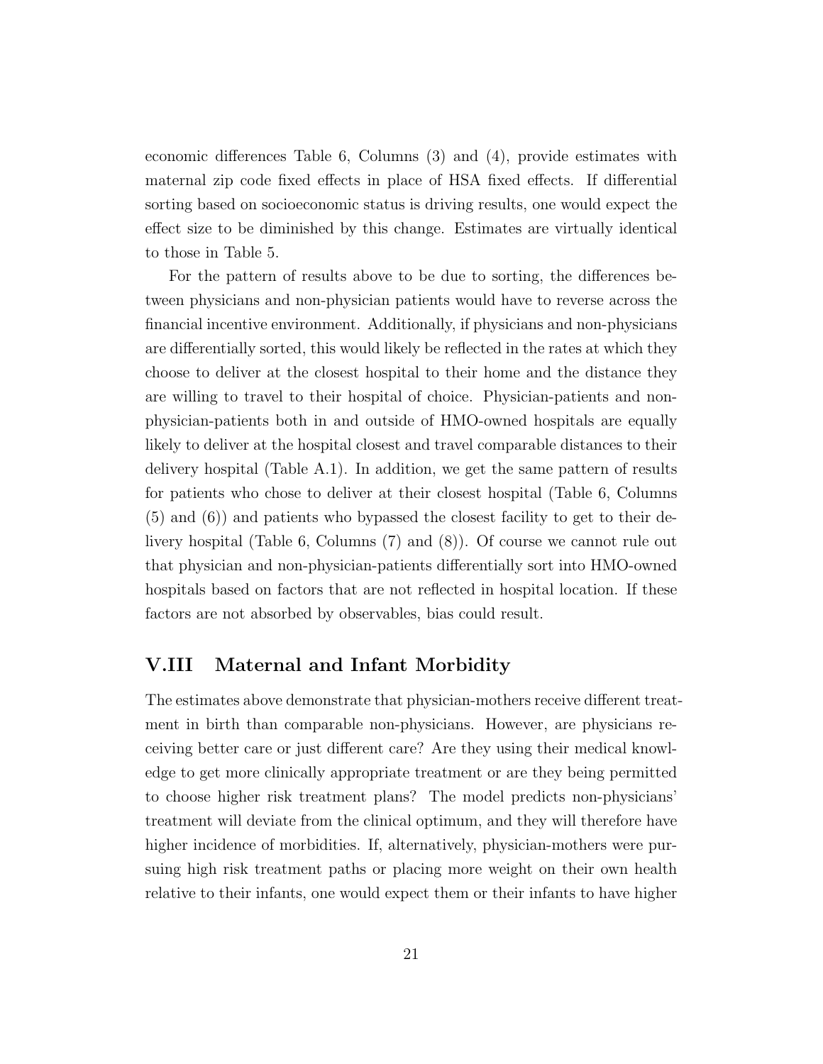economic differences Table 6, Columns (3) and (4), provide estimates with maternal zip code fixed effects in place of HSA fixed effects. If differential sorting based on socioeconomic status is driving results, one would expect the effect size to be diminished by this change. Estimates are virtually identical to those in Table 5.

For the pattern of results above to be due to sorting, the differences between physicians and non-physician patients would have to reverse across the financial incentive environment. Additionally, if physicians and non-physicians are differentially sorted, this would likely be reflected in the rates at which they choose to deliver at the closest hospital to their home and the distance they are willing to travel to their hospital of choice. Physician-patients and non-physician-patients both in and outside of HMO-owned hospitals are equally likely to deliver at the hospital closest and travel comparable distances to their delivery hospital (Table A.1). In addition, we get the same pattern of results for patients who chose to deliver at their closest hospital (Table 6, Columns (5) and (6)) and patients who bypassed the closest facility to get to their delivery hospital (Table 6, Columns (7) and (8)). Of course we cannot rule out that physician and non-physician-patients differentially sort into HMO-owned hospitals based on factors that are not reflected in hospital location. If these factors are not absorbed by observables, bias could result.

## V.III Maternal and Infant Morbidity

The estimates above demonstrate that physician-mothers receive different treatment in birth than comparable non-physicians. However, are physicians receiving better care or just different care? Are they using their medical knowledge to get more clinically appropriate treatment or are they being permitted to choose higher risk treatment plans? The model predicts non-physicians' treatment will deviate from the clinical optimum, and they will therefore have higher incidence of morbidities. If, alternatively, physician-mothers were pursuing high risk treatment paths or placing more weight on their own health relative to their infants, one would expect them or their infants to have higher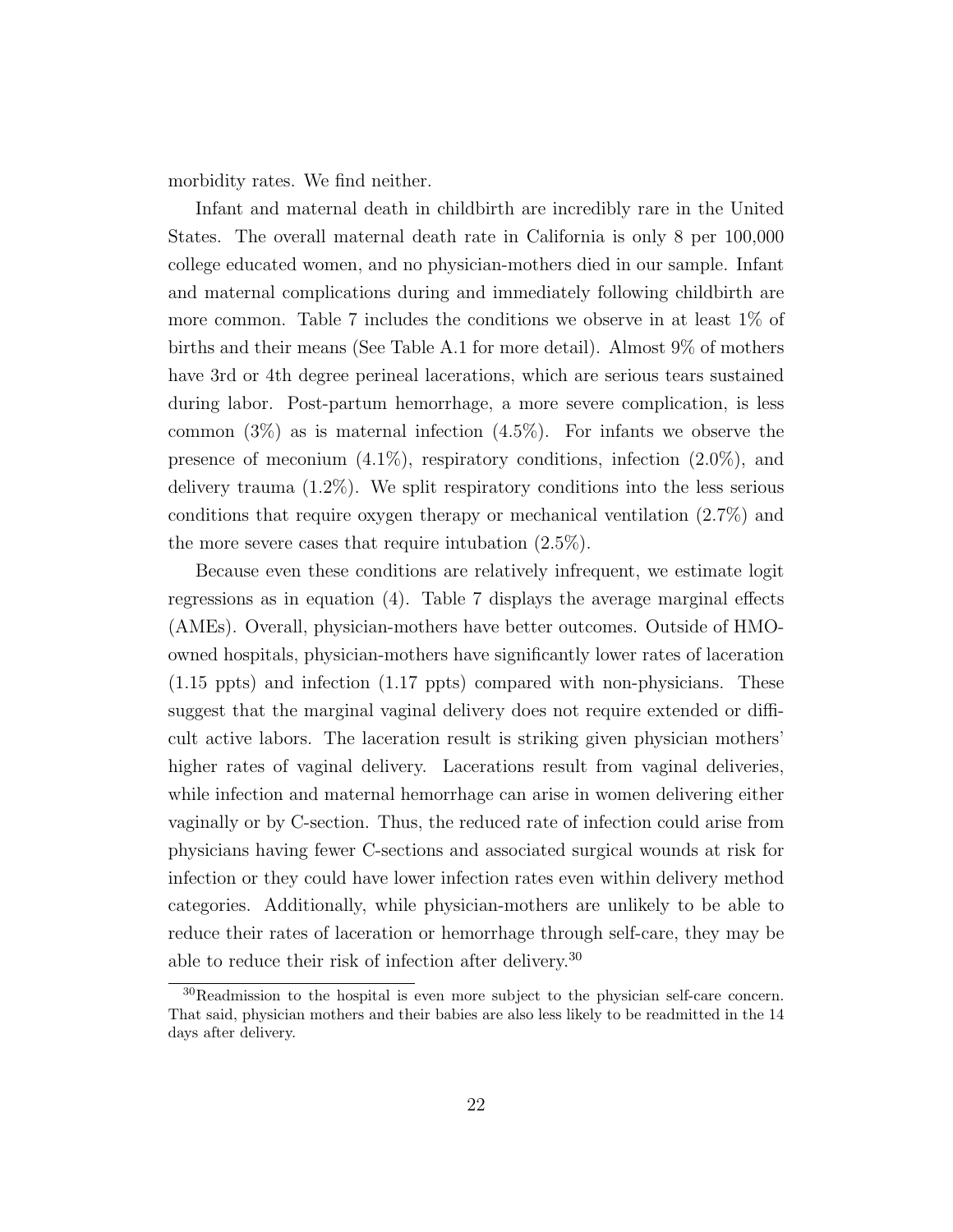morbidity rates. We find neither.

Infant and maternal death in childbirth are incredibly rare in the United States. The overall maternal death rate in California is only 8 per 100,000 college educated women, and no physician-mothers died in our sample. Infant and maternal complications during and immediately following childbirth are more common. Table 7 includes the conditions we observe in at least 1% of births and their means (See Table A.1 for more detail). Almost 9% of mothers have 3rd or 4th degree perineal lacerations, which are serious tears sustained during labor. Post-partum hemorrhage, a more severe complication, is less common (3%) as is maternal infection (4.5%). For infants we observe the presence of meconium (4.1%), respiratory conditions, infection (2.0%), and delivery trauma (1.2%). We split respiratory conditions into the less serious conditions that require oxygen therapy or mechanical ventilation (2.7%) and the more severe cases that require intubation (2.5%).

Because even these conditions are relatively infrequent, we estimate logit regressions as in equation (4). Table 7 displays the average marginal effects (AMEs). Overall, physician-mothers have better outcomes. Outside of HMO-owned hospitals, physician-mothers have significantly lower rates of laceration (1.15 ppts) and infection (1.17 ppts) compared with non-physicians. These suggest that the marginal vaginal delivery does not require extended or difficult active labors. The laceration result is striking given physician mothers' higher rates of vaginal delivery. Lacerations result from vaginal deliveries, while infection and maternal hemorrhage can arise in women delivering either vaginally or by C-section. Thus, the reduced rate of infection could arise from physicians having fewer C-sections and associated surgical wounds at risk for infection or they could have lower infection rates even within delivery method categories. Additionally, while physician-mothers are unlikely to be able to reduce their rates of laceration or hemorrhage through self-care, they may be able to reduce their risk of infection after delivery.[30]

[30] Readmission to the hospital is even more subject to the physician self-care concern. That said, physician mothers and their babies are also less likely to be readmitted in the 14 days after delivery.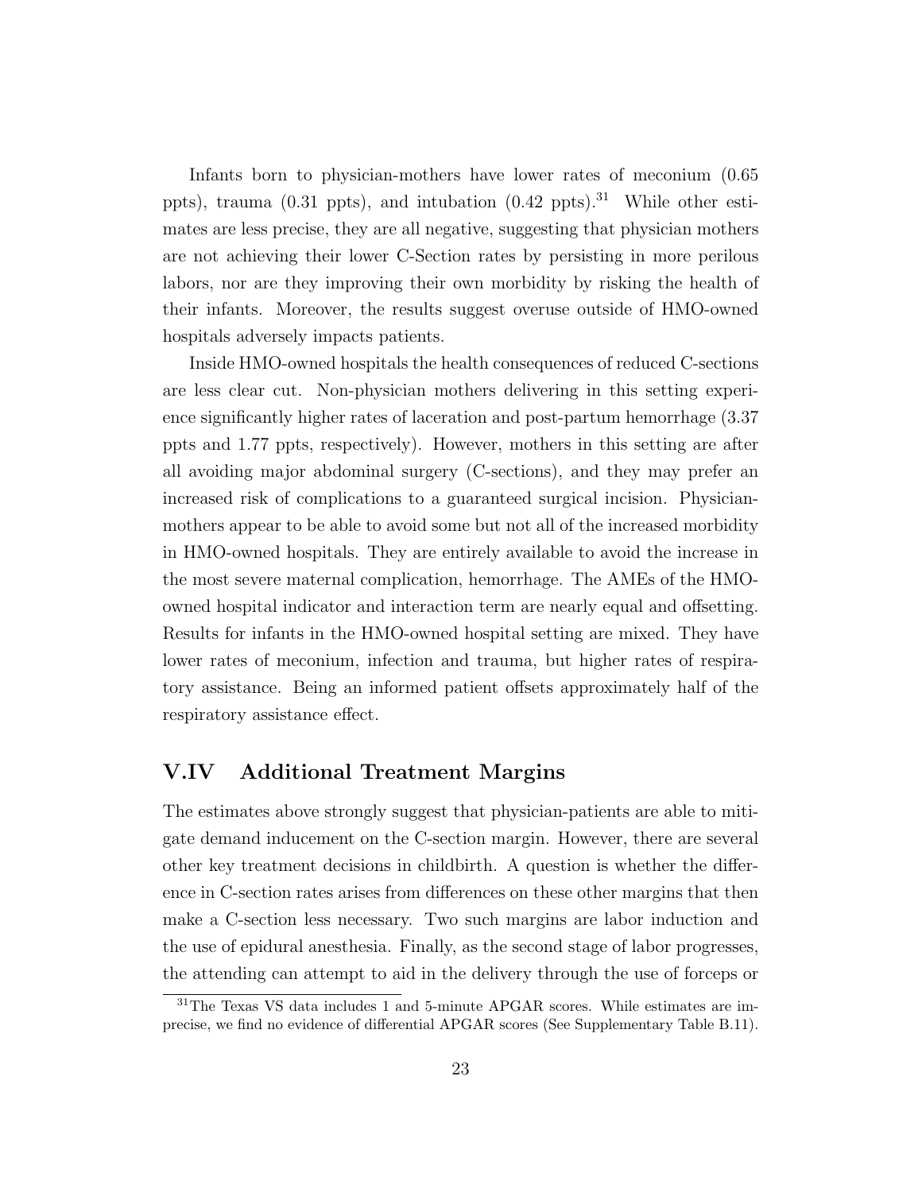Infants born to physician-mothers have lower rates of meconium (0.65 ppts), trauma (0.31 ppts), and intubation (0.42 ppts).[31] While other estimates are less precise, they are all negative, suggesting that physician mothers are not achieving their lower C-Section rates by persisting in more perilous labors, nor are they improving their own morbidity by risking the health of their infants. Moreover, the results suggest overuse outside of HMO-owned hospitals adversely impacts patients.

Inside HMO-owned hospitals the health consequences of reduced C-sections are less clear cut. Non-physician mothers delivering in this setting experience significantly higher rates of laceration and post-partum hemorrhage (3.37 ppts and 1.77 ppts, respectively). However, mothers in this setting are after all avoiding major abdominal surgery (C-sections), and they may prefer an increased risk of complications to a guaranteed surgical incision. Physician-mothers appear to be able to avoid some but not all of the increased morbidity in HMO-owned hospitals. They are entirely available to avoid the increase in the most severe maternal complication, hemorrhage. The AMEs of the HMO-owned hospital indicator and interaction term are nearly equal and offsetting. Results for infants in the HMO-owned hospital setting are mixed. They have lower rates of meconium, infection and trauma, but higher rates of respiratory assistance. Being an informed patient offsets approximately half of the respiratory assistance effect.

## V.IV Additional Treatment Margins

The estimates above strongly suggest that physician-patients are able to mitigate demand inducement on the C-section margin. However, there are several other key treatment decisions in childbirth. A question is whether the difference in C-section rates arises from differences on these other margins that then make a C-section less necessary. Two such margins are labor induction and the use of epidural anesthesia. Finally, as the second stage of labor progresses, the attending can attempt to aid in the delivery through the use of forceps or

[31] The Texas VS data includes 1 and 5-minute APGAR scores. While estimates are imprecise, we find no evidence of differential APGAR scores (See Supplementary Table B.11).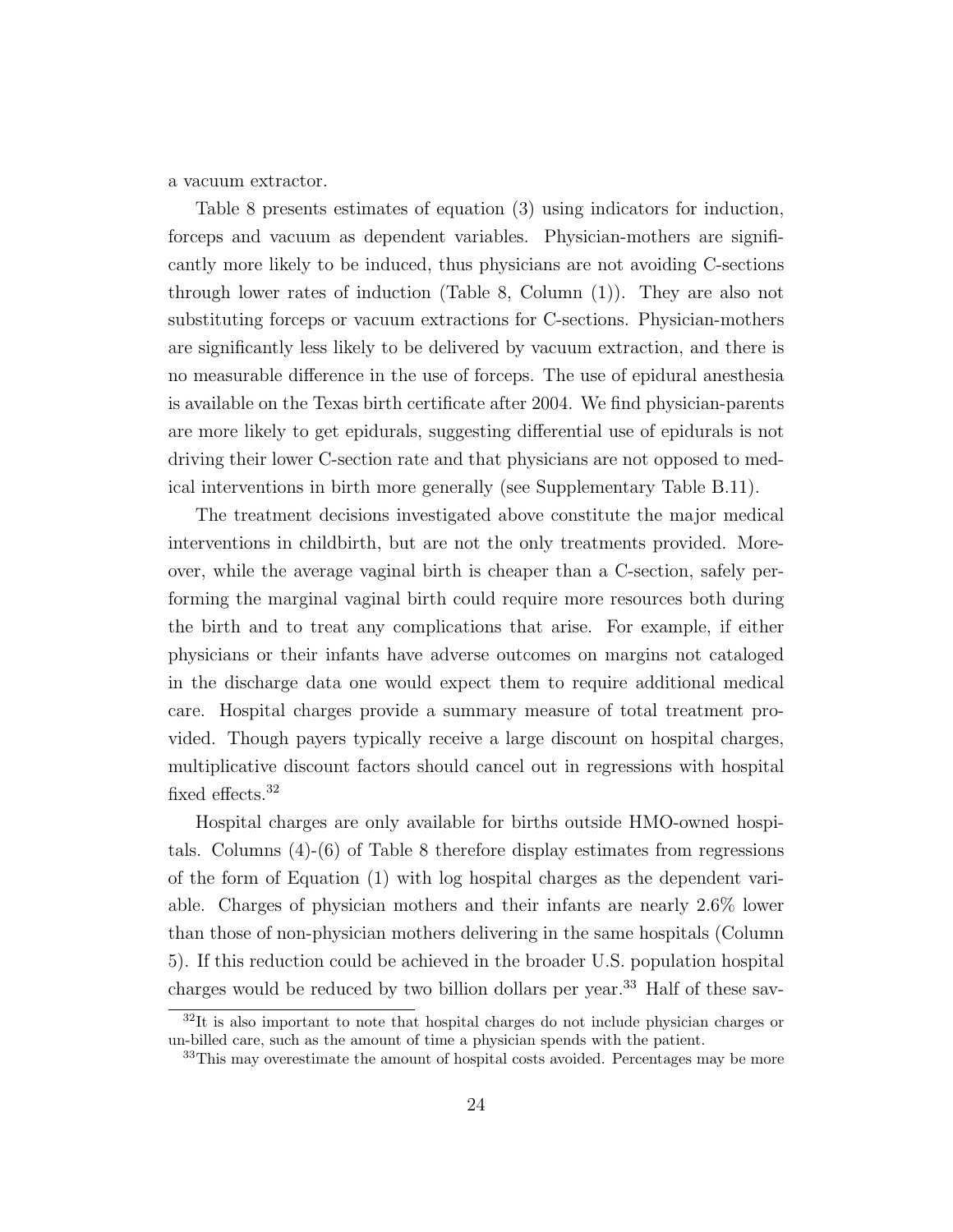a vacuum extractor.

Table 8 presents estimates of equation (3) using indicators for induction, forceps and vacuum as dependent variables. Physician-mothers are significantly more likely to be induced, thus physicians are not avoiding C-sections through lower rates of induction (Table 8, Column (1)). They are also not substituting forceps or vacuum extractions for C-sections. Physician-mothers are significantly less likely to be delivered by vacuum extraction, and there is no measurable difference in the use of forceps. The use of epidural anesthesia is available on the Texas birth certificate after 2004. We find physician-parents are more likely to get epidurals, suggesting differential use of epidurals is not driving their lower C-section rate and that physicians are not opposed to medical interventions in birth more generally (see Supplementary Table B.11).

The treatment decisions investigated above constitute the major medical interventions in childbirth, but are not the only treatments provided. Moreover, while the average vaginal birth is cheaper than a C-section, safely performing the marginal vaginal birth could require more resources both during the birth and to treat any complications that arise. For example, if either physicians or their infants have adverse outcomes on margins not cataloged in the discharge data one would expect them to require additional medical care. Hospital charges provide a summary measure of total treatment provided. Though payers typically receive a large discount on hospital charges, multiplicative discount factors should cancel out in regressions with hospital fixed effects.[32]

Hospital charges are only available for births outside HMO-owned hospitals. Columns (4)-(6) of Table 8 therefore display estimates from regressions of the form of Equation (1) with log hospital charges as the dependent variable. Charges of physician mothers and their infants are nearly 2.6% lower than those of non-physician mothers delivering in the same hospitals (Column 5). If this reduction could be achieved in the broader U.S. population hospital charges would be reduced by two billion dollars per year.[33] Half of these sav-

[32] It is also important to note that hospital charges do not include physician charges or un-billed care, such as the amount of time a physician spends with the patient.

[33] This may overestimate the amount of hospital costs avoided. Percentages may be more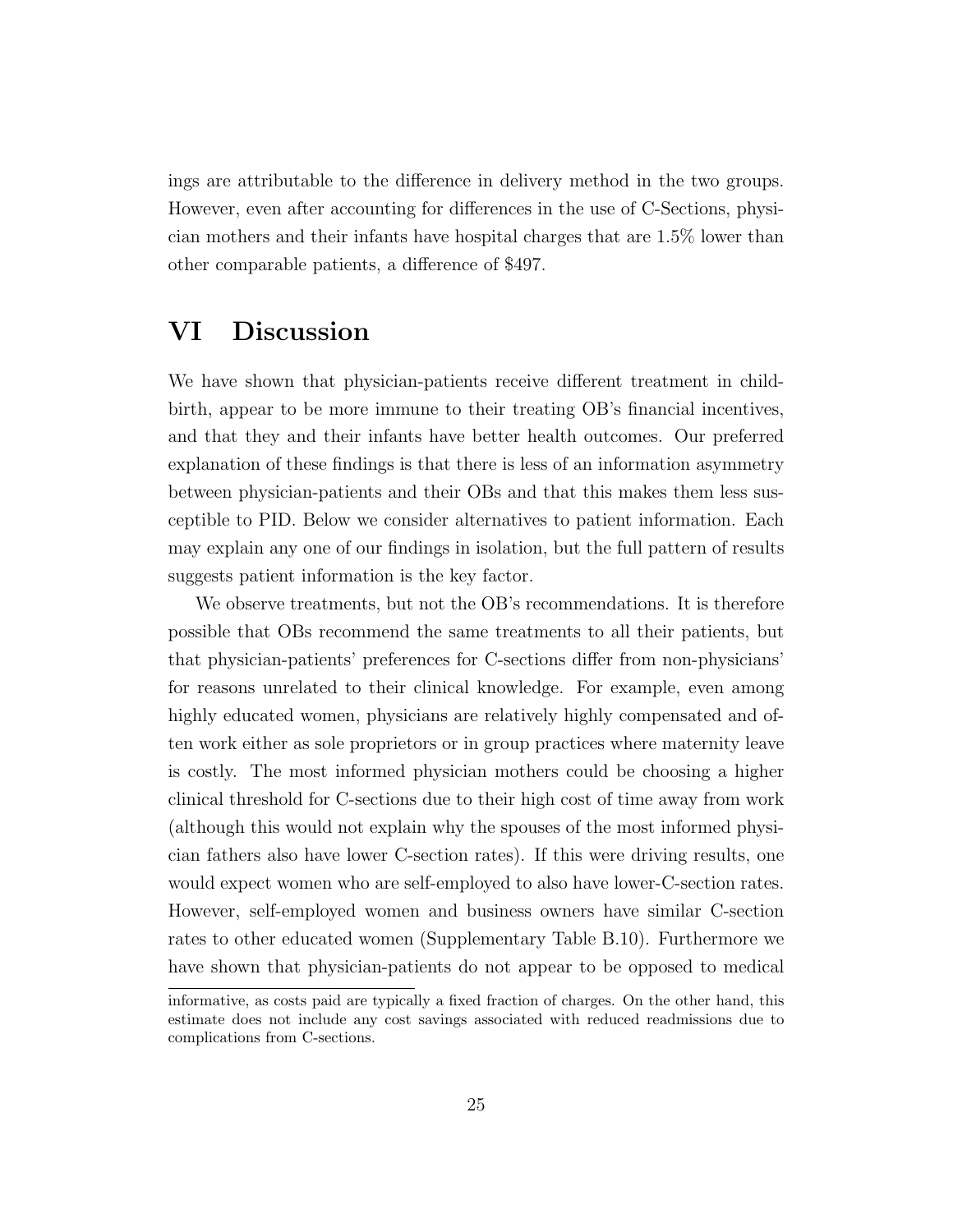ings are attributable to the difference in delivery method in the two groups. However, even after accounting for differences in the use of C-Sections, physician mothers and their infants have hospital charges that are 1.5% lower than other comparable patients, a difference of $497.

# VI Discussion

We have shown that physician-patients receive different treatment in childbirth, appear to be more immune to their treating OB's financial incentives, and that they and their infants have better health outcomes. Our preferred explanation of these findings is that there is less of an information asymmetry between physician-patients and their OBs and that this makes them less susceptible to PID. Below we consider alternatives to patient information. Each may explain any one of our findings in isolation, but the full pattern of results suggests patient information is the key factor.

We observe treatments, but not the OB's recommendations. It is therefore possible that OBs recommend the same treatments to all their patients, but that physician-patients' preferences for C-sections differ from non-physicians' for reasons unrelated to their clinical knowledge. For example, even among highly educated women, physicians are relatively highly compensated and often work either as sole proprietors or in group practices where maternity leave is costly. The most informed physician mothers could be choosing a higher clinical threshold for C-sections due to their high cost of time away from work (although this would not explain why the spouses of the most informed physician fathers also have lower C-section rates). If this were driving results, one would expect women who are self-employed to also have lower-C-section rates. However, self-employed women and business owners have similar C-section rates to other educated women (Supplementary Table B.10). Furthermore we have shown that physician-patients do not appear to be opposed to medical

informative, as costs paid are typically a fixed fraction of charges. On the other hand, this estimate does not include any cost savings associated with reduced readmissions due to complications from C-sections.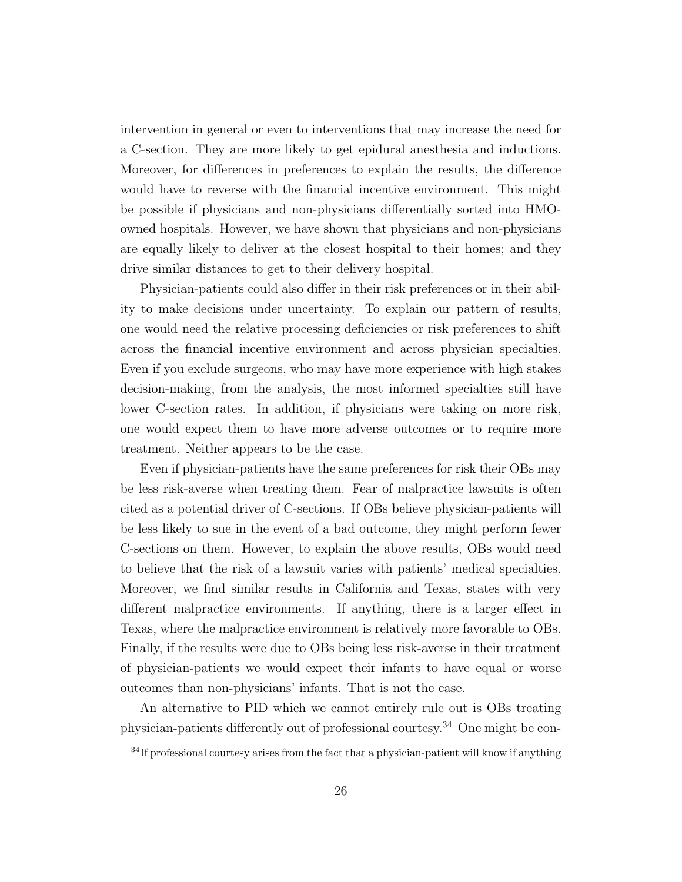intervention in general or even to interventions that may increase the need for a C-section. They are more likely to get epidural anesthesia and inductions. Moreover, for differences in preferences to explain the results, the difference would have to reverse with the financial incentive environment. This might be possible if physicians and non-physicians differentially sorted into HMO-owned hospitals. However, we have shown that physicians and non-physicians are equally likely to deliver at the closest hospital to their homes; and they drive similar distances to get to their delivery hospital.

Physician-patients could also differ in their risk preferences or in their ability to make decisions under uncertainty. To explain our pattern of results, one would need the relative processing deficiencies or risk preferences to shift across the financial incentive environment and across physician specialties. Even if you exclude surgeons, who may have more experience with high stakes decision-making, from the analysis, the most informed specialties still have lower C-section rates. In addition, if physicians were taking on more risk, one would expect them to have more adverse outcomes or to require more treatment. Neither appears to be the case.

Even if physician-patients have the same preferences for risk their OBs may be less risk-averse when treating them. Fear of malpractice lawsuits is often cited as a potential driver of C-sections. If OBs believe physician-patients will be less likely to sue in the event of a bad outcome, they might perform fewer C-sections on them. However, to explain the above results, OBs would need to believe that the risk of a lawsuit varies with patients' medical specialties. Moreover, we find similar results in California and Texas, states with very different malpractice environments. If anything, there is a larger effect in Texas, where the malpractice environment is relatively more favorable to OBs. Finally, if the results were due to OBs being less risk-averse in their treatment of physician-patients we would expect their infants to have equal or worse outcomes than non-physicians' infants. That is not the case.

An alternative to PID which we cannot entirely rule out is OBs treating physician-patients differently out of professional courtesy.[34] One might be con-

[34] If professional courtesy arises from the fact that a physician-patient will know if anything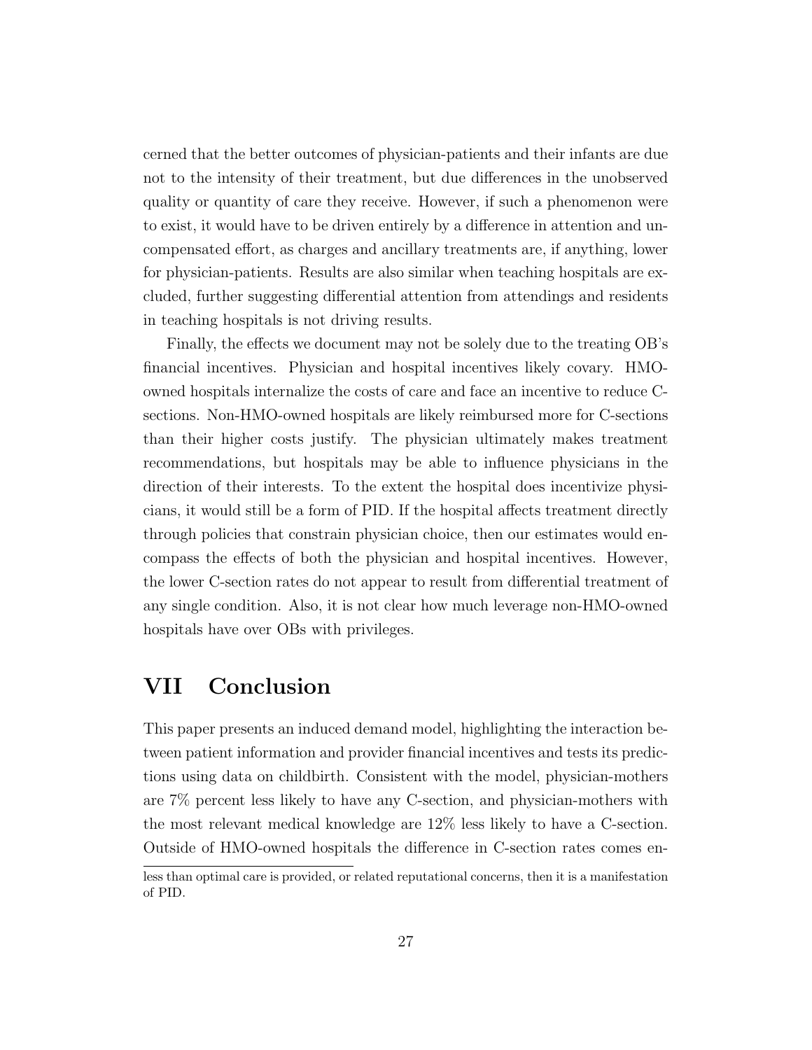cerned that the better outcomes of physician-patients and their infants are due not to the intensity of their treatment, but due differences in the unobserved quality or quantity of care they receive. However, if such a phenomenon were to exist, it would have to be driven entirely by a difference in attention and uncompensated effort, as charges and ancillary treatments are, if anything, lower for physician-patients. Results are also similar when teaching hospitals are excluded, further suggesting differential attention from attendings and residents in teaching hospitals is not driving results.

Finally, the effects we document may not be solely due to the treating OB's financial incentives. Physician and hospital incentives likely covary. HMO-owned hospitals internalize the costs of care and face an incentive to reduce C-sections. Non-HMO-owned hospitals are likely reimbursed more for C-sections than their higher costs justify. The physician ultimately makes treatment recommendations, but hospitals may be able to influence physicians in the direction of their interests. To the extent the hospital does incentivize physicians, it would still be a form of PID. If the hospital affects treatment directly through policies that constrain physician choice, then our estimates would encompass the effects of both the physician and hospital incentives. However, the lower C-section rates do not appear to result from differential treatment of any single condition. Also, it is not clear how much leverage non-HMO-owned hospitals have over OBs with privileges.

# VII Conclusion

This paper presents an induced demand model, highlighting the interaction between patient information and provider financial incentives and tests its predictions using data on childbirth. Consistent with the model, physician-mothers are 7% percent less likely to have any C-section, and physician-mothers with the most relevant medical knowledge are 12% less likely to have a C-section. Outside of HMO-owned hospitals the difference in C-section rates comes en-

less than optimal care is provided, or related reputational concerns, then it is a manifestation of PID.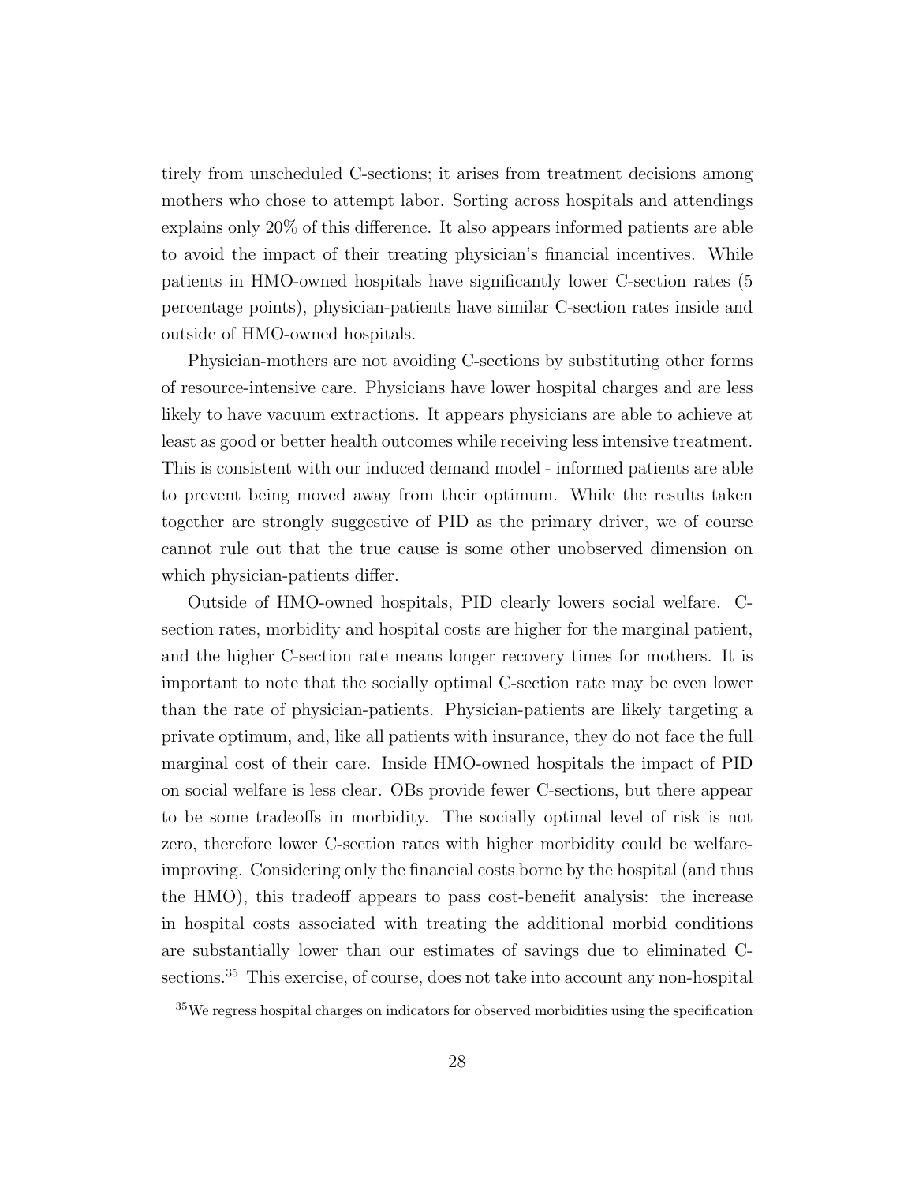tirely from unscheduled C-sections; it arises from treatment decisions among mothers who chose to attempt labor. Sorting across hospitals and attendings explains only 20% of this difference. It also appears informed patients are able to avoid the impact of their treating physician's financial incentives. While patients in HMO-owned hospitals have significantly lower C-section rates (5 percentage points), physician-patients have similar C-section rates inside and outside of HMO-owned hospitals.

Physician-mothers are not avoiding C-sections by substituting other forms of resource-intensive care. Physicians have lower hospital charges and are less likely to have vacuum extractions. It appears physicians are able to achieve at least as good or better health outcomes while receiving less intensive treatment. This is consistent with our induced demand model - informed patients are able to prevent being moved away from their optimum. While the results taken together are strongly suggestive of PID as the primary driver, we of course cannot rule out that the true cause is some other unobserved dimension on which physician-patients differ.

Outside of HMO-owned hospitals, PID clearly lowers social welfare. C-section rates, morbidity and hospital costs are higher for the marginal patient, and the higher C-section rate means longer recovery times for mothers. It is important to note that the socially optimal C-section rate may be even lower than the rate of physician-patients. Physician-patients are likely targeting a private optimum, and, like all patients with insurance, they do not face the full marginal cost of their care. Inside HMO-owned hospitals the impact of PID on social welfare is less clear. OBs provide fewer C-sections, but there appear to be some tradeoffs in morbidity. The socially optimal level of risk is not zero, therefore lower C-section rates with higher morbidity could be welfare-improving. Considering only the financial costs borne by the hospital (and thus the HMO), this tradeoff appears to pass cost-benefit analysis: the increase in hospital costs associated with treating the additional morbid conditions are substantially lower than our estimates of savings due to eliminated C-sections.[35] This exercise, of course, does not take into account any non-hospital

[35] We regress hospital charges on indicators for observed morbidities using the specification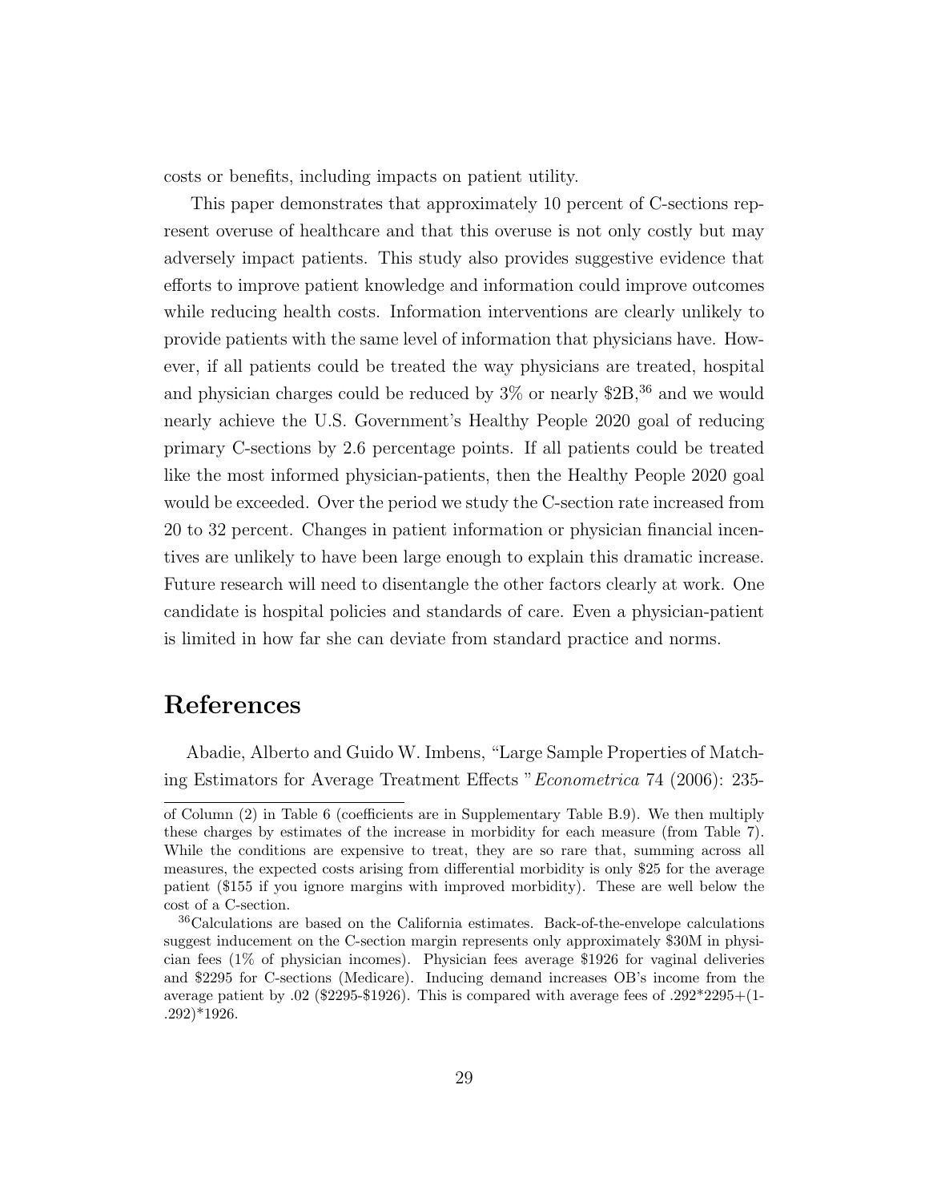costs or benefits, including impacts on patient utility.

This paper demonstrates that approximately 10 percent of C-sections represent overuse of healthcare and that this overuse is not only costly but may adversely impact patients. This study also provides suggestive evidence that efforts to improve patient knowledge and information could improve outcomes while reducing health costs. Information interventions are clearly unlikely to provide patients with the same level of information that physicians have. However, if all patients could be treated the way physicians are treated, hospital and physician charges could be reduced by 3% or nearly $2B,[36] and we would nearly achieve the U.S. Government's Healthy People 2020 goal of reducing primary C-sections by 2.6 percentage points. If all patients could be treated like the most informed physician-patients, then the Healthy People 2020 goal would be exceeded. Over the period we study the C-section rate increased from 20 to 32 percent. Changes in patient information or physician financial incentives are unlikely to have been large enough to explain this dramatic increase. Future research will need to disentangle the other factors clearly at work. One candidate is hospital policies and standards of care. Even a physician-patient is limited in how far she can deviate from standard practice and norms.

# References

Abadie, Alberto and Guido W. Imbens, "Large Sample Properties of Matching Estimators for Average Treatment Effects "*Econometrica* 74 (2006): 235-

---

of Column (2) in Table 6 (coefficients are in Supplementary Table B.9). We then multiply these charges by estimates of the increase in morbidity for each measure (from Table 7). While the conditions are expensive to treat, they are so rare that, summing across all measures, the expected costs arising from differential morbidity is only $25 for the average patient ($155 if you ignore margins with improved morbidity). These are well below the cost of a C-section.

[36] Calculations are based on the California estimates. Back-of-the-envelope calculations suggest inducement on the C-section margin represents only approximately $30M in physician fees (1% of physician incomes). Physician fees average $1926 for vaginal deliveries and $2295 for C-sections (Medicare). Inducing demand increases OB's income from the average patient by .02 ($2295-$1926). This is compared with average fees of .292*2295+(1-.292)*1926.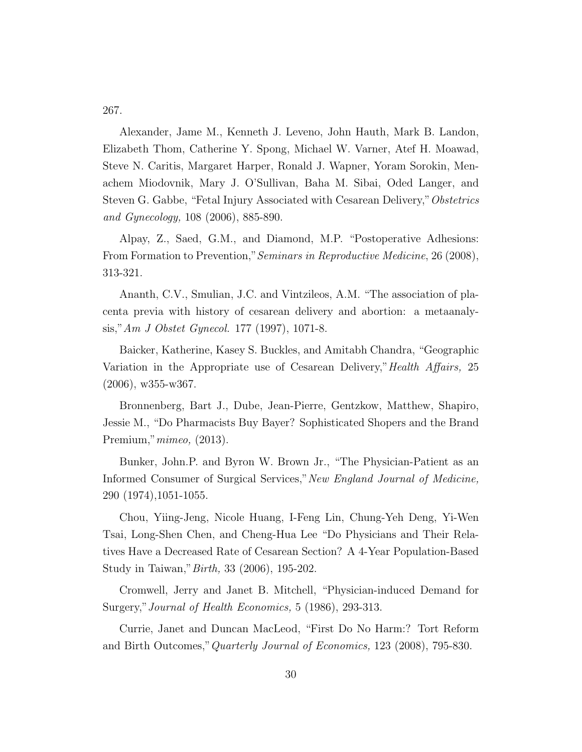267.

Alexander, Jame M., Kenneth J. Leveno, John Hauth, Mark B. Landon, Elizabeth Thom, Catherine Y. Spong, Michael W. Varner, Atef H. Moawad, Steve N. Caritis, Margaret Harper, Ronald J. Wapner, Yoram Sorokin, Menachem Miodovnik, Mary J. O'Sullivan, Baha M. Sibai, Oded Langer, and Steven G. Gabbe, "Fetal Injury Associated with Cesarean Delivery," *Obstetrics and Gynecology,* 108 (2006), 885-890.

Alpay, Z., Saed, G.M., and Diamond, M.P. "Postoperative Adhesions: From Formation to Prevention," *Seminars in Reproductive Medicine*, 26 (2008), 313-321.

Ananth, C.V., Smulian, J.C. and Vintzileos, A.M. "The association of placenta previa with history of cesarean delivery and abortion: a metaanalysis," *Am J Obstet Gynecol.* 177 (1997), 1071-8.

Baicker, Katherine, Kasey S. Buckles, and Amitabh Chandra, "Geographic Variation in the Appropriate use of Cesarean Delivery," *Health Affairs,* 25 (2006), w355-w367.

Bronnenberg, Bart J., Dube, Jean-Pierre, Gentzkow, Matthew, Shapiro, Jessie M., "Do Pharmacists Buy Bayer? Sophisticated Shopers and the Brand Premium," *mimeo,* (2013).

Bunker, John.P. and Byron W. Brown Jr., "The Physician-Patient as an Informed Consumer of Surgical Services," *New England Journal of Medicine,* 290 (1974),1051-1055.

Chou, Yiing-Jeng, Nicole Huang, I-Feng Lin, Chung-Yeh Deng, Yi-Wen Tsai, Long-Shen Chen, and Cheng-Hua Lee "Do Physicians and Their Relatives Have a Decreased Rate of Cesarean Section? A 4-Year Population-Based Study in Taiwan," *Birth,* 33 (2006), 195-202.

Cromwell, Jerry and Janet B. Mitchell, "Physician-induced Demand for Surgery," *Journal of Health Economics,* 5 (1986), 293-313.

Currie, Janet and Duncan MacLeod, "First Do No Harm:? Tort Reform and Birth Outcomes," *Quarterly Journal of Economics,* 123 (2008), 795-830.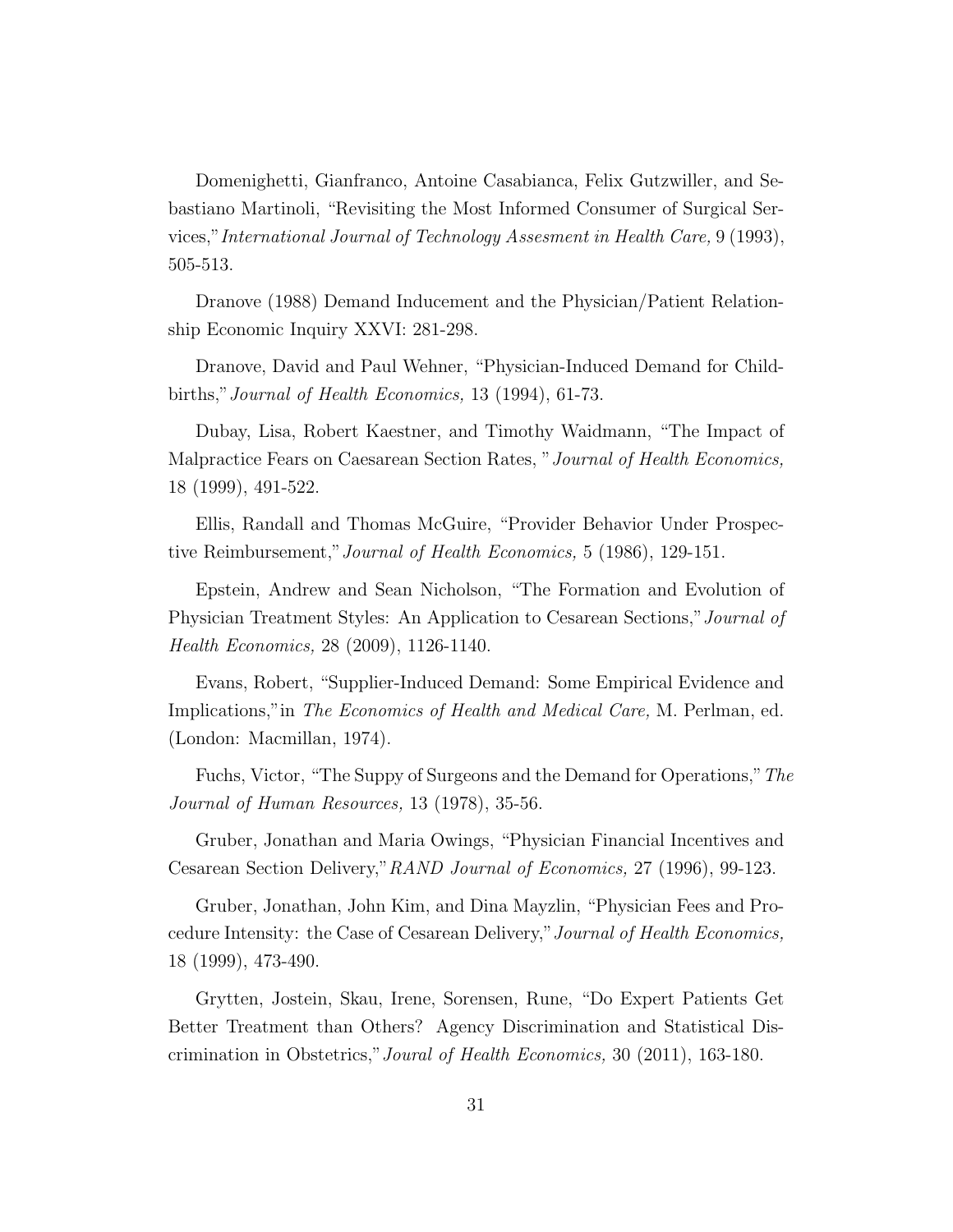Domenighetti, Gianfranco, Antoine Casabianca, Felix Gutzwiller, and Sebastiano Martinoli, "Revisiting the Most Informed Consumer of Surgical Services," *International Journal of Technology Assesment in Health Care,* 9 (1993), 505-513.

Dranove (1988) Demand Inducement and the Physician/Patient Relationship Economic Inquiry XXVI: 281-298.

Dranove, David and Paul Wehner, "Physician-Induced Demand for Childbirths," *Journal of Health Economics,* 13 (1994), 61-73.

Dubay, Lisa, Robert Kaestner, and Timothy Waidmann, "The Impact of Malpractice Fears on Caesarean Section Rates, " *Journal of Health Economics,* 18 (1999), 491-522.

Ellis, Randall and Thomas McGuire, "Provider Behavior Under Prospective Reimbursement," *Journal of Health Economics,* 5 (1986), 129-151.

Epstein, Andrew and Sean Nicholson, "The Formation and Evolution of Physician Treatment Styles: An Application to Cesarean Sections," *Journal of Health Economics,* 28 (2009), 1126-1140.

Evans, Robert, "Supplier-Induced Demand: Some Empirical Evidence and Implications," in *The Economics of Health and Medical Care,* M. Perlman, ed. (London: Macmillan, 1974).

Fuchs, Victor, "The Suppy of Surgeons and the Demand for Operations," *The Journal of Human Resources,* 13 (1978), 35-56.

Gruber, Jonathan and Maria Owings, "Physician Financial Incentives and Cesarean Section Delivery," *RAND Journal of Economics,* 27 (1996), 99-123.

Gruber, Jonathan, John Kim, and Dina Mayzlin, "Physician Fees and Procedure Intensity: the Case of Cesarean Delivery," *Journal of Health Economics,* 18 (1999), 473-490.

Grytten, Jostein, Skau, Irene, Sorensen, Rune, "Do Expert Patients Get Better Treatment than Others? Agency Discrimination and Statistical Discrimination in Obstetrics," *Joural of Health Economics,* 30 (2011), 163-180.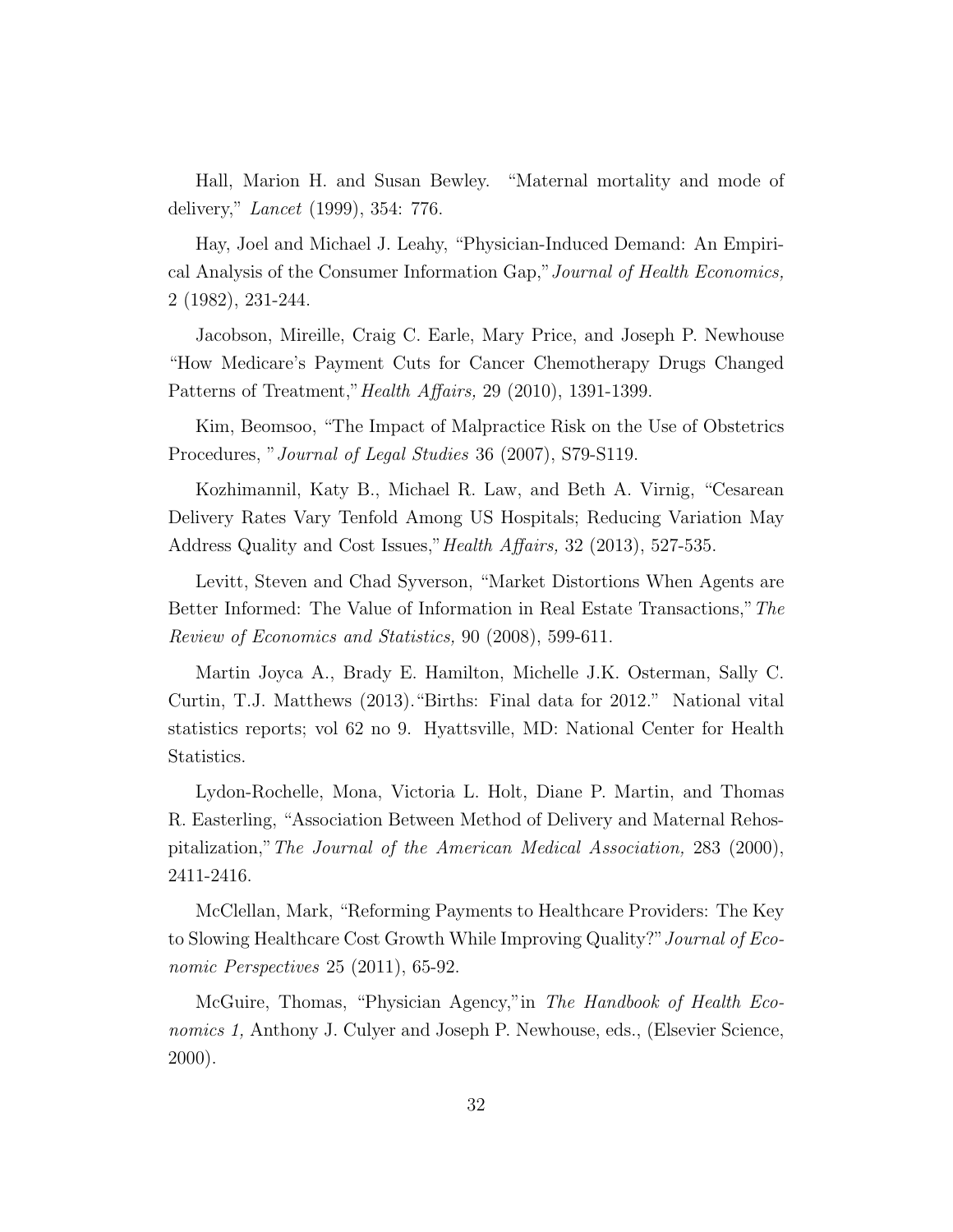Hall, Marion H. and Susan Bewley. "Maternal mortality and mode of delivery," *Lancet* (1999), 354: 776.

Hay, Joel and Michael J. Leahy, "Physician-Induced Demand: An Empirical Analysis of the Consumer Information Gap," *Journal of Health Economics,* 2 (1982), 231-244.

Jacobson, Mireille, Craig C. Earle, Mary Price, and Joseph P. Newhouse "How Medicare's Payment Cuts for Cancer Chemotherapy Drugs Changed Patterns of Treatment," *Health Affairs,* 29 (2010), 1391-1399.

Kim, Beomsoo, "The Impact of Malpractice Risk on the Use of Obstetrics Procedures, " *Journal of Legal Studies* 36 (2007), S79-S119.

Kozhimannil, Katy B., Michael R. Law, and Beth A. Virnig, "Cesarean Delivery Rates Vary Tenfold Among US Hospitals; Reducing Variation May Address Quality and Cost Issues," *Health Affairs,* 32 (2013), 527-535.

Levitt, Steven and Chad Syverson, "Market Distortions When Agents are Better Informed: The Value of Information in Real Estate Transactions," *The Review of Economics and Statistics,* 90 (2008), 599-611.

Martin Joyca A., Brady E. Hamilton, Michelle J.K. Osterman, Sally C. Curtin, T.J. Matthews (2013). "Births: Final data for 2012." National vital statistics reports; vol 62 no 9. Hyattsville, MD: National Center for Health Statistics.

Lydon-Rochelle, Mona, Victoria L. Holt, Diane P. Martin, and Thomas R. Easterling, "Association Between Method of Delivery and Maternal Rehospitalization," *The Journal of the American Medical Association,* 283 (2000), 2411-2416.

McClellan, Mark, "Reforming Payments to Healthcare Providers: The Key to Slowing Healthcare Cost Growth While Improving Quality?" *Journal of Economic Perspectives* 25 (2011), 65-92.

McGuire, Thomas, "Physician Agency," in *The Handbook of Health Economics 1,* Anthony J. Culyer and Joseph P. Newhouse, eds., (Elsevier Science, 2000).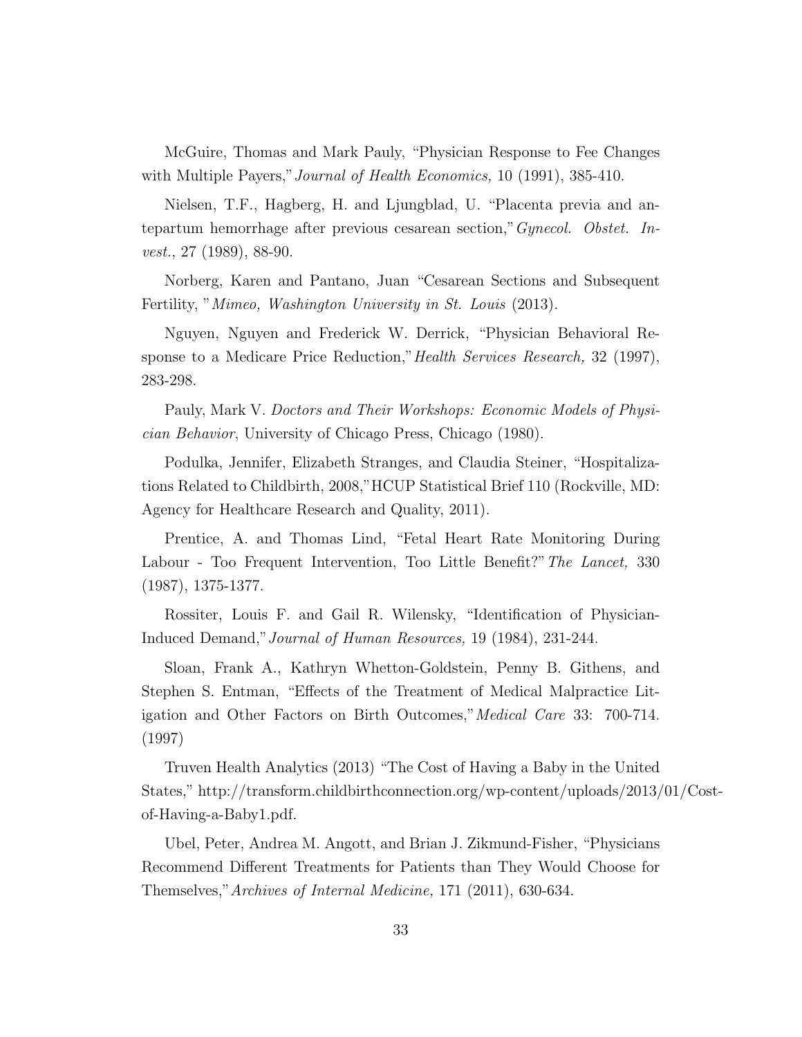McGuire, Thomas and Mark Pauly, "Physician Response to Fee Changes with Multiple Payers," *Journal of Health Economics,* 10 (1991), 385-410.

Nielsen, T.F., Hagberg, H. and Ljungblad, U. "Placenta previa and antepartum hemorrhage after previous cesarean section," *Gynecol. Obstet. Invest.*, 27 (1989), 88-90.

Norberg, Karen and Pantano, Juan "Cesarean Sections and Subsequent Fertility, " *Mimeo, Washington University in St. Louis* (2013).

Nguyen, Nguyen and Frederick W. Derrick, "Physician Behavioral Response to a Medicare Price Reduction," *Health Services Research,* 32 (1997), 283-298.

Pauly, Mark V. *Doctors and Their Workshops: Economic Models of Physician Behavior*, University of Chicago Press, Chicago (1980).

Podulka, Jennifer, Elizabeth Stranges, and Claudia Steiner, "Hospitalizations Related to Childbirth, 2008,"HCUP Statistical Brief 110 (Rockville, MD: Agency for Healthcare Research and Quality, 2011).

Prentice, A. and Thomas Lind, "Fetal Heart Rate Monitoring During Labour - Too Frequent Intervention, Too Little Benefit?" *The Lancet,* 330 (1987), 1375-1377.

Rossiter, Louis F. and Gail R. Wilensky, "Identification of Physician-Induced Demand," *Journal of Human Resources,* 19 (1984), 231-244.

Sloan, Frank A., Kathryn Whetton-Goldstein, Penny B. Githens, and Stephen S. Entman, "Effects of the Treatment of Medical Malpractice Litigation and Other Factors on Birth Outcomes," *Medical Care* 33: 700-714. (1997)

Truven Health Analytics (2013) "The Cost of Having a Baby in the United States," http://transform.childbirthconnection.org/wp-content/uploads/2013/01/Cost-of-Having-a-Baby1.pdf.

Ubel, Peter, Andrea M. Angott, and Brian J. Zikmund-Fisher, "Physicians Recommend Different Treatments for Patients than They Would Choose for Themselves," *Archives of Internal Medicine,* 171 (2011), 630-634.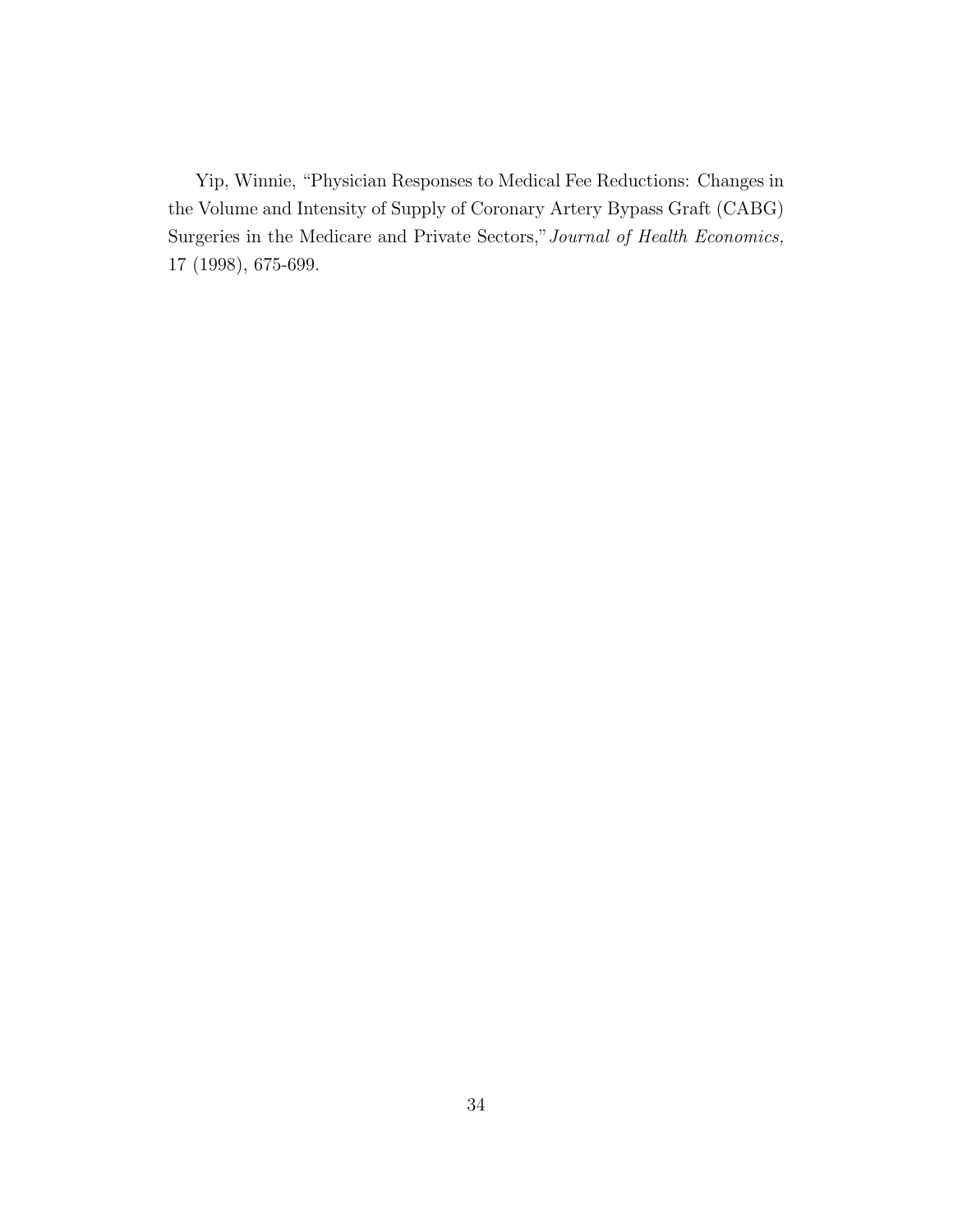Yip, Winnie, "Physician Responses to Medical Fee Reductions: Changes in the Volume and Intensity of Supply of Coronary Artery Bypass Graft (CABG) Surgeries in the Medicare and Private Sectors," *Journal of Health Economics,* 17 (1998), 675-699.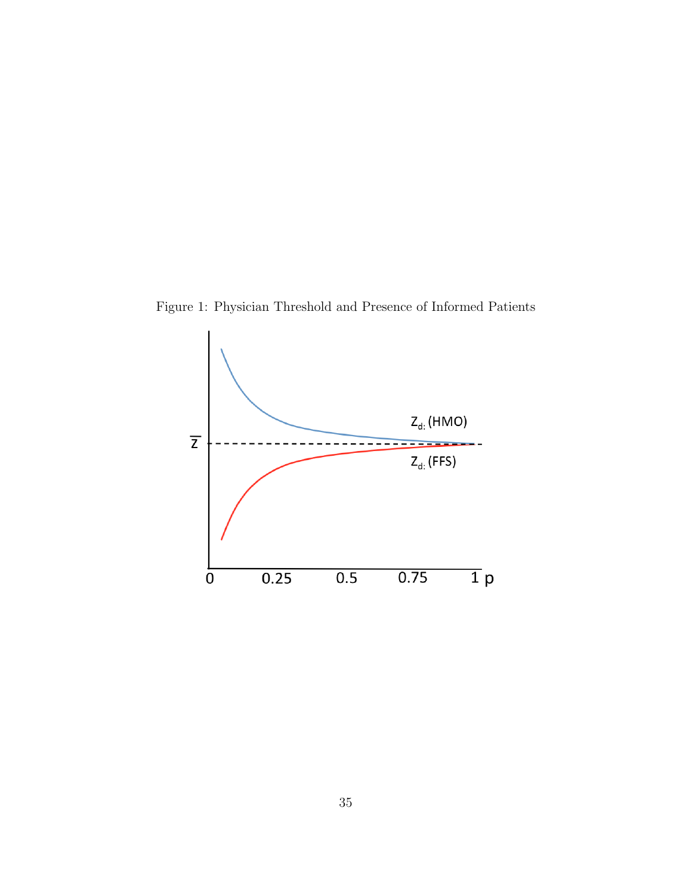Figure 1: Physician Threshold and Presence of Informed Patients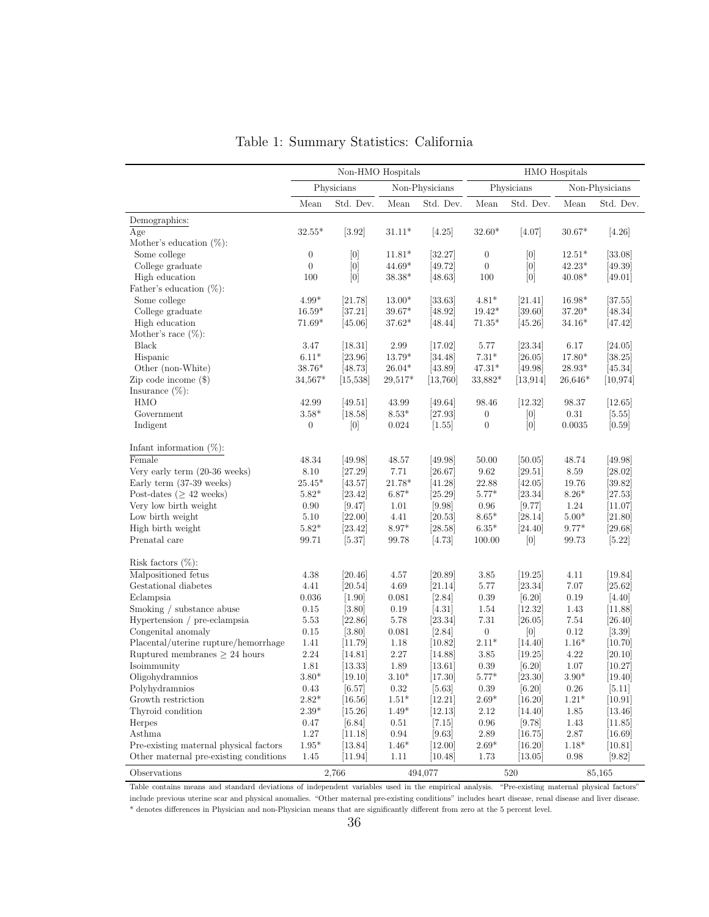# Table 1: Summary Statistics: California

| | Non-HMO Hospitals | | | | HMO Hospitals | | | |
|---|---|---|---|---|---|---|---|---|
| | Physicians | | Non-Physicians | | Physicians | | Non-Physicians | |
| | Mean | Std. Dev. | Mean | Std. Dev. | Mean | Std. Dev. | Mean | Std. Dev. |
| Demographics: | | | | | | | | |
| Age | 32.55* | [3.92] | 31.11* | [4.25] | 32.60* | [4.07] | 30.67* | [4.26] |
| Mother's education (%): | | | | | | | | |
| Some college | 0 | [0] | 11.81* | [32.27] | 0 | [0] | 12.51* | [33.08] |
| College graduate | 0 | [0] | 44.69* | [49.72] | 0 | [0] | 42.23* | [49.39] |
| High education | 100 | [0] | 38.38* | [48.63] | 100 | [0] | 40.08* | [49.01] |
| Father's education (%): | | | | | | | | |
| Some college | 4.99* | [21.78] | 13.00* | [33.63] | 4.81* | [21.41] | 16.98* | [37.55] |
| College graduate | 16.59* | [37.21] | 39.67* | [48.92] | 19.42* | [39.60] | 37.20* | [48.34] |
| High education | 71.69* | [45.06] | 37.62* | [48.44] | 71.35* | [45.26] | 34.16* | [47.42] |
| Mother's race (%): | | | | | | | | |
| Black | 3.47 | [18.31] | 2.99 | [17.02] | 5.77 | [23.34] | 6.17 | [24.05] |
| Hispanic | 6.11* | [23.96] | 13.79* | [34.48] | 7.31* | [26.05] | 17.80* | [38.25] |
| Other (non-White) | 38.76* | [48.73] | 26.04* | [43.89] | 47.31* | [49.98] | 28.93* | [45.34] |
| Zip code income ($) | 34,567* | [15,538] | 29,517* | [13,760] | 33,882* | [13,914] | 26,646* | [10,974] |
| Insurance (%): | | | | | | | | |
| HMO | 42.99 | [49.51] | 43.99 | [49.64] | 98.46 | [12.32] | 98.37 | [12.65] |
| Government | 3.58* | [18.58] | 8.53* | [27.93] | 0 | [0] | 0.31 | [5.55] |
| Indigent | 0 | [0] | 0.024 | [1.55] | 0 | [0] | 0.0035 | [0.59] |
| Infant information (%): | | | | | | | | |
| Female | 48.34 | [49.98] | 48.57 | [49.98] | 50.00 | [50.05] | 48.74 | [49.98] |
| Very early term (20-36 weeks) | 8.10 | [27.29] | 7.71 | [26.67] | 9.62 | [29.51] | 8.59 | [28.02] |
| Early term (37-39 weeks) | 25.45* | [43.57] | 21.78* | [41.28] | 22.88 | [42.05] | 19.76 | [39.82] |
| Post-dates (≥ 42 weeks) | 5.82* | [23.42] | 6.87* | [25.29] | 5.77* | [23.34] | 8.26* | [27.53] |
| Very low birth weight | 0.90 | [9.47] | 1.01 | [9.98] | 0.96 | [9.77] | 1.24 | [11.07] |
| Low birth weight | 5.10 | [22.00] | 4.41 | [20.53] | 8.65* | [28.14] | 5.00* | [21.80] |
| High birth weight | 5.82* | [23.42] | 8.97* | [28.58] | 6.35* | [24.40] | 9.77* | [29.68] |
| Prenatal care | 99.71 | [5.37] | 99.78 | [4.73] | 100.00 | [0] | 99.73 | [5.22] |
| Risk factors (%): | | | | | | | | |
| Malpositioned fetus | 4.38 | [20.46] | 4.57 | [20.89] | 3.85 | [19.25] | 4.11 | [19.84] |
| Gestational diabetes | 4.41 | [20.54] | 4.69 | [21.14] | 5.77 | [23.34] | 7.07 | [25.62] |
| Eclampsia | 0.036 | [1.90] | 0.081 | [2.84] | 0.39 | [6.20] | 0.19 | [4.40] |
| Smoking / substance abuse | 0.15 | [3.80] | 0.19 | [4.31] | 1.54 | [12.32] | 1.43 | [11.88] |
| Hypertension / pre-eclampsia | 5.53 | [22.86] | 5.78 | [23.34] | 7.31 | [26.05] | 7.54 | [26.40] |
| Congenital anomaly | 0.15 | [3.80] | 0.081 | [2.84] | 0 | [0] | 0.12 | [3.39] |
| Placental/uterine rupture/hemorrhage | 1.41 | [11.79] | 1.18 | [10.82] | 2.11* | [14.40] | 1.16* | [10.70] |
| Ruptured membranes ≥ 24 hours | 2.24 | [14.81] | 2.27 | [14.88] | 3.85 | [19.25] | 4.22 | [20.10] |
| Isoimmunity | 1.81 | [13.33] | 1.89 | [13.61] | 0.39 | [6.20] | 1.07 | [10.27] |
| Oligohydramnios | 3.80* | [19.10] | 3.10* | [17.30] | 5.77* | [23.30] | 3.90* | [19.40] |
| Polyhydramnios | 0.43 | [6.57] | 0.32 | [5.63] | 0.39 | [6.20] | 0.26 | [5.11] |
| Growth restriction | 2.82* | [16.56] | 1.51* | [12.21] | 2.69* | [16.20] | 1.21* | [10.91] |
| Thyroid condition | 2.39* | [15.26] | 1.49* | [12.13] | 2.12 | [14.40] | 1.85 | [13.46] |
| Herpes | 0.47 | [6.84] | 0.51 | [7.15] | 0.96 | [9.78] | 1.43 | [11.85] |
| Asthma | 1.27 | [11.18] | 0.94 | [9.63] | 2.89 | [16.75] | 2.87 | [16.69] |
| Pre-existing maternal physical factors | 1.95* | [13.84] | 1.46* | [12.00] | 2.69* | [16.20] | 1.18* | [10.81] |
| Other maternal pre-existing conditions | 1.45 | [11.94] | 1.11 | [10.48] | 1.73 | [13.05] | 0.98 | [9.82] |
| Observations | 2,766 | | 494,077 | | 520 | | 85,165 | |

Table contains means and standard deviations of independent variables used in the empirical analysis. "Pre-existing maternal physical factors" include previous uterine scar and physical anomalies. "Other maternal pre-existing conditions" includes heart disease, renal disease and liver disease. * denotes differences in Physician and non-Physician means that are significantly different from zero at the 5 percent level.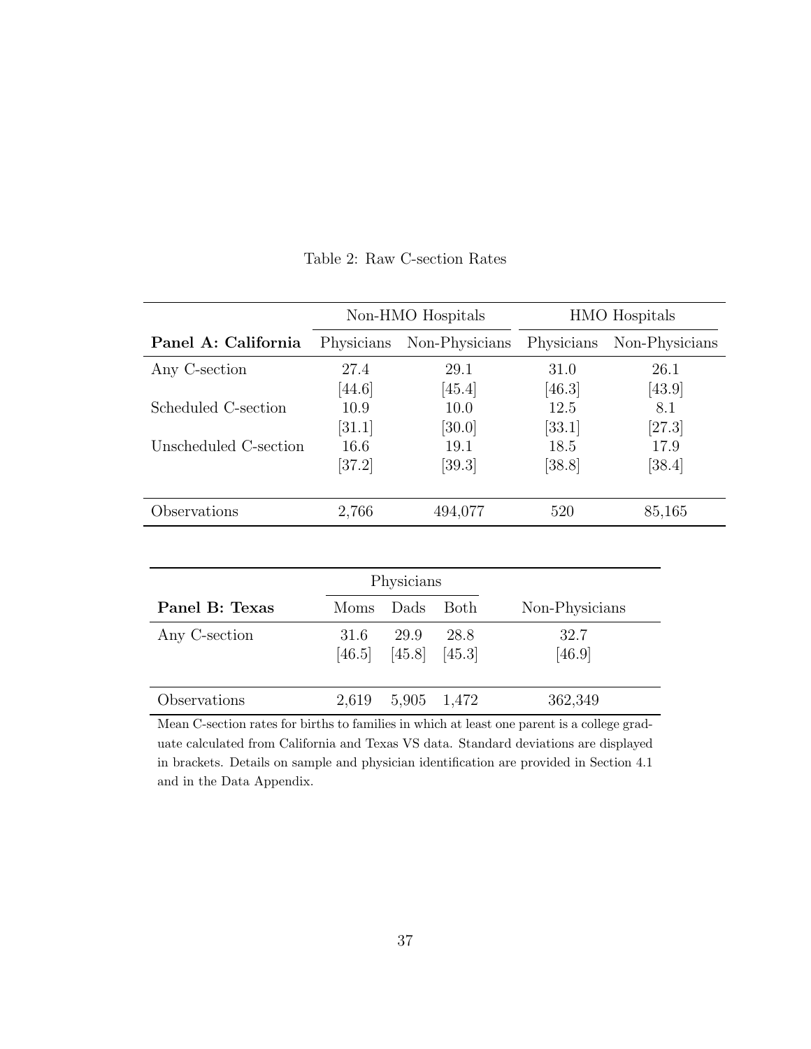Table 2: Raw C-section Rates

| Panel A: California | Non-HMO Hospitals | | HMO Hospitals | |
|---|---|---|---|---|
| | Physicians | Non-Physicians | Physicians | Non-Physicians |
| Any C-section | 27.4 | 29.1 | 31.0 | 26.1 |
| | [44.6] | [45.4] | [46.3] | [43.9] |
| Scheduled C-section | 10.9 | 10.0 | 12.5 | 8.1 |
| | [31.1] | [30.0] | [33.1] | [27.3] |
| Unscheduled C-section | 16.6 | 19.1 | 18.5 | 17.9 |
| | [37.2] | [39.3] | [38.8] | [38.4] |
| Observations | 2,766 | 494,077 | 520 | 85,165 |

| Panel B: Texas | Physicians | | | Non-Physicians |
|---|---|---|---|---|
| | Moms | Dads | Both | |
| Any C-section | 31.6 | 29.9 | 28.8 | 32.7 |
| | [46.5] | [45.8] | [45.3] | [46.9] |
| Observations | 2,619 | 5,905 | 1,472 | 362,349 |

Mean C-section rates for births to families in which at least one parent is a college graduate calculated from California and Texas VS data. Standard deviations are displayed in brackets. Details on sample and physician identification are provided in Section 4.1 and in the Data Appendix.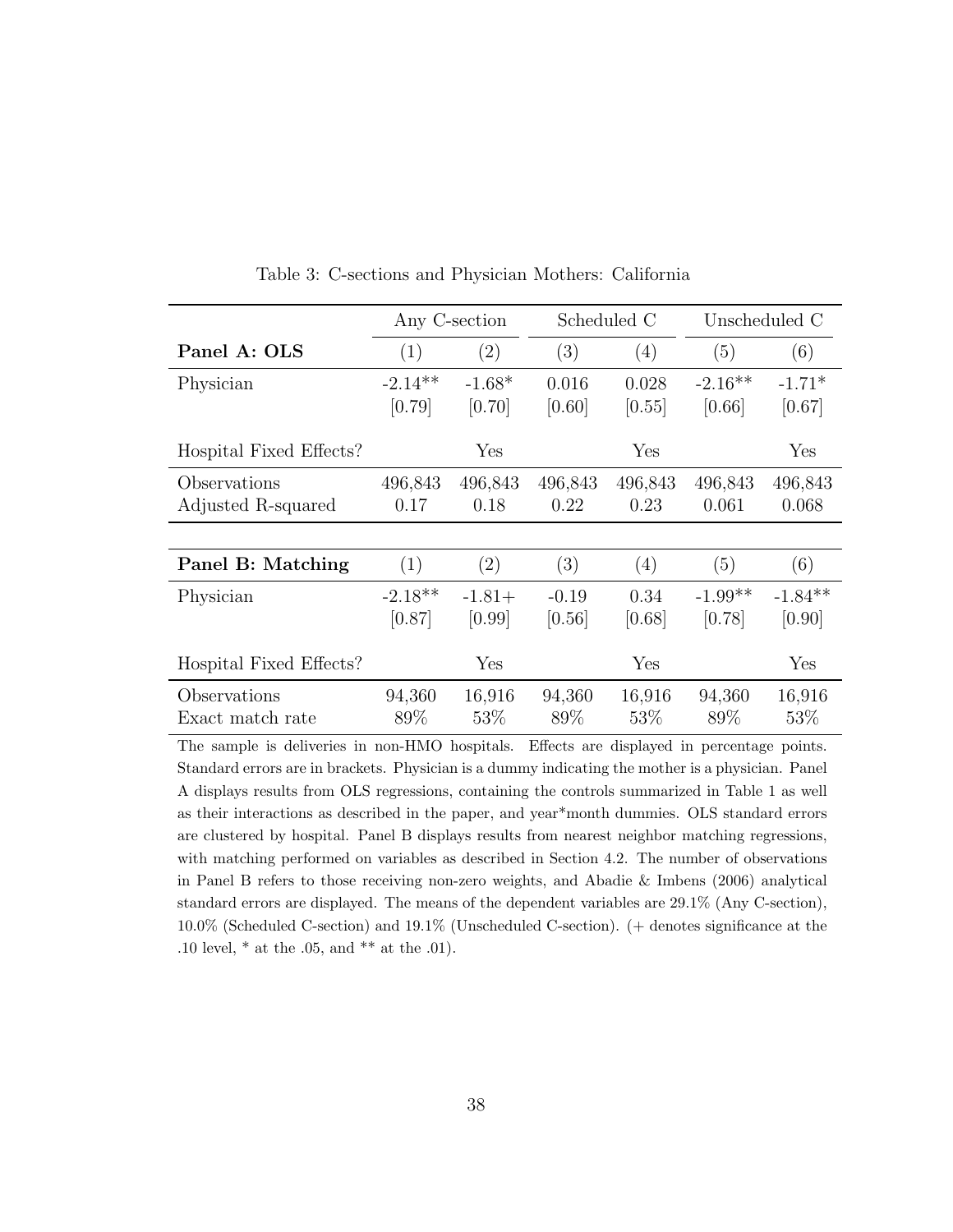Table 3: C-sections and Physician Mothers: California

| | Any C-section | | Scheduled C | | Unscheduled C | |
|---|---|---|---|---|---|---|
| **Panel A: OLS** | (1) | (2) | (3) | (4) | (5) | (6) |
| Physician | -2.14** | -1.68* | 0.016 | 0.028 | -2.16** | -1.71* |
| | [0.79] | [0.70] | [0.60] | [0.55] | [0.66] | [0.67] |
| Hospital Fixed Effects? | | Yes | | Yes | | Yes |
| Observations | 496,843 | 496,843 | 496,843 | 496,843 | 496,843 | 496,843 |
| Adjusted R-squared | 0.17 | 0.18 | 0.22 | 0.23 | 0.061 | 0.068 |
| **Panel B: Matching** | (1) | (2) | (3) | (4) | (5) | (6) |
| Physician | -2.18** | -1.81+ | -0.19 | 0.34 | -1.99** | -1.84** |
| | [0.87] | [0.99] | [0.56] | [0.68] | [0.78] | [0.90] |
| Hospital Fixed Effects? | | Yes | | Yes | | Yes |
| Observations | 94,360 | 16,916 | 94,360 | 16,916 | 94,360 | 16,916 |
| Exact match rate | 89% | 53% | 89% | 53% | 89% | 53% |

The sample is deliveries in non-HMO hospitals. Effects are displayed in percentage points. Standard errors are in brackets. Physician is a dummy indicating the mother is a physician. Panel A displays results from OLS regressions, containing the controls summarized in Table 1 as well as their interactions as described in the paper, and year*month dummies. OLS standard errors are clustered by hospital. Panel B displays results from nearest neighbor matching regressions, with matching performed on variables as described in Section 4.2. The number of observations in Panel B refers to those receiving non-zero weights, and Abadie & Imbens (2006) analytical standard errors are displayed. The means of the dependent variables are 29.1% (Any C-section), 10.0% (Scheduled C-section) and 19.1% (Unscheduled C-section). (+ denotes significance at the .10 level, * at the .05, and ** at the .01).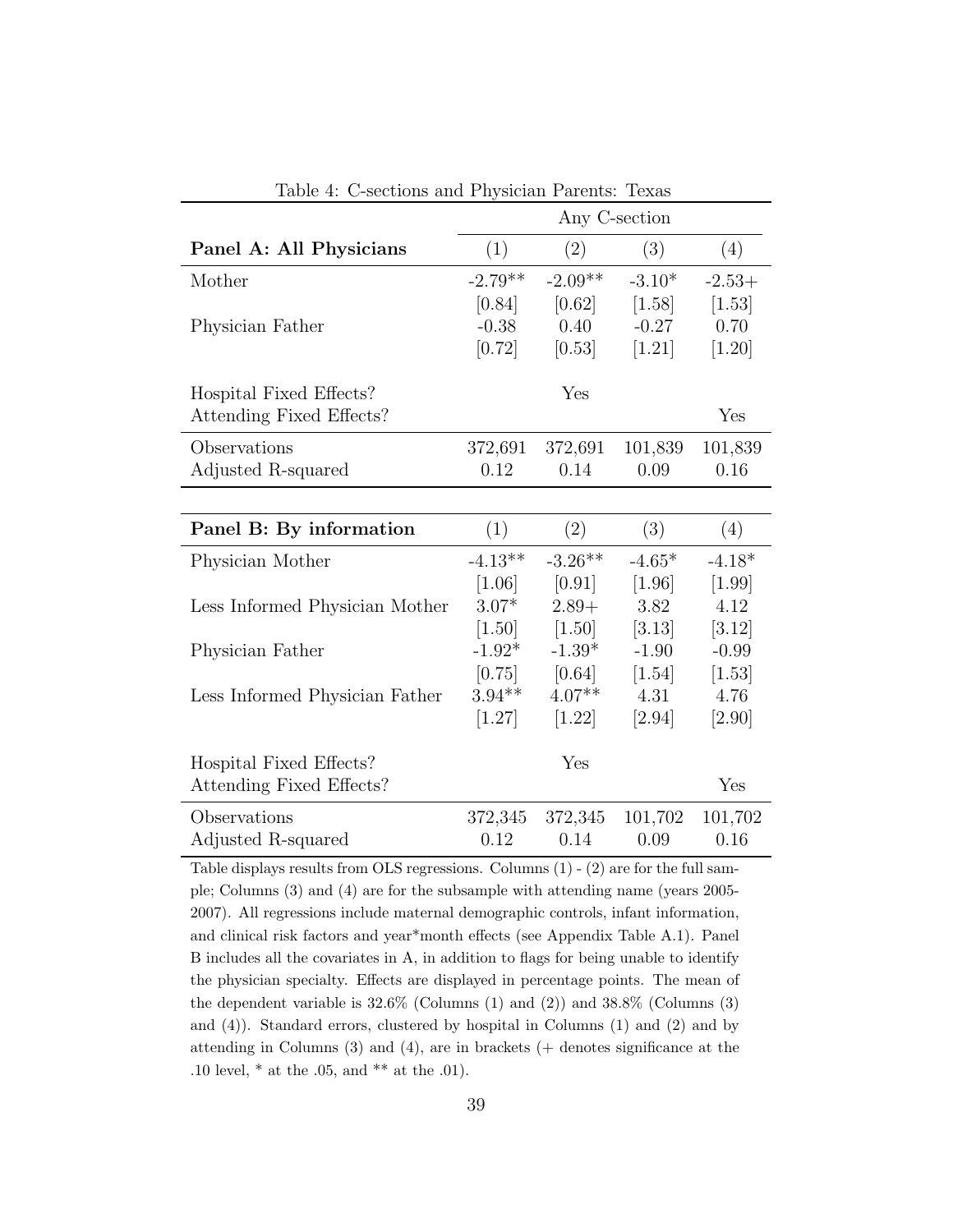Table 4: C-sections and Physician Parents: Texas

| | Any C-section | | | |
|---|---|---|---|---|
| **Panel A: All Physicians** | (1) | (2) | (3) | (4) |
| Mother | -2.79** | -2.09** | -3.10* | -2.53+ |
| | [0.84] | [0.62] | [1.58] | [1.53] |
| Physician Father | -0.38 | 0.40 | -0.27 | 0.70 |
| | [0.72] | [0.53] | [1.21] | [1.20] |
| Hospital Fixed Effects? | | Yes | | |
| Attending Fixed Effects? | | | | Yes |
| Observations | 372,691 | 372,691 | 101,839 | 101,839 |
| Adjusted R-squared | 0.12 | 0.14 | 0.09 | 0.16 |

| **Panel B: By information** | (1) | (2) | (3) | (4) |
|---|---|---|---|---|
| Physician Mother | -4.13** | -3.26** | -4.65* | -4.18* |
| | [1.06] | [0.91] | [1.96] | [1.99] |
| Less Informed Physician Mother | 3.07* | 2.89+ | 3.82 | 4.12 |
| | [1.50] | [1.50] | [3.13] | [3.12] |
| Physician Father | -1.92* | -1.39* | -1.90 | -0.99 |
| | [0.75] | [0.64] | [1.54] | [1.53] |
| Less Informed Physician Father | 3.94** | 4.07** | 4.31 | 4.76 |
| | [1.27] | [1.22] | [2.94] | [2.90] |
| Hospital Fixed Effects? | | Yes | | |
| Attending Fixed Effects? | | | | Yes |
| Observations | 372,345 | 372,345 | 101,702 | 101,702 |
| Adjusted R-squared | 0.12 | 0.14 | 0.09 | 0.16 |

Table displays results from OLS regressions. Columns (1) - (2) are for the full sample; Columns (3) and (4) are for the subsample with attending name (years 2005-2007). All regressions include maternal demographic controls, infant information, and clinical risk factors and year*month effects (see Appendix Table A.1). Panel B includes all the covariates in A, in addition to flags for being unable to identify the physician specialty. Effects are displayed in percentage points. The mean of the dependent variable is 32.6% (Columns (1) and (2)) and 38.8% (Columns (3) and (4)). Standard errors, clustered by hospital in Columns (1) and (2) and by attending in Columns (3) and (4), are in brackets (+ denotes significance at the .10 level, * at the .05, and ** at the .01).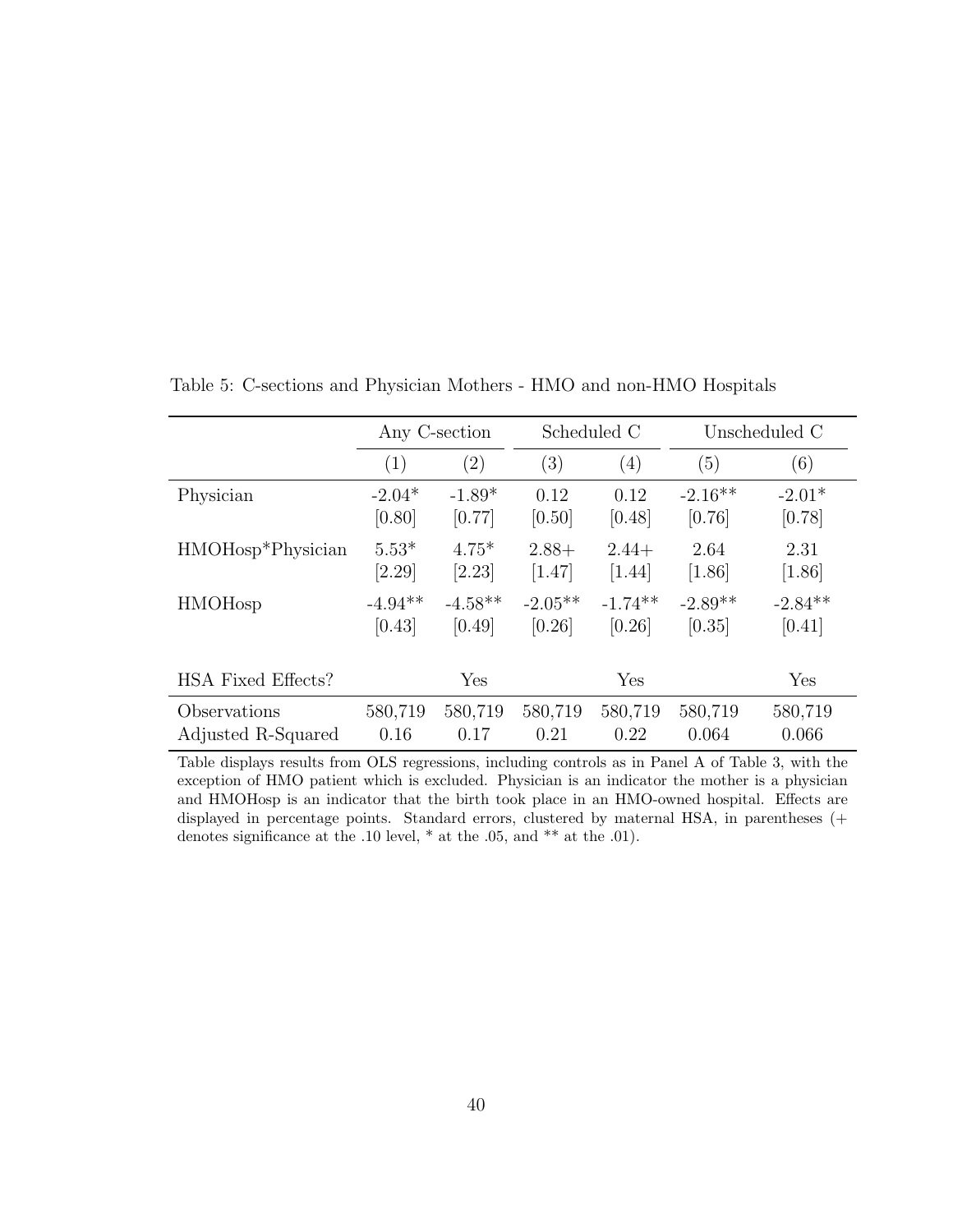Table 5: C-sections and Physician Mothers - HMO and non-HMO Hospitals

| | Any C-section | | Scheduled C | | Unscheduled C | |
|---|---|---|---|---|---|---|
| | (1) | (2) | (3) | (4) | (5) | (6) |
| Physician | -2.04* | -1.89* | 0.12 | 0.12 | -2.16** | -2.01* |
| | [0.80] | [0.77] | [0.50] | [0.48] | [0.76] | [0.78] |
| HMOHosp*Physician | 5.53* | 4.75* | 2.88+ | 2.44+ | 2.64 | 2.31 |
| | [2.29] | [2.23] | [1.47] | [1.44] | [1.86] | [1.86] |
| HMOHosp | -4.94** | -4.58** | -2.05** | -1.74** | -2.89** | -2.84** |
| | [0.43] | [0.49] | [0.26] | [0.26] | [0.35] | [0.41] |
| HSA Fixed Effects? | | Yes | | Yes | | Yes |
| Observations | 580,719 | 580,719 | 580,719 | 580,719 | 580,719 | 580,719 |
| Adjusted R-Squared | 0.16 | 0.17 | 0.21 | 0.22 | 0.064 | 0.066 |

Table displays results from OLS regressions, including controls as in Panel A of Table 3, with the exception of HMO patient which is excluded. Physician is an indicator the mother is a physician and HMOHosp is an indicator that the birth took place in an HMO-owned hospital. Effects are displayed in percentage points. Standard errors, clustered by maternal HSA, in parentheses (+ denotes significance at the .10 level, * at the .05, and ** at the .01).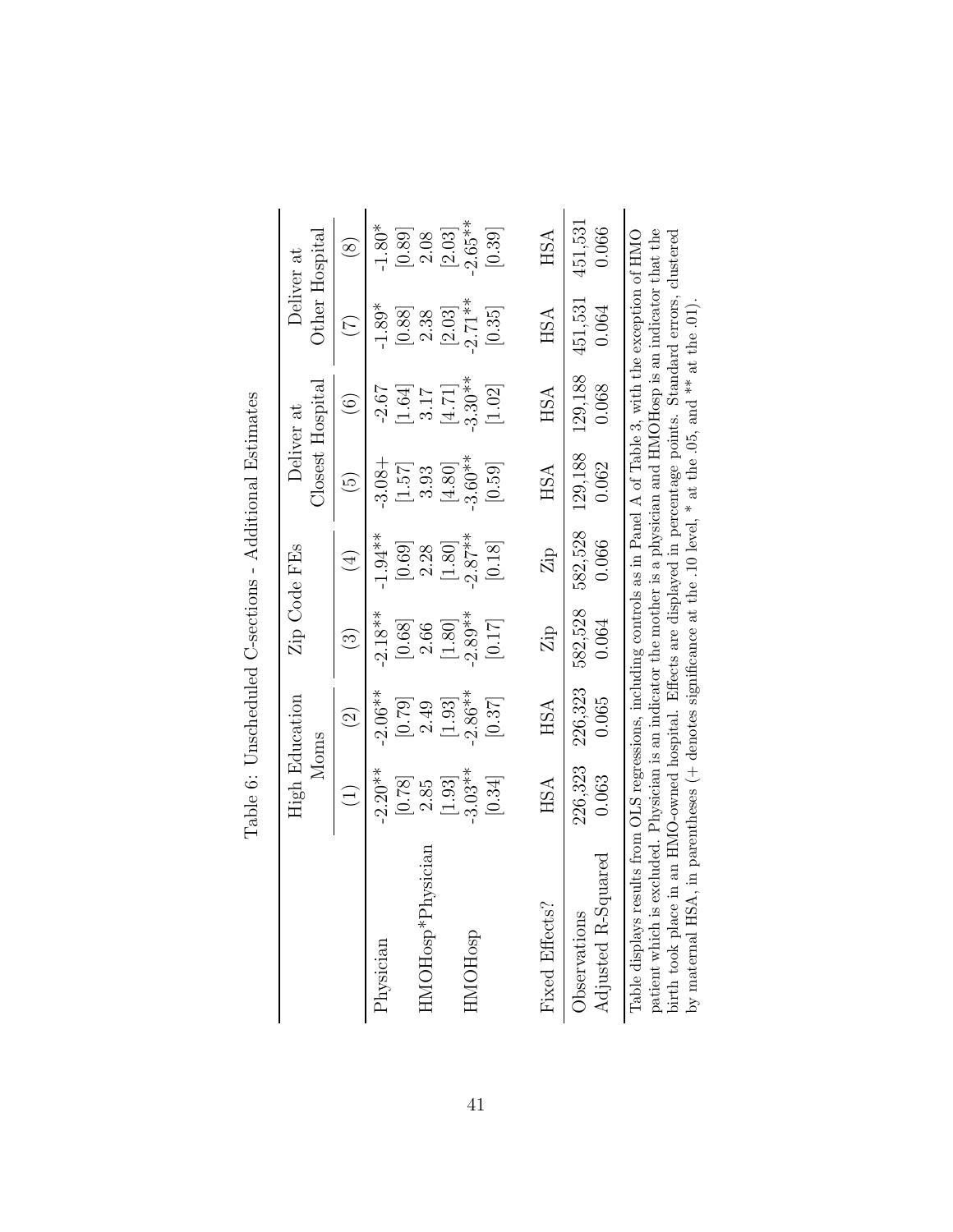Table 6: Unscheduled C-sections - Additional Estimates

| | High Education Moms | | Zip Code FEs | | Deliver at Closest Hospital | | Deliver at Other Hospital | |
|---|---|---|---|---|---|---|---|---|
| | (1) | (2) | (3) | (4) | (5) | (6) | (7) | (8) |
| Physician | -2.20** | -2.06** | -2.18** | -1.94** | -3.08+ | -2.67 | -1.89* | -1.80* |
| | [0.78] | [0.79] | [0.68] | [0.69] | [1.57] | [1.64] | [0.88] | [0.89] |
| HMOHosp*Physician | 2.85 | 2.49 | 2.66 | 2.28 | 3.93 | 3.17 | 2.38 | 2.08 |
| | [1.93] | [1.93] | [1.80] | [1.80] | [4.80] | [4.71] | [2.03] | [2.03] |
| HMOHosp | -3.03** | -2.86** | -2.89** | -2.87** | -3.60** | -3.30** | -2.71** | -2.65** |
| | [0.34] | [0.37] | [0.17] | [0.18] | [0.59] | [1.02] | [0.35] | [0.39] |
| Fixed Effects? | HSA | HSA | Zip | Zip | HSA | HSA | HSA | HSA |
| Observations | 226,323 | 226,323 | 582,528 | 582,528 | 129,188 | 129,188 | 451,531 | 451,531 |
| Adjusted R-Squared | 0.063 | 0.065 | 0.064 | 0.066 | 0.062 | 0.068 | 0.064 | 0.066 |

Table displays results from OLS regressions, including controls as in Panel A of Table 3, with the exception of HMO patient which is excluded. Physician is an indicator the mother is a physician and HMOHosp is an indicator that the birth took place in an HMO-owned hospital. Effects are displayed in percentage points. Standard errors, clustered by maternal HSA, in parentheses (+ denotes significance at the .10 level, * at the .05, and ** at the .01).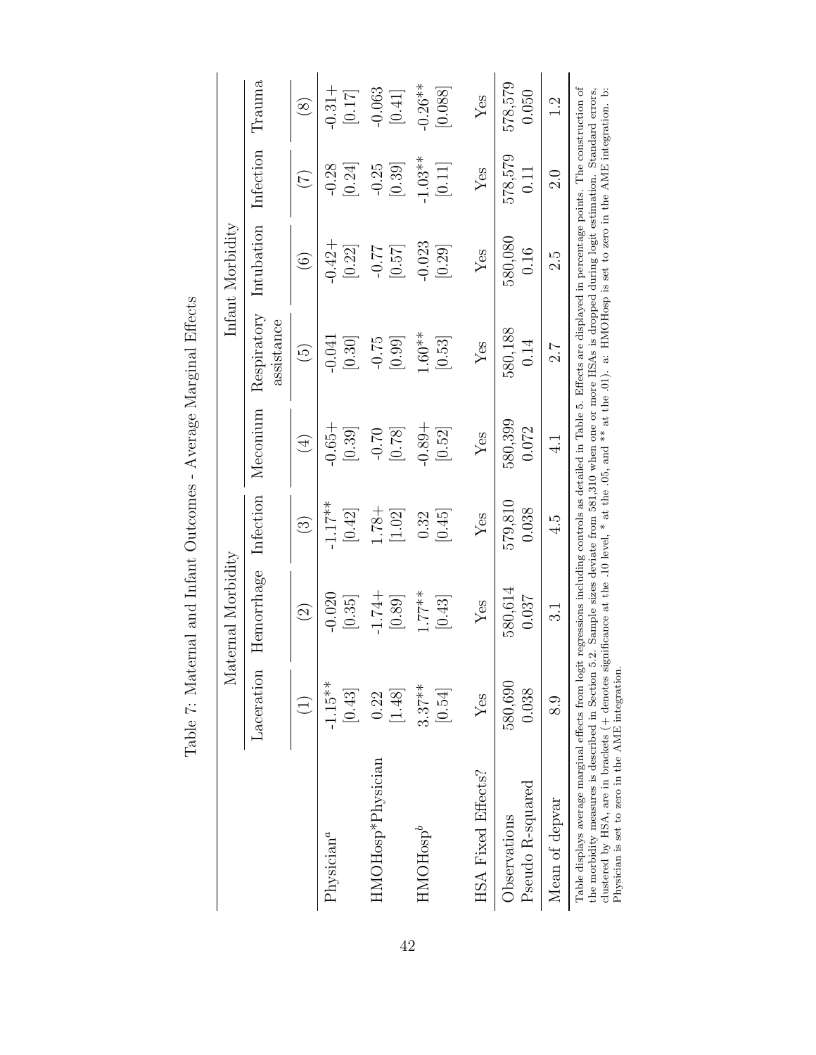# Table 7: Maternal and Infant Outcomes - Average Marginal Effects

| | Maternal Morbidity | | | Infant Morbidity | | | | |
|---|---|---|---|---|---|---|---|---|
| | Laceration | Hemorrhage | Infection | Meconium | Respiratory assistance | Intubation | Infection | Trauma |
| | (1) | (2) | (3) | (4) | (5) | (6) | (7) | (8) |
| Physician[a] | -1.15** | -0.020 | -1.17** | -0.65+ | -0.041 | -0.42+ | -0.28 | -0.31+ |
| | [0.43] | [0.35] | [0.42] | [0.39] | [0.30] | [0.22] | [0.24] | [0.17] |
| HMOHosp*Physician | 0.22 | -1.74+ | 1.78+ | -0.70 | -0.75 | -0.77 | -0.25 | -0.063 |
| | [1.48] | [0.89] | [1.02] | [0.78] | [0.99] | [0.57] | [0.39] | [0.41] |
| HMOHosp[b] | 3.37** | 1.77** | 0.32 | -0.89+ | 1.60** | -0.023 | -1.03** | -0.26** |
| | [0.54] | [0.43] | [0.45] | [0.52] | [0.53] | [0.29] | [0.11] | [0.088] |
| HSA Fixed Effects? | Yes | Yes | Yes | Yes | Yes | Yes | Yes | Yes |
| Observations | 580,690 | 580,614 | 579,810 | 580,399 | 580,188 | 580,080 | 578,579 | 578,579 |
| Pseudo R-squared | 0.038 | 0.037 | 0.038 | 0.072 | 0.14 | 0.16 | 0.11 | 0.050 |
| Mean of depvar | 8.9 | 3.1 | 4.5 | 4.1 | 2.7 | 2.5 | 2.0 | 1.2 |

Table displays average marginal effects from logit regressions including controls as detailed in Table 5. Effects are displayed in percentage points. The construction of the morbidity measures is described in Section 5.2. Sample sizes deviate from 581,310 when one or more HSAs is dropped during logit estimation. Standard errors, clustered by HSA, are in brackets (+ denotes significance at the .10 level, * at the .05, and ** at the .01). a: HMOHosp is set to zero in the AME integration. b: Physician is set to zero in the AME integration.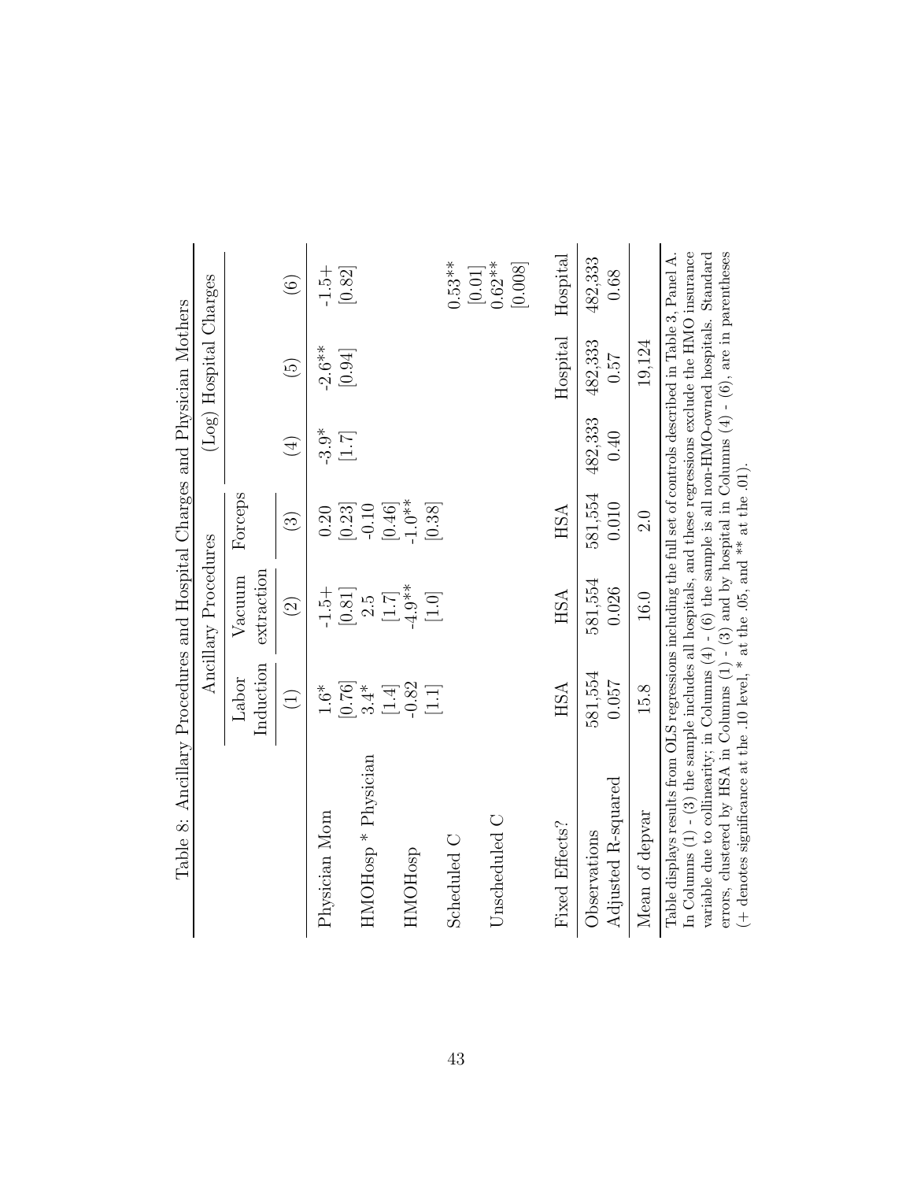Table 8: Ancillary Procedures and Hospital Charges and Physician Mothers

| | Ancillary Procedures | | | (Log) Hospital Charges | | |
|---|---|---|---|---|---|---|
| | Labor Induction | Vacuum extraction | Forceps | | | |
| | (1) | (2) | (3) | (4) | (5) | (6) |
| Physician Mom | 1.6* | -1.5+ | 0.20 | -3.9* | -2.6** | -1.5+ |
| | [0.76] | [0.81] | [0.23] | [1.7] | [0.94] | [0.82] |
| HMOHosp * Physician | 3.4* | 2.5 | -0.10 | | | |
| | [1.4] | [1.7] | [0.46] | | | |
| HMOHosp | -0.82 | -4.9** | -1.0** | | | |
| | [1.1] | [1.0] | [0.38] | | | |
| Scheduled C | | | | | | 0.53** |
| | | | | | | [0.01] |
| Unscheduled C | | | | | | 0.62** |
| | | | | | | [0.008] |
| Fixed Effects? | HSA | HSA | HSA | | Hospital | Hospital |
| Observations | 581,554 | 581,554 | 581,554 | 482,333 | 482,333 | 482,333 |
| Adjusted R-squared | 0.057 | 0.026 | 0.010 | 0.40 | 0.57 | 0.68 |
| Mean of depvar | 15.8 | 16.0 | 2.0 | | 19,124 | |

Table displays results from OLS regressions including the full set of controls described in Table 3, Panel A. In Columns (1) - (3) the sample includes all hospitals, and these regressions exclude the HMO insurance variable due to collinearity; in Columns (4) - (6) the sample is all non-HMO-owned hospitals. Standard errors, clustered by HSA in Columns (1) - (3) and by hospital in Columns (4) - (6), are in parentheses (+ denotes significance at the .10 level, * at the .05, and ** at the .01).